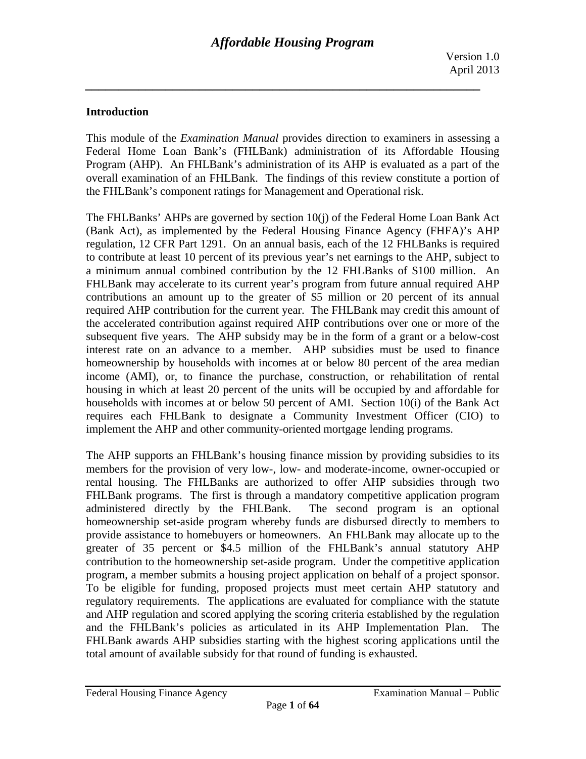## Introduction

This module of the *Examination Manual* provides direction to examiners in assessing a Federal Home Loan Bank's (FHLBank) administration of its Affordable Housing Program (AHP). An FHLBank's administration of its AHP is evaluated as a part of the overall examination of an FHLBank. The findings of this review constitute a portion of the FHLBank's component ratings for Management and Operational risk.

The FHLBanks' AHPs are governed by section 10(j) of the Federal Home Loan Bank Act (Bank Act), as implemented by the Federal Housing Finance Agency (FHFA)'s AHP regulation, 12 CFR Part 1291. On an annual basis, each of the 12 FHLBanks is required to contribute at least 10 percent of its previous year's net earnings to the AHP, subject to a minimum annual combined contribution by the 12 FHLBanks of $100 million. An FHLBank may accelerate to its current year's program from future annual required AHP contributions an amount up to the greater of $5 million or 20 percent of its annual required AHP contribution for the current year. The FHLBank may credit this amount of the accelerated contribution against required AHP contributions over one or more of the subsequent five years. The AHP subsidy may be in the form of a grant or a below-cost interest rate on an advance to a member. AHP subsidies must be used to finance homeownership by households with incomes at or below 80 percent of the area median income (AMI), or, to finance the purchase, construction, or rehabilitation of rental housing in which at least 20 percent of the units will be occupied by and affordable for households with incomes at or below 50 percent of AMI. Section 10(i) of the Bank Act requires each FHLBank to designate a Community Investment Officer (CIO) to implement the AHP and other community-oriented mortgage lending programs.

The AHP supports an FHLBank's housing finance mission by providing subsidies to its members for the provision of very low-, low- and moderate-income, owner-occupied or rental housing. The FHLBanks are authorized to offer AHP subsidies through two FHLBank programs. The first is through a mandatory competitive application program administered directly by the FHLBank. The second program is an optional homeownership set-aside program whereby funds are disbursed directly to members to provide assistance to homebuyers or homeowners. An FHLBank may allocate up to the greater of 35 percent or $4.5 million of the FHLBank's annual statutory AHP contribution to the homeownership set-aside program. Under the competitive application program, a member submits a housing project application on behalf of a project sponsor. To be eligible for funding, proposed projects must meet certain AHP statutory and regulatory requirements. The applications are evaluated for compliance with the statute and AHP regulation and scored applying the scoring criteria established by the regulation and the FHLBank's policies as articulated in its AHP Implementation Plan. The FHLBank awards AHP subsidies starting with the highest scoring applications until the total amount of available subsidy for that round of funding is exhausted.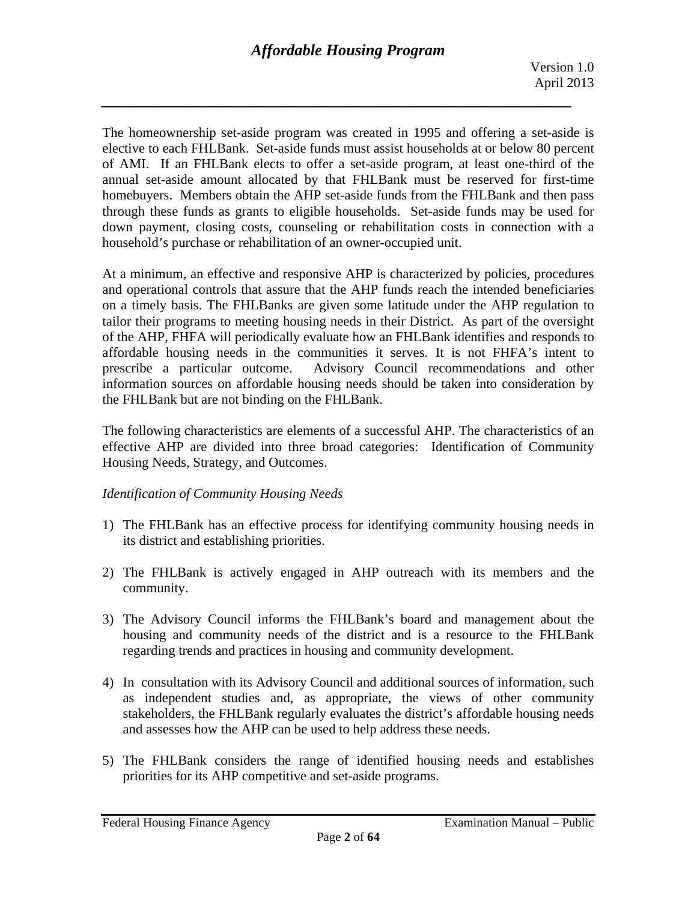The homeownership set-aside program was created in 1995 and offering a set-aside is elective to each FHLBank. Set-aside funds must assist households at or below 80 percent of AMI. If an FHLBank elects to offer a set-aside program, at least one-third of the annual set-aside amount allocated by that FHLBank must be reserved for first-time homebuyers. Members obtain the AHP set-aside funds from the FHLBank and then pass through these funds as grants to eligible households. Set-aside funds may be used for down payment, closing costs, counseling or rehabilitation costs in connection with a household's purchase or rehabilitation of an owner-occupied unit.

At a minimum, an effective and responsive AHP is characterized by policies, procedures and operational controls that assure that the AHP funds reach the intended beneficiaries on a timely basis. The FHLBanks are given some latitude under the AHP regulation to tailor their programs to meeting housing needs in their District. As part of the oversight of the AHP, FHFA will periodically evaluate how an FHLBank identifies and responds to affordable housing needs in the communities it serves. It is not FHFA's intent to prescribe a particular outcome. Advisory Council recommendations and other information sources on affordable housing needs should be taken into consideration by the FHLBank but are not binding on the FHLBank.

The following characteristics are elements of a successful AHP. The characteristics of an effective AHP are divided into three broad categories: Identification of Community Housing Needs, Strategy, and Outcomes.

*Identification of Community Housing Needs*

1) The FHLBank has an effective process for identifying community housing needs in its district and establishing priorities.

2) The FHLBank is actively engaged in AHP outreach with its members and the community.

3) The Advisory Council informs the FHLBank's board and management about the housing and community needs of the district and is a resource to the FHLBank regarding trends and practices in housing and community development.

4) In consultation with its Advisory Council and additional sources of information, such as independent studies and, as appropriate, the views of other community stakeholders, the FHLBank regularly evaluates the district's affordable housing needs and assesses how the AHP can be used to help address these needs.

5) The FHLBank considers the range of identified housing needs and establishes priorities for its AHP competitive and set-aside programs.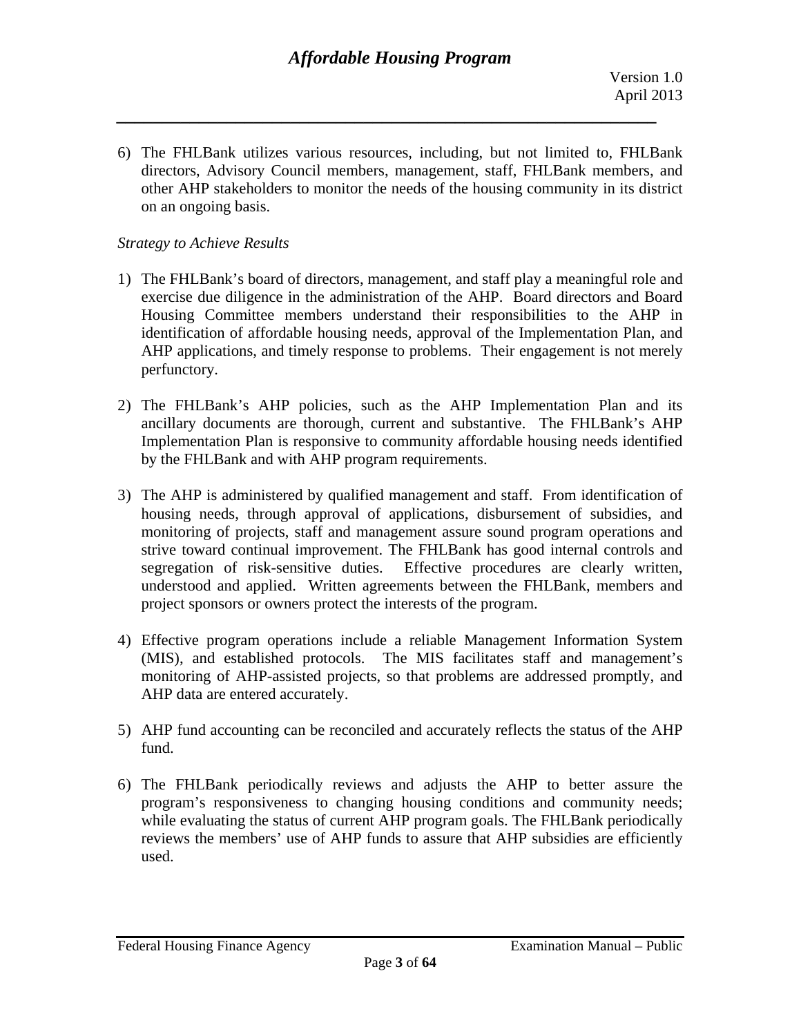6) The FHLBank utilizes various resources, including, but not limited to, FHLBank directors, Advisory Council members, management, staff, FHLBank members, and other AHP stakeholders to monitor the needs of the housing community in its district on an ongoing basis.

*Strategy to Achieve Results*

1) The FHLBank's board of directors, management, and staff play a meaningful role and exercise due diligence in the administration of the AHP. Board directors and Board Housing Committee members understand their responsibilities to the AHP in identification of affordable housing needs, approval of the Implementation Plan, and AHP applications, and timely response to problems. Their engagement is not merely perfunctory.

2) The FHLBank's AHP policies, such as the AHP Implementation Plan and its ancillary documents are thorough, current and substantive. The FHLBank's AHP Implementation Plan is responsive to community affordable housing needs identified by the FHLBank and with AHP program requirements.

3) The AHP is administered by qualified management and staff. From identification of housing needs, through approval of applications, disbursement of subsidies, and monitoring of projects, staff and management assure sound program operations and strive toward continual improvement. The FHLBank has good internal controls and segregation of risk-sensitive duties. Effective procedures are clearly written, understood and applied. Written agreements between the FHLBank, members and project sponsors or owners protect the interests of the program.

4) Effective program operations include a reliable Management Information System (MIS), and established protocols. The MIS facilitates staff and management's monitoring of AHP-assisted projects, so that problems are addressed promptly, and AHP data are entered accurately.

5) AHP fund accounting can be reconciled and accurately reflects the status of the AHP fund.

6) The FHLBank periodically reviews and adjusts the AHP to better assure the program's responsiveness to changing housing conditions and community needs; while evaluating the status of current AHP program goals. The FHLBank periodically reviews the members' use of AHP funds to assure that AHP subsidies are efficiently used.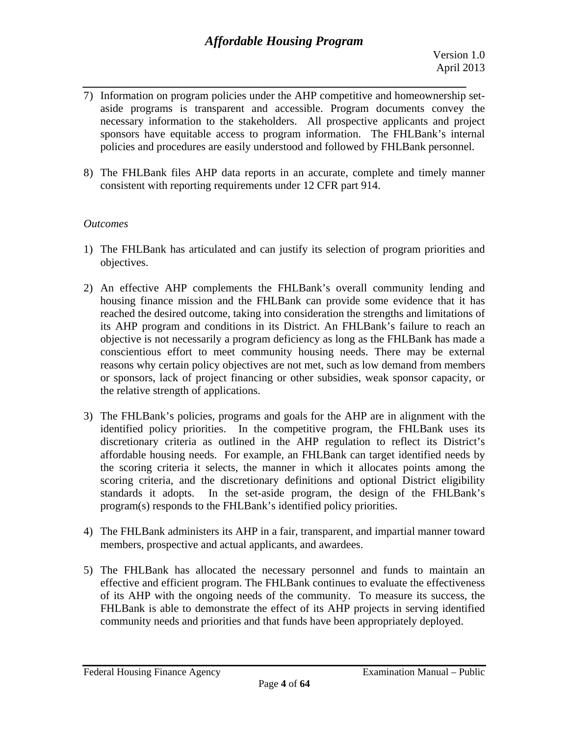7) Information on program policies under the AHP competitive and homeownership set-aside programs is transparent and accessible. Program documents convey the necessary information to the stakeholders. All prospective applicants and project sponsors have equitable access to program information. The FHLBank's internal policies and procedures are easily understood and followed by FHLBank personnel.

8) The FHLBank files AHP data reports in an accurate, complete and timely manner consistent with reporting requirements under 12 CFR part 914.

*Outcomes*

1) The FHLBank has articulated and can justify its selection of program priorities and objectives.

2) An effective AHP complements the FHLBank's overall community lending and housing finance mission and the FHLBank can provide some evidence that it has reached the desired outcome, taking into consideration the strengths and limitations of its AHP program and conditions in its District. An FHLBank's failure to reach an objective is not necessarily a program deficiency as long as the FHLBank has made a conscientious effort to meet community housing needs. There may be external reasons why certain policy objectives are not met, such as low demand from members or sponsors, lack of project financing or other subsidies, weak sponsor capacity, or the relative strength of applications.

3) The FHLBank's policies, programs and goals for the AHP are in alignment with the identified policy priorities. In the competitive program, the FHLBank uses its discretionary criteria as outlined in the AHP regulation to reflect its District's affordable housing needs. For example, an FHLBank can target identified needs by the scoring criteria it selects, the manner in which it allocates points among the scoring criteria, and the discretionary definitions and optional District eligibility standards it adopts. In the set-aside program, the design of the FHLBank's program(s) responds to the FHLBank's identified policy priorities.

4) The FHLBank administers its AHP in a fair, transparent, and impartial manner toward members, prospective and actual applicants, and awardees.

5) The FHLBank has allocated the necessary personnel and funds to maintain an effective and efficient program. The FHLBank continues to evaluate the effectiveness of its AHP with the ongoing needs of the community. To measure its success, the FHLBank is able to demonstrate the effect of its AHP projects in serving identified community needs and priorities and that funds have been appropriately deployed.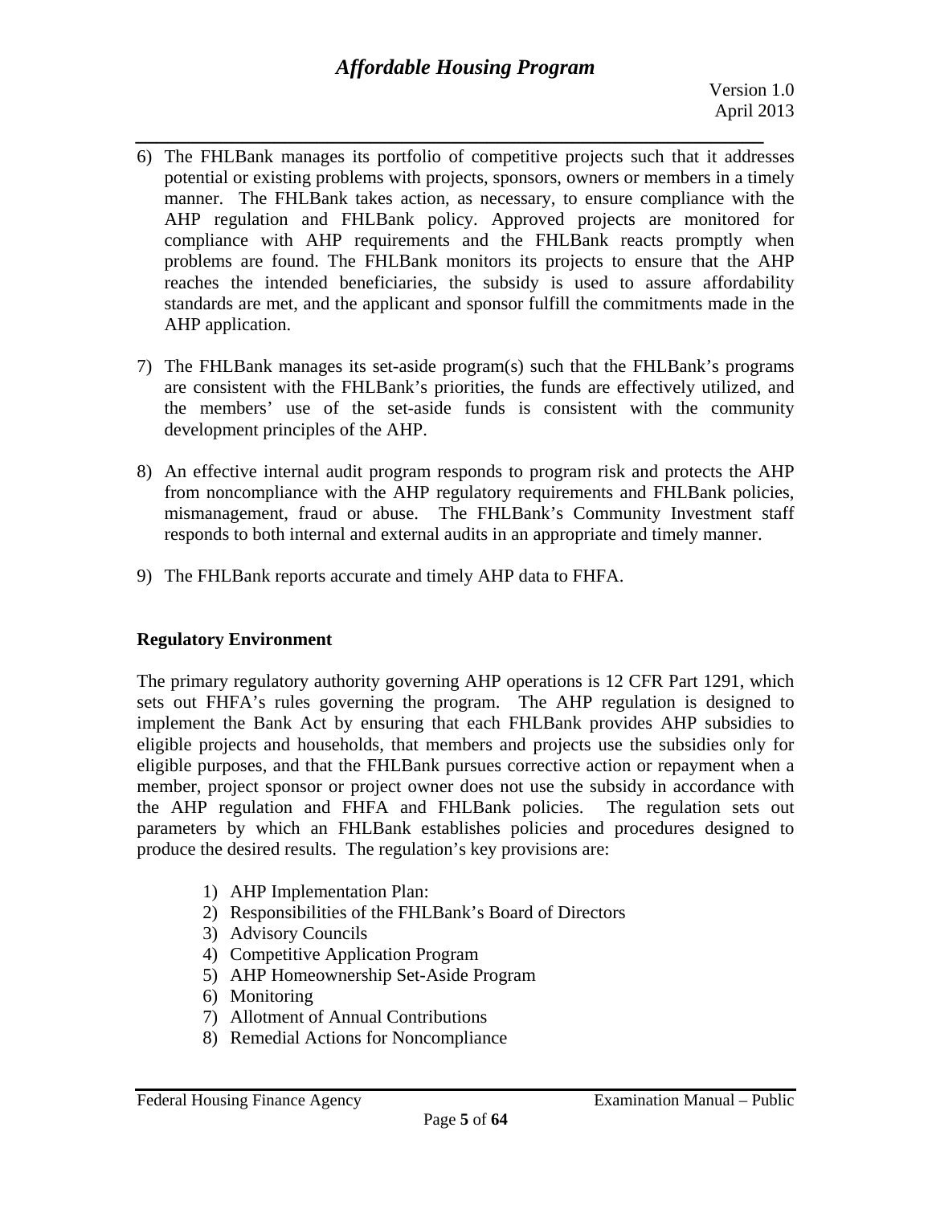6) The FHLBank manages its portfolio of competitive projects such that it addresses potential or existing problems with projects, sponsors, owners or members in a timely manner. The FHLBank takes action, as necessary, to ensure compliance with the AHP regulation and FHLBank policy. Approved projects are monitored for compliance with AHP requirements and the FHLBank reacts promptly when problems are found. The FHLBank monitors its projects to ensure that the AHP reaches the intended beneficiaries, the subsidy is used to assure affordability standards are met, and the applicant and sponsor fulfill the commitments made in the AHP application.

7) The FHLBank manages its set-aside program(s) such that the FHLBank's programs are consistent with the FHLBank's priorities, the funds are effectively utilized, and the members' use of the set-aside funds is consistent with the community development principles of the AHP.

8) An effective internal audit program responds to program risk and protects the AHP from noncompliance with the AHP regulatory requirements and FHLBank policies, mismanagement, fraud or abuse. The FHLBank's Community Investment staff responds to both internal and external audits in an appropriate and timely manner.

9) The FHLBank reports accurate and timely AHP data to FHFA.

**Regulatory Environment**

The primary regulatory authority governing AHP operations is 12 CFR Part 1291, which sets out FHFA's rules governing the program. The AHP regulation is designed to implement the Bank Act by ensuring that each FHLBank provides AHP subsidies to eligible projects and households, that members and projects use the subsidies only for eligible purposes, and that the FHLBank pursues corrective action or repayment when a member, project sponsor or project owner does not use the subsidy in accordance with the AHP regulation and FHFA and FHLBank policies. The regulation sets out parameters by which an FHLBank establishes policies and procedures designed to produce the desired results. The regulation's key provisions are:

1) AHP Implementation Plan:
2) Responsibilities of the FHLBank's Board of Directors
3) Advisory Councils
4) Competitive Application Program
5) AHP Homeownership Set-Aside Program
6) Monitoring
7) Allotment of Annual Contributions
8) Remedial Actions for Noncompliance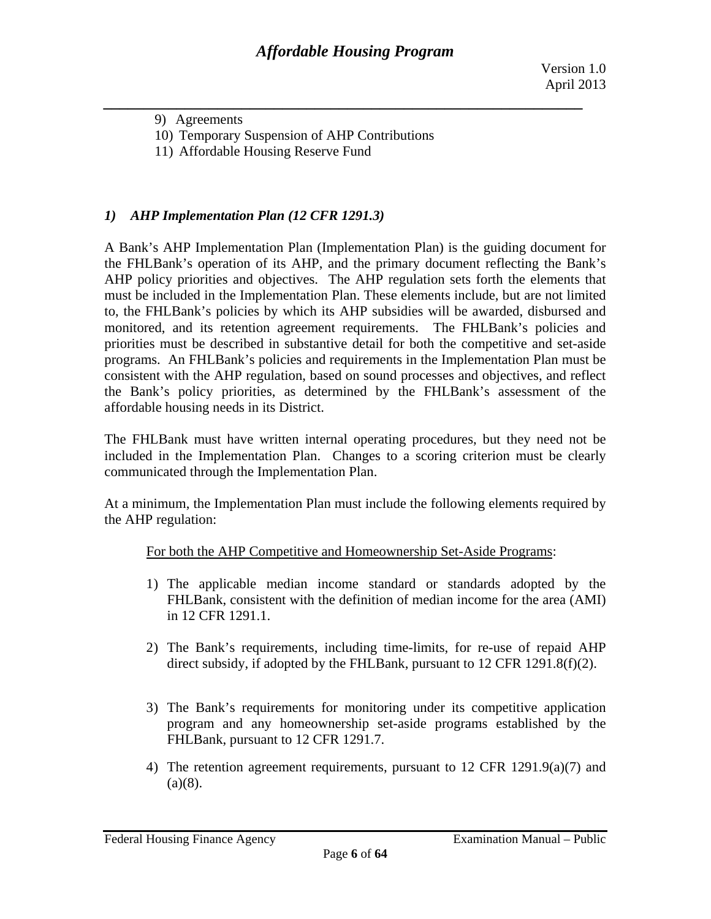9) Agreements
10) Temporary Suspension of AHP Contributions
11) Affordable Housing Reserve Fund

### *1) AHP Implementation Plan (12 CFR 1291.3)*

A Bank's AHP Implementation Plan (Implementation Plan) is the guiding document for the FHLBank's operation of its AHP, and the primary document reflecting the Bank's AHP policy priorities and objectives. The AHP regulation sets forth the elements that must be included in the Implementation Plan. These elements include, but are not limited to, the FHLBank's policies by which its AHP subsidies will be awarded, disbursed and monitored, and its retention agreement requirements. The FHLBank's policies and priorities must be described in substantive detail for both the competitive and set-aside programs. An FHLBank's policies and requirements in the Implementation Plan must be consistent with the AHP regulation, based on sound processes and objectives, and reflect the Bank's policy priorities, as determined by the FHLBank's assessment of the affordable housing needs in its District.

The FHLBank must have written internal operating procedures, but they need not be included in the Implementation Plan. Changes to a scoring criterion must be clearly communicated through the Implementation Plan.

At a minimum, the Implementation Plan must include the following elements required by the AHP regulation:

<u>For both the AHP Competitive and Homeownership Set-Aside Programs</u>:

1) The applicable median income standard or standards adopted by the FHLBank, consistent with the definition of median income for the area (AMI) in 12 CFR 1291.1.
2) The Bank's requirements, including time-limits, for re-use of repaid AHP direct subsidy, if adopted by the FHLBank, pursuant to 12 CFR 1291.8(f)(2).
3) The Bank's requirements for monitoring under its competitive application program and any homeownership set-aside programs established by the FHLBank, pursuant to 12 CFR 1291.7.
4) The retention agreement requirements, pursuant to 12 CFR 1291.9(a)(7) and (a)(8).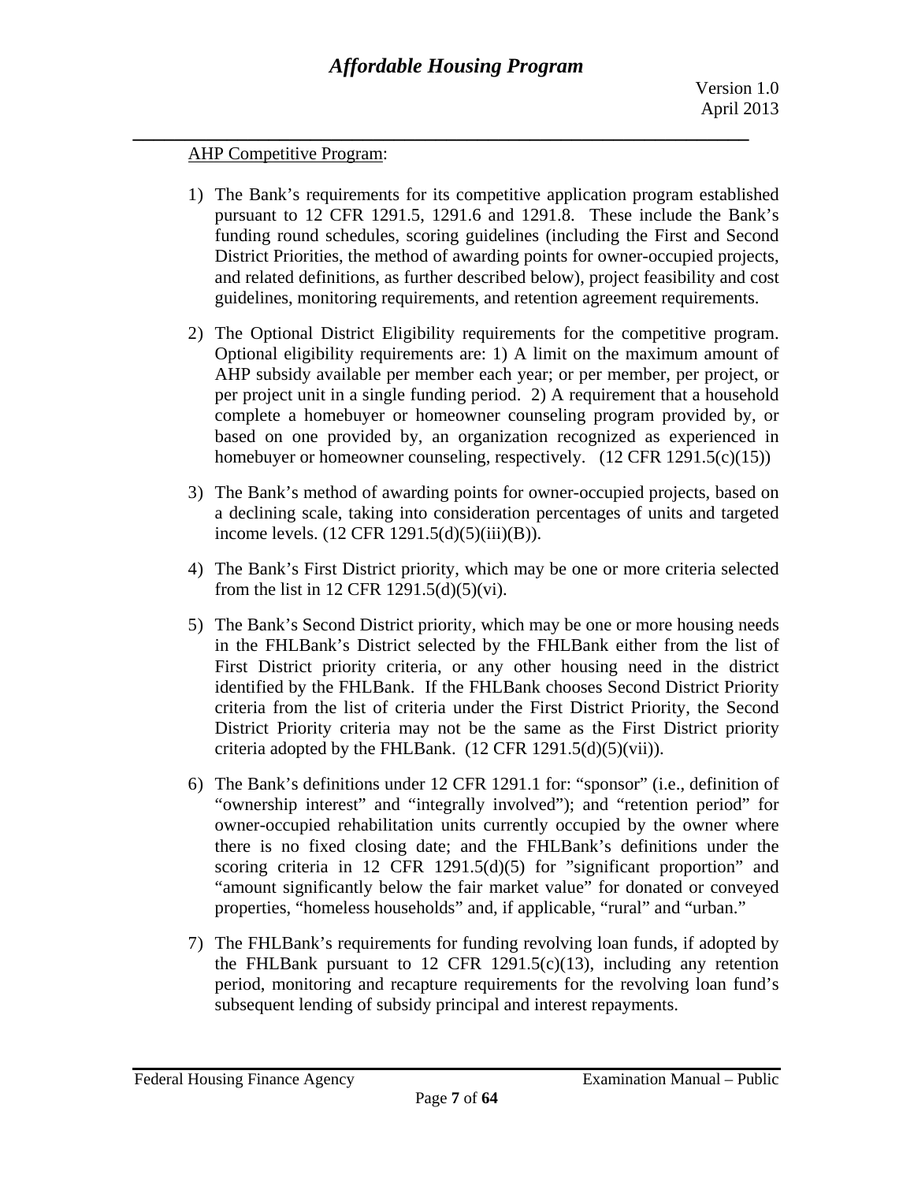AHP Competitive Program:

1) The Bank's requirements for its competitive application program established pursuant to 12 CFR 1291.5, 1291.6 and 1291.8. These include the Bank's funding round schedules, scoring guidelines (including the First and Second District Priorities, the method of awarding points for owner-occupied projects, and related definitions, as further described below), project feasibility and cost guidelines, monitoring requirements, and retention agreement requirements.

2) The Optional District Eligibility requirements for the competitive program. Optional eligibility requirements are: 1) A limit on the maximum amount of AHP subsidy available per member each year; or per member, per project, or per project unit in a single funding period. 2) A requirement that a household complete a homebuyer or homeowner counseling program provided by, or based on one provided by, an organization recognized as experienced in homebuyer or homeowner counseling, respectively. (12 CFR 1291.5(c)(15))

3) The Bank's method of awarding points for owner-occupied projects, based on a declining scale, taking into consideration percentages of units and targeted income levels. (12 CFR 1291.5(d)(5)(iii)(B)).

4) The Bank's First District priority, which may be one or more criteria selected from the list in 12 CFR 1291.5(d)(5)(vi).

5) The Bank's Second District priority, which may be one or more housing needs in the FHLBank's District selected by the FHLBank either from the list of First District priority criteria, or any other housing need in the district identified by the FHLBank. If the FHLBank chooses Second District Priority criteria from the list of criteria under the First District Priority, the Second District Priority criteria may not be the same as the First District priority criteria adopted by the FHLBank. (12 CFR 1291.5(d)(5)(vii)).

6) The Bank's definitions under 12 CFR 1291.1 for: "sponsor" (i.e., definition of "ownership interest" and "integrally involved"); and "retention period" for owner-occupied rehabilitation units currently occupied by the owner where there is no fixed closing date; and the FHLBank's definitions under the scoring criteria in 12 CFR 1291.5(d)(5) for "significant proportion" and "amount significantly below the fair market value" for donated or conveyed properties, "homeless households" and, if applicable, "rural" and "urban."

7) The FHLBank's requirements for funding revolving loan funds, if adopted by the FHLBank pursuant to 12 CFR 1291.5(c)(13), including any retention period, monitoring and recapture requirements for the revolving loan fund's subsequent lending of subsidy principal and interest repayments.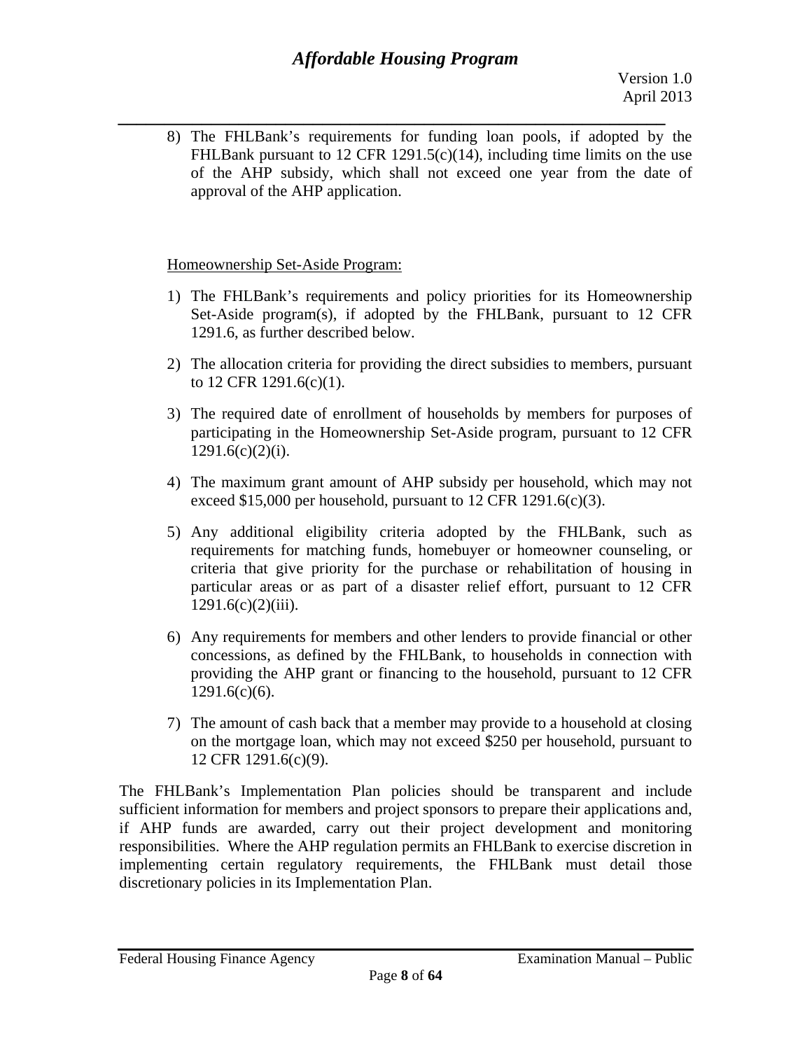8) The FHLBank's requirements for funding loan pools, if adopted by the FHLBank pursuant to 12 CFR 1291.5(c)(14), including time limits on the use of the AHP subsidy, which shall not exceed one year from the date of approval of the AHP application.

Homeownership Set-Aside Program:

1) The FHLBank's requirements and policy priorities for its Homeownership Set-Aside program(s), if adopted by the FHLBank, pursuant to 12 CFR 1291.6, as further described below.

2) The allocation criteria for providing the direct subsidies to members, pursuant to 12 CFR 1291.6(c)(1).

3) The required date of enrollment of households by members for purposes of participating in the Homeownership Set-Aside program, pursuant to 12 CFR 1291.6(c)(2)(i).

4) The maximum grant amount of AHP subsidy per household, which may not exceed $15,000 per household, pursuant to 12 CFR 1291.6(c)(3).

5) Any additional eligibility criteria adopted by the FHLBank, such as requirements for matching funds, homebuyer or homeowner counseling, or criteria that give priority for the purchase or rehabilitation of housing in particular areas or as part of a disaster relief effort, pursuant to 12 CFR 1291.6(c)(2)(iii).

6) Any requirements for members and other lenders to provide financial or other concessions, as defined by the FHLBank, to households in connection with providing the AHP grant or financing to the household, pursuant to 12 CFR 1291.6(c)(6).

7) The amount of cash back that a member may provide to a household at closing on the mortgage loan, which may not exceed $250 per household, pursuant to 12 CFR 1291.6(c)(9).

The FHLBank's Implementation Plan policies should be transparent and include sufficient information for members and project sponsors to prepare their applications and, if AHP funds are awarded, carry out their project development and monitoring responsibilities. Where the AHP regulation permits an FHLBank to exercise discretion in implementing certain regulatory requirements, the FHLBank must detail those discretionary policies in its Implementation Plan.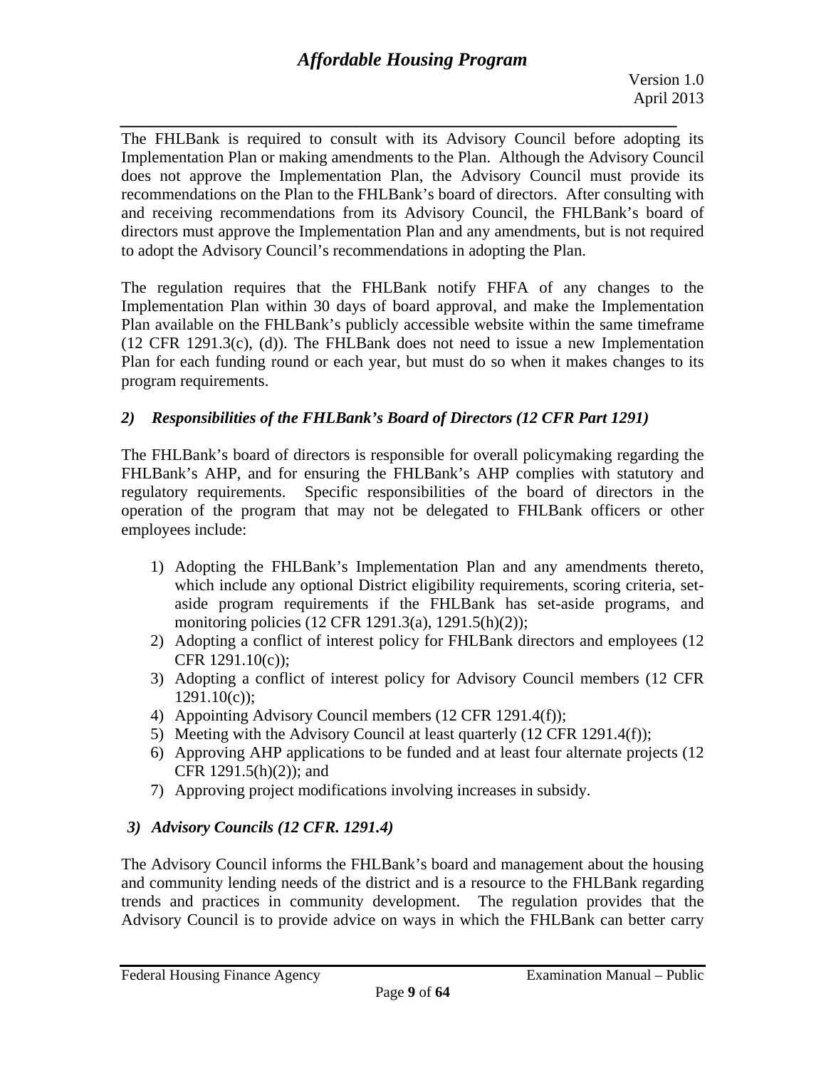The FHLBank is required to consult with its Advisory Council before adopting its Implementation Plan or making amendments to the Plan. Although the Advisory Council does not approve the Implementation Plan, the Advisory Council must provide its recommendations on the Plan to the FHLBank's board of directors. After consulting with and receiving recommendations from its Advisory Council, the FHLBank's board of directors must approve the Implementation Plan and any amendments, but is not required to adopt the Advisory Council's recommendations in adopting the Plan.

The regulation requires that the FHLBank notify FHFA of any changes to the Implementation Plan within 30 days of board approval, and make the Implementation Plan available on the FHLBank's publicly accessible website within the same timeframe (12 CFR 1291.3(c), (d)). The FHLBank does not need to issue a new Implementation Plan for each funding round or each year, but must do so when it makes changes to its program requirements.

### *2) Responsibilities of the FHLBank's Board of Directors (12 CFR Part 1291)*

The FHLBank's board of directors is responsible for overall policymaking regarding the FHLBank's AHP, and for ensuring the FHLBank's AHP complies with statutory and regulatory requirements. Specific responsibilities of the board of directors in the operation of the program that may not be delegated to FHLBank officers or other employees include:

1) Adopting the FHLBank's Implementation Plan and any amendments thereto, which include any optional District eligibility requirements, scoring criteria, set-aside program requirements if the FHLBank has set-aside programs, and monitoring policies (12 CFR 1291.3(a), 1291.5(h)(2));
2) Adopting a conflict of interest policy for FHLBank directors and employees (12 CFR 1291.10(c));
3) Adopting a conflict of interest policy for Advisory Council members (12 CFR 1291.10(c));
4) Appointing Advisory Council members (12 CFR 1291.4(f));
5) Meeting with the Advisory Council at least quarterly (12 CFR 1291.4(f));
6) Approving AHP applications to be funded and at least four alternate projects (12 CFR 1291.5(h)(2)); and
7) Approving project modifications involving increases in subsidy.

### *3) Advisory Councils (12 CFR. 1291.4)*

The Advisory Council informs the FHLBank's board and management about the housing and community lending needs of the district and is a resource to the FHLBank regarding trends and practices in community development. The regulation provides that the Advisory Council is to provide advice on ways in which the FHLBank can better carry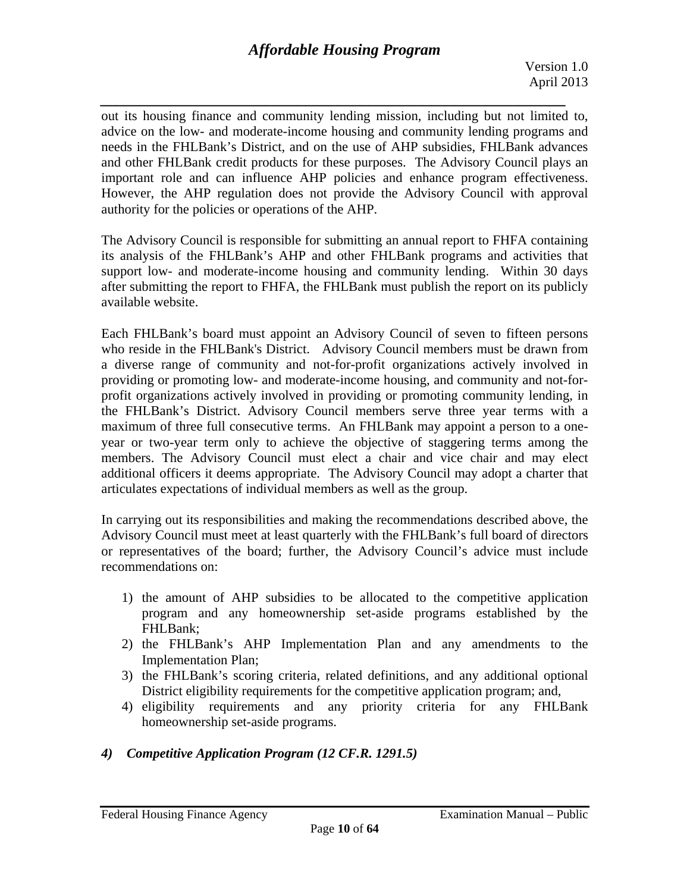out its housing finance and community lending mission, including but not limited to, advice on the low- and moderate-income housing and community lending programs and needs in the FHLBank's District, and on the use of AHP subsidies, FHLBank advances and other FHLBank credit products for these purposes. The Advisory Council plays an important role and can influence AHP policies and enhance program effectiveness. However, the AHP regulation does not provide the Advisory Council with approval authority for the policies or operations of the AHP.

The Advisory Council is responsible for submitting an annual report to FHFA containing its analysis of the FHLBank's AHP and other FHLBank programs and activities that support low- and moderate-income housing and community lending. Within 30 days after submitting the report to FHFA, the FHLBank must publish the report on its publicly available website.

Each FHLBank's board must appoint an Advisory Council of seven to fifteen persons who reside in the FHLBank's District. Advisory Council members must be drawn from a diverse range of community and not-for-profit organizations actively involved in providing or promoting low- and moderate-income housing, and community and not-for-profit organizations actively involved in providing or promoting community lending, in the FHLBank's District. Advisory Council members serve three year terms with a maximum of three full consecutive terms. An FHLBank may appoint a person to a one-year or two-year term only to achieve the objective of staggering terms among the members. The Advisory Council must elect a chair and vice chair and may elect additional officers it deems appropriate. The Advisory Council may adopt a charter that articulates expectations of individual members as well as the group.

In carrying out its responsibilities and making the recommendations described above, the Advisory Council must meet at least quarterly with the FHLBank's full board of directors or representatives of the board; further, the Advisory Council's advice must include recommendations on:

1) the amount of AHP subsidies to be allocated to the competitive application program and any homeownership set-aside programs established by the FHLBank;
2) the FHLBank's AHP Implementation Plan and any amendments to the Implementation Plan;
3) the FHLBank's scoring criteria, related definitions, and any additional optional District eligibility requirements for the competitive application program; and,
4) eligibility requirements and any priority criteria for any FHLBank homeownership set-aside programs.

### *4) Competitive Application Program (12 CF.R. 1291.5)*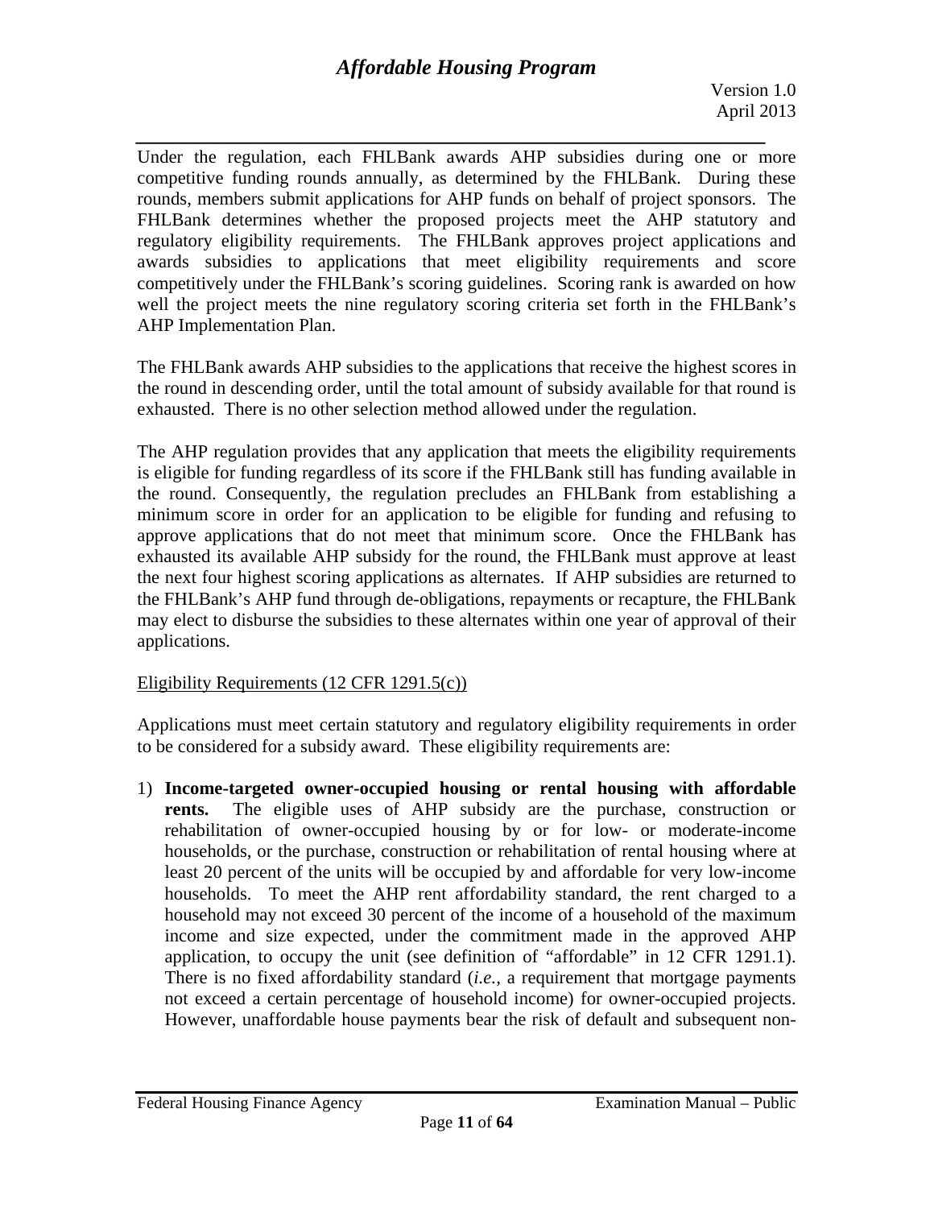Under the regulation, each FHLBank awards AHP subsidies during one or more competitive funding rounds annually, as determined by the FHLBank. During these rounds, members submit applications for AHP funds on behalf of project sponsors. The FHLBank determines whether the proposed projects meet the AHP statutory and regulatory eligibility requirements. The FHLBank approves project applications and awards subsidies to applications that meet eligibility requirements and score competitively under the FHLBank's scoring guidelines. Scoring rank is awarded on how well the project meets the nine regulatory scoring criteria set forth in the FHLBank's AHP Implementation Plan.

The FHLBank awards AHP subsidies to the applications that receive the highest scores in the round in descending order, until the total amount of subsidy available for that round is exhausted. There is no other selection method allowed under the regulation.

The AHP regulation provides that any application that meets the eligibility requirements is eligible for funding regardless of its score if the FHLBank still has funding available in the round. Consequently, the regulation precludes an FHLBank from establishing a minimum score in order for an application to be eligible for funding and refusing to approve applications that do not meet that minimum score. Once the FHLBank has exhausted its available AHP subsidy for the round, the FHLBank must approve at least the next four highest scoring applications as alternates. If AHP subsidies are returned to the FHLBank's AHP fund through de-obligations, repayments or recapture, the FHLBank may elect to disburse the subsidies to these alternates within one year of approval of their applications.

Eligibility Requirements (12 CFR 1291.5(c))

Applications must meet certain statutory and regulatory eligibility requirements in order to be considered for a subsidy award. These eligibility requirements are:

1) **Income-targeted owner-occupied housing or rental housing with affordable rents.** The eligible uses of AHP subsidy are the purchase, construction or rehabilitation of owner-occupied housing by or for low- or moderate-income households, or the purchase, construction or rehabilitation of rental housing where at least 20 percent of the units will be occupied by and affordable for very low-income households. To meet the AHP rent affordability standard, the rent charged to a household may not exceed 30 percent of the income of a household of the maximum income and size expected, under the commitment made in the approved AHP application, to occupy the unit (see definition of "affordable" in 12 CFR 1291.1). There is no fixed affordability standard (*i.e.,* a requirement that mortgage payments not exceed a certain percentage of household income) for owner-occupied projects. However, unaffordable house payments bear the risk of default and subsequent non-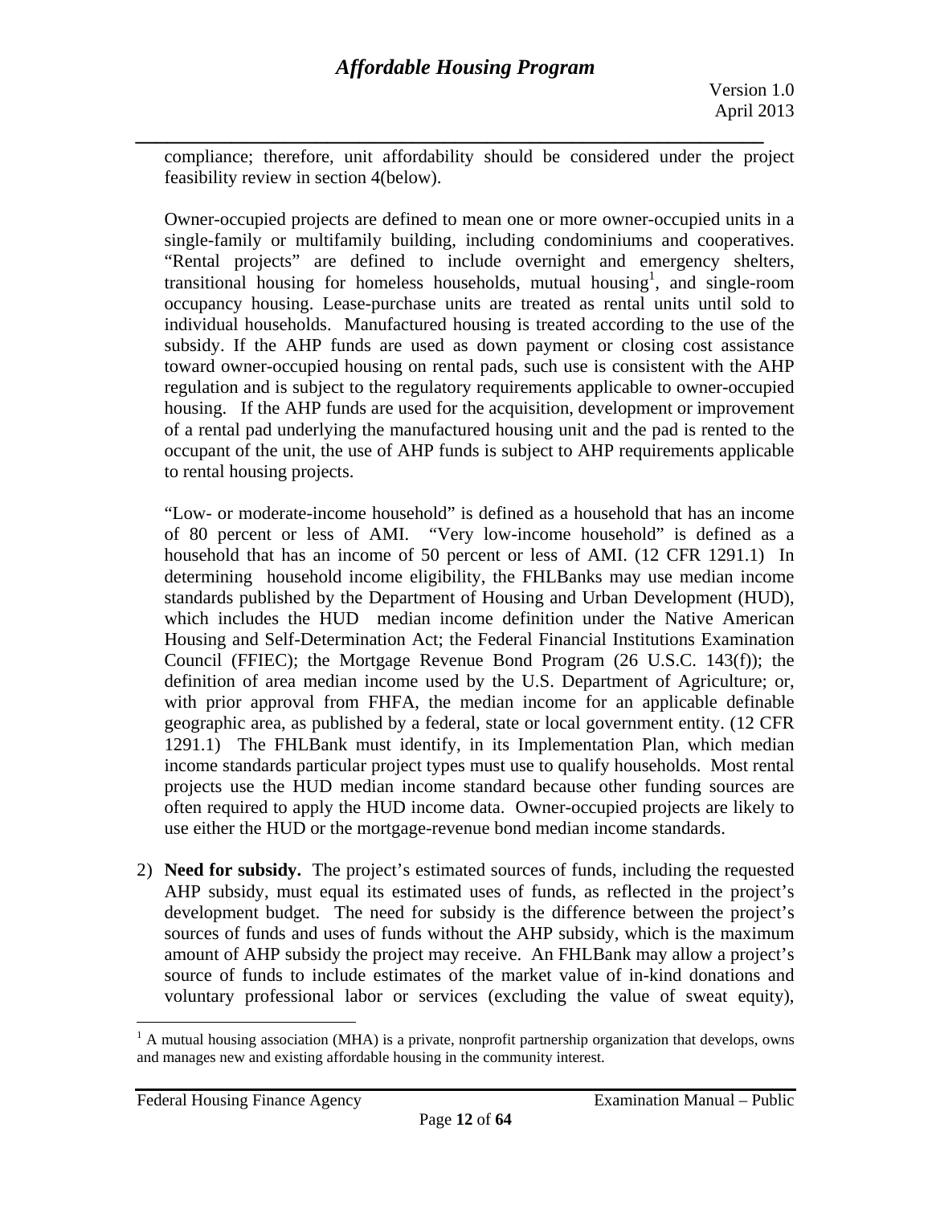compliance; therefore, unit affordability should be considered under the project feasibility review in section 4(below).

Owner-occupied projects are defined to mean one or more owner-occupied units in a single-family or multifamily building, including condominiums and cooperatives. "Rental projects" are defined to include overnight and emergency shelters, transitional housing for homeless households, mutual housing[1], and single-room occupancy housing. Lease-purchase units are treated as rental units until sold to individual households. Manufactured housing is treated according to the use of the subsidy. If the AHP funds are used as down payment or closing cost assistance toward owner-occupied housing on rental pads, such use is consistent with the AHP regulation and is subject to the regulatory requirements applicable to owner-occupied housing. If the AHP funds are used for the acquisition, development or improvement of a rental pad underlying the manufactured housing unit and the pad is rented to the occupant of the unit, the use of AHP funds is subject to AHP requirements applicable to rental housing projects.

"Low- or moderate-income household" is defined as a household that has an income of 80 percent or less of AMI. "Very low-income household" is defined as a household that has an income of 50 percent or less of AMI. (12 CFR 1291.1) In determining household income eligibility, the FHLBanks may use median income standards published by the Department of Housing and Urban Development (HUD), which includes the HUD median income definition under the Native American Housing and Self-Determination Act; the Federal Financial Institutions Examination Council (FFIEC); the Mortgage Revenue Bond Program (26 U.S.C. 143(f)); the definition of area median income used by the U.S. Department of Agriculture; or, with prior approval from FHFA, the median income for an applicable definable geographic area, as published by a federal, state or local government entity. (12 CFR 1291.1) The FHLBank must identify, in its Implementation Plan, which median income standards particular project types must use to qualify households. Most rental projects use the HUD median income standard because other funding sources are often required to apply the HUD income data. Owner-occupied projects are likely to use either the HUD or the mortgage-revenue bond median income standards.

2) **Need for subsidy.** The project's estimated sources of funds, including the requested AHP subsidy, must equal its estimated uses of funds, as reflected in the project's development budget. The need for subsidy is the difference between the project's sources of funds and uses of funds without the AHP subsidy, which is the maximum amount of AHP subsidy the project may receive. An FHLBank may allow a project's source of funds to include estimates of the market value of in-kind donations and voluntary professional labor or services (excluding the value of sweat equity),

[1] A mutual housing association (MHA) is a private, nonprofit partnership organization that develops, owns and manages new and existing affordable housing in the community interest.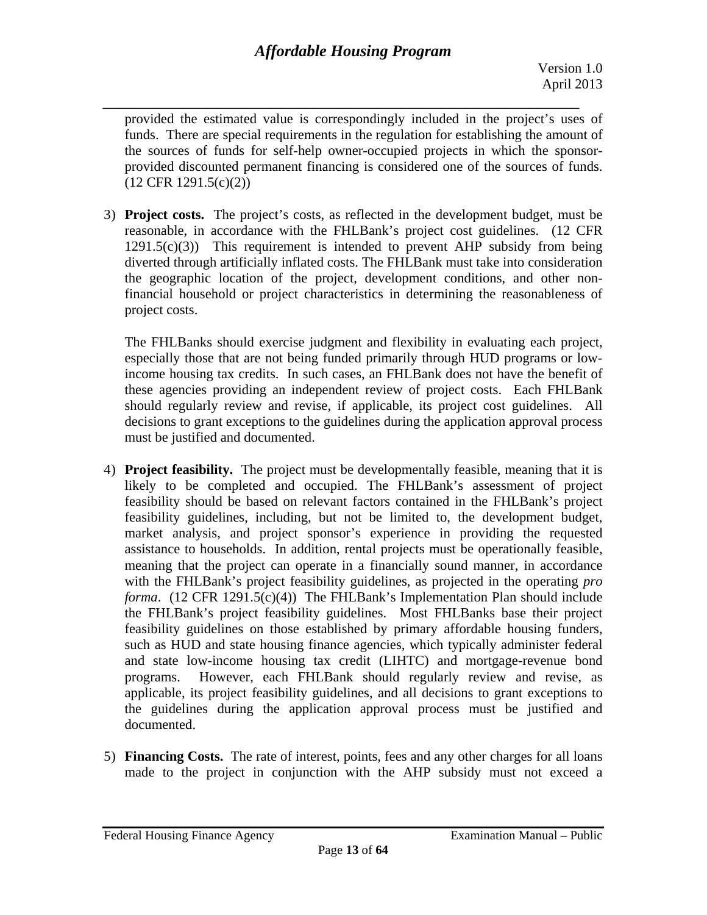provided the estimated value is correspondingly included in the project's uses of funds. There are special requirements in the regulation for establishing the amount of the sources of funds for self-help owner-occupied projects in which the sponsor-provided discounted permanent financing is considered one of the sources of funds. (12 CFR 1291.5(c)(2))

3) **Project costs.** The project's costs, as reflected in the development budget, must be reasonable, in accordance with the FHLBank's project cost guidelines. (12 CFR 1291.5(c)(3)) This requirement is intended to prevent AHP subsidy from being diverted through artificially inflated costs. The FHLBank must take into consideration the geographic location of the project, development conditions, and other non-financial household or project characteristics in determining the reasonableness of project costs.

   The FHLBanks should exercise judgment and flexibility in evaluating each project, especially those that are not being funded primarily through HUD programs or low-income housing tax credits. In such cases, an FHLBank does not have the benefit of these agencies providing an independent review of project costs. Each FHLBank should regularly review and revise, if applicable, its project cost guidelines. All decisions to grant exceptions to the guidelines during the application approval process must be justified and documented.

4) **Project feasibility.** The project must be developmentally feasible, meaning that it is likely to be completed and occupied. The FHLBank's assessment of project feasibility should be based on relevant factors contained in the FHLBank's project feasibility guidelines, including, but not be limited to, the development budget, market analysis, and project sponsor's experience in providing the requested assistance to households. In addition, rental projects must be operationally feasible, meaning that the project can operate in a financially sound manner, in accordance with the FHLBank's project feasibility guidelines, as projected in the operating *pro forma*. (12 CFR 1291.5(c)(4)) The FHLBank's Implementation Plan should include the FHLBank's project feasibility guidelines. Most FHLBanks base their project feasibility guidelines on those established by primary affordable housing funders, such as HUD and state housing finance agencies, which typically administer federal and state low-income housing tax credit (LIHTC) and mortgage-revenue bond programs. However, each FHLBank should regularly review and revise, as applicable, its project feasibility guidelines, and all decisions to grant exceptions to the guidelines during the application approval process must be justified and documented.

5) **Financing Costs.** The rate of interest, points, fees and any other charges for all loans made to the project in conjunction with the AHP subsidy must not exceed a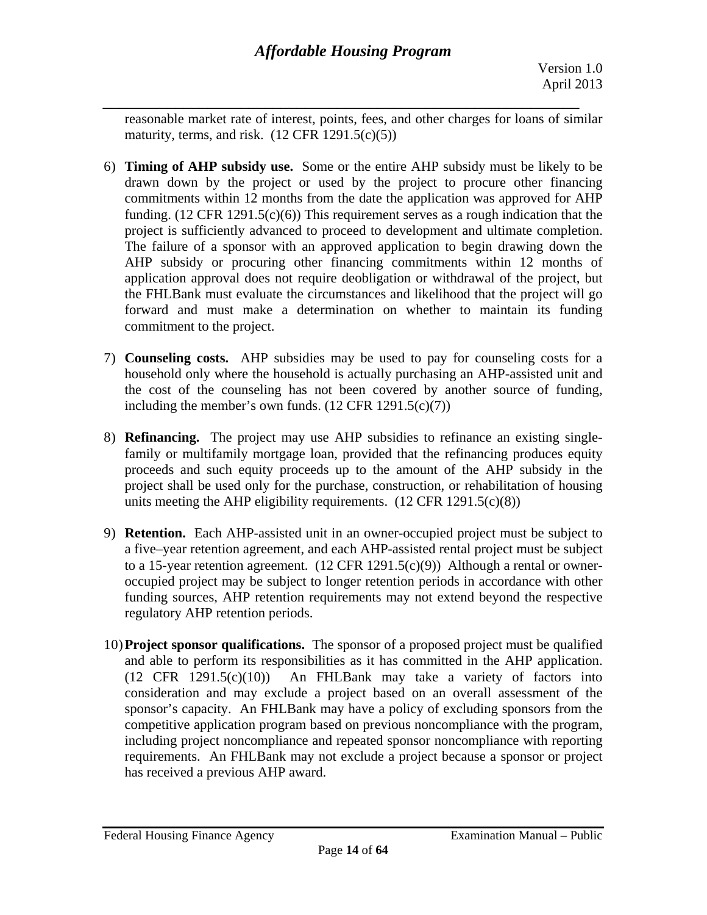reasonable market rate of interest, points, fees, and other charges for loans of similar maturity, terms, and risk. (12 CFR 1291.5(c)(5))

6) **Timing of AHP subsidy use.** Some or the entire AHP subsidy must be likely to be drawn down by the project or used by the project to procure other financing commitments within 12 months from the date the application was approved for AHP funding. (12 CFR 1291.5(c)(6)) This requirement serves as a rough indication that the project is sufficiently advanced to proceed to development and ultimate completion. The failure of a sponsor with an approved application to begin drawing down the AHP subsidy or procuring other financing commitments within 12 months of application approval does not require deobligation or withdrawal of the project, but the FHLBank must evaluate the circumstances and likelihood that the project will go forward and must make a determination on whether to maintain its funding commitment to the project.

7) **Counseling costs.** AHP subsidies may be used to pay for counseling costs for a household only where the household is actually purchasing an AHP-assisted unit and the cost of the counseling has not been covered by another source of funding, including the member's own funds. (12 CFR 1291.5(c)(7))

8) **Refinancing.** The project may use AHP subsidies to refinance an existing single-family or multifamily mortgage loan, provided that the refinancing produces equity proceeds and such equity proceeds up to the amount of the AHP subsidy in the project shall be used only for the purchase, construction, or rehabilitation of housing units meeting the AHP eligibility requirements. (12 CFR 1291.5(c)(8))

9) **Retention.** Each AHP-assisted unit in an owner-occupied project must be subject to a five–year retention agreement, and each AHP-assisted rental project must be subject to a 15-year retention agreement. (12 CFR 1291.5(c)(9)) Although a rental or owner-occupied project may be subject to longer retention periods in accordance with other funding sources, AHP retention requirements may not extend beyond the respective regulatory AHP retention periods.

10) **Project sponsor qualifications.** The sponsor of a proposed project must be qualified and able to perform its responsibilities as it has committed in the AHP application. (12 CFR 1291.5(c)(10)) An FHLBank may take a variety of factors into consideration and may exclude a project based on an overall assessment of the sponsor's capacity. An FHLBank may have a policy of excluding sponsors from the competitive application program based on previous noncompliance with the program, including project noncompliance and repeated sponsor noncompliance with reporting requirements. An FHLBank may not exclude a project because a sponsor or project has received a previous AHP award.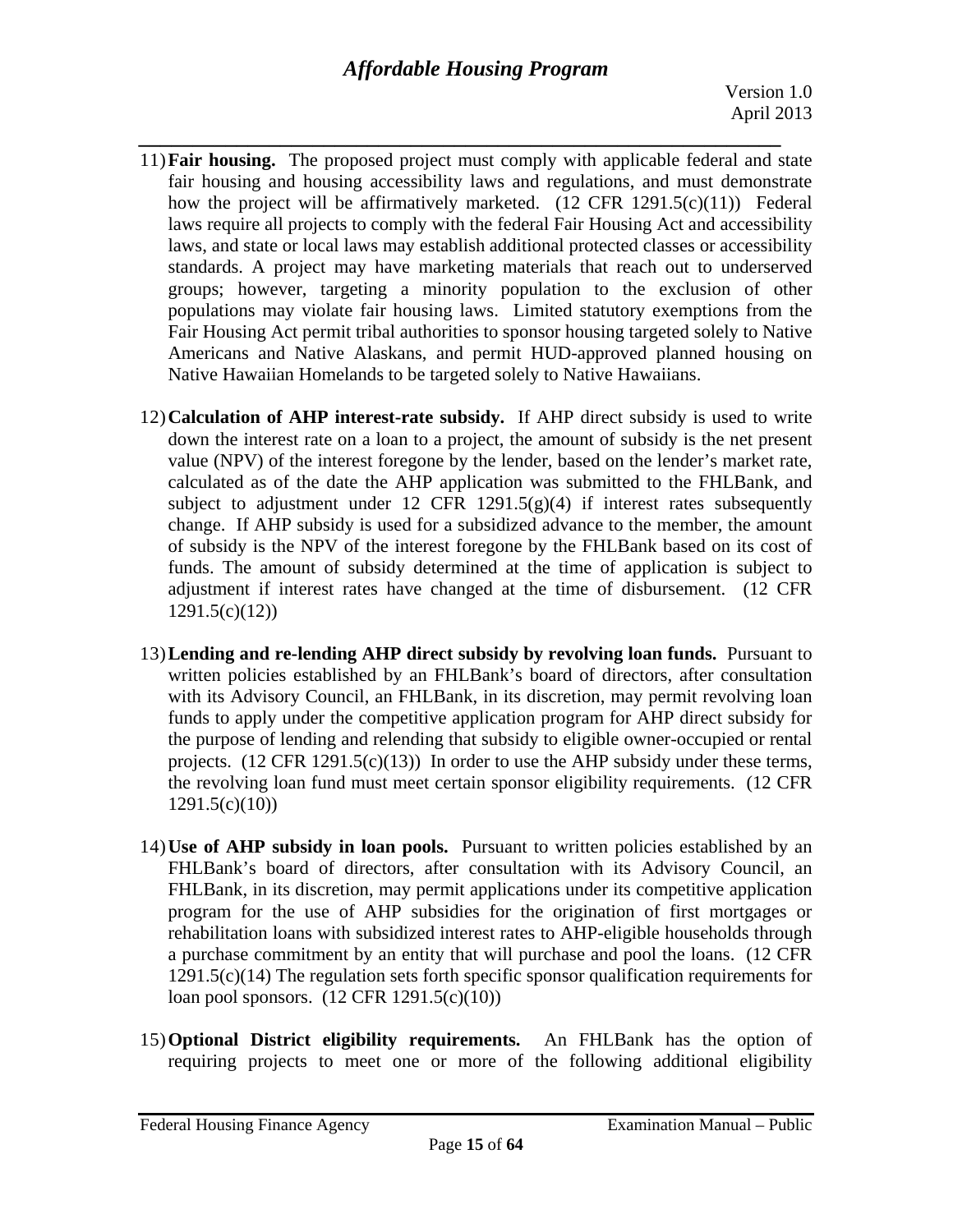11) **Fair housing.** The proposed project must comply with applicable federal and state fair housing and housing accessibility laws and regulations, and must demonstrate how the project will be affirmatively marketed. (12 CFR 1291.5(c)(11)) Federal laws require all projects to comply with the federal Fair Housing Act and accessibility laws, and state or local laws may establish additional protected classes or accessibility standards. A project may have marketing materials that reach out to underserved groups; however, targeting a minority population to the exclusion of other populations may violate fair housing laws. Limited statutory exemptions from the Fair Housing Act permit tribal authorities to sponsor housing targeted solely to Native Americans and Native Alaskans, and permit HUD-approved planned housing on Native Hawaiian Homelands to be targeted solely to Native Hawaiians.

12) **Calculation of AHP interest-rate subsidy.** If AHP direct subsidy is used to write down the interest rate on a loan to a project, the amount of subsidy is the net present value (NPV) of the interest foregone by the lender, based on the lender's market rate, calculated as of the date the AHP application was submitted to the FHLBank, and subject to adjustment under 12 CFR 1291.5(g)(4) if interest rates subsequently change. If AHP subsidy is used for a subsidized advance to the member, the amount of subsidy is the NPV of the interest foregone by the FHLBank based on its cost of funds. The amount of subsidy determined at the time of application is subject to adjustment if interest rates have changed at the time of disbursement. (12 CFR 1291.5(c)(12))

13) **Lending and re-lending AHP direct subsidy by revolving loan funds.** Pursuant to written policies established by an FHLBank's board of directors, after consultation with its Advisory Council, an FHLBank, in its discretion, may permit revolving loan funds to apply under the competitive application program for AHP direct subsidy for the purpose of lending and relending that subsidy to eligible owner-occupied or rental projects. (12 CFR 1291.5(c)(13)) In order to use the AHP subsidy under these terms, the revolving loan fund must meet certain sponsor eligibility requirements. (12 CFR 1291.5(c)(10))

14) **Use of AHP subsidy in loan pools.** Pursuant to written policies established by an FHLBank's board of directors, after consultation with its Advisory Council, an FHLBank, in its discretion, may permit applications under its competitive application program for the use of AHP subsidies for the origination of first mortgages or rehabilitation loans with subsidized interest rates to AHP-eligible households through a purchase commitment by an entity that will purchase and pool the loans. (12 CFR 1291.5(c)(14) The regulation sets forth specific sponsor qualification requirements for loan pool sponsors. (12 CFR 1291.5(c)(10))

15) **Optional District eligibility requirements.** An FHLBank has the option of requiring projects to meet one or more of the following additional eligibility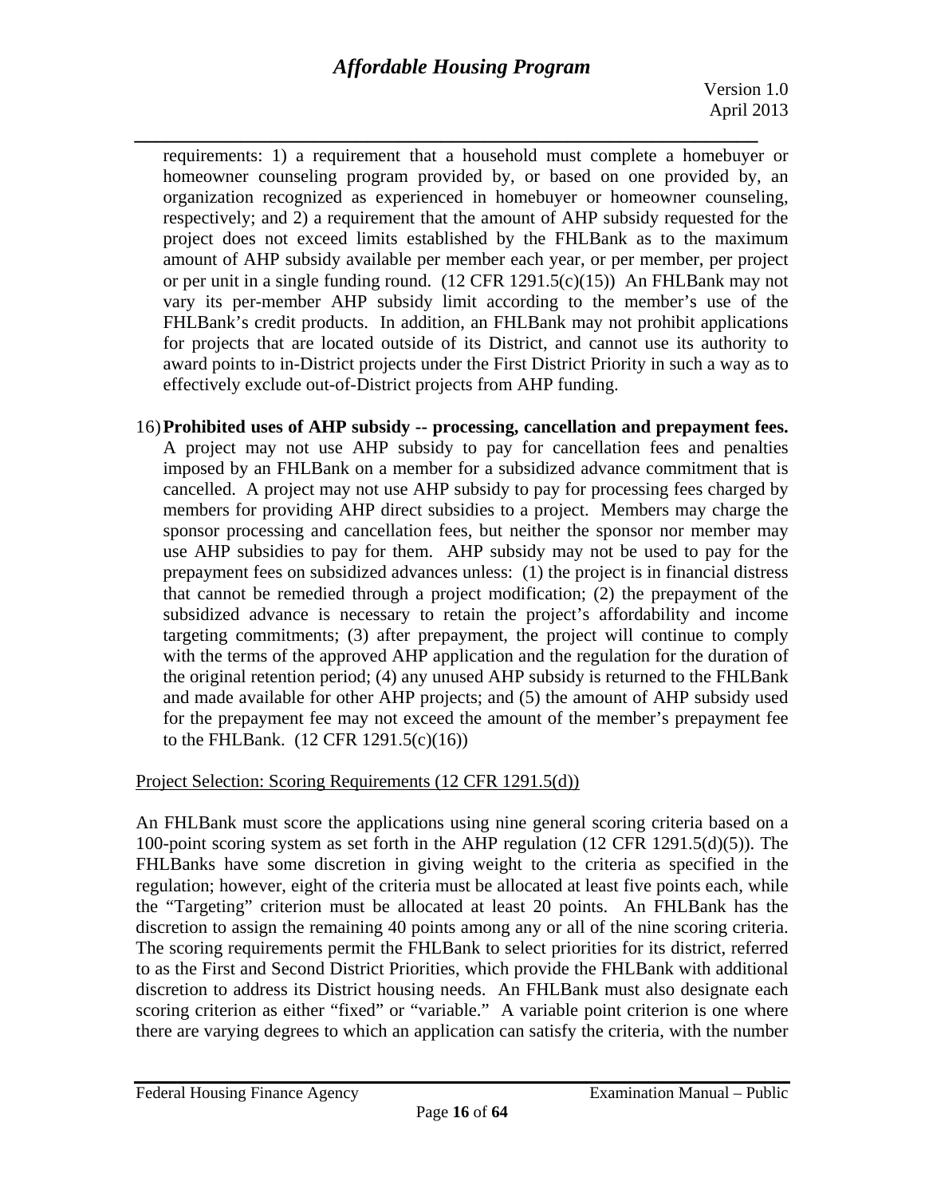requirements: 1) a requirement that a household must complete a homebuyer or homeowner counseling program provided by, or based on one provided by, an organization recognized as experienced in homebuyer or homeowner counseling, respectively; and 2) a requirement that the amount of AHP subsidy requested for the project does not exceed limits established by the FHLBank as to the maximum amount of AHP subsidy available per member each year, or per member, per project or per unit in a single funding round. (12 CFR 1291.5(c)(15)) An FHLBank may not vary its per-member AHP subsidy limit according to the member's use of the FHLBank's credit products. In addition, an FHLBank may not prohibit applications for projects that are located outside of its District, and cannot use its authority to award points to in-District projects under the First District Priority in such a way as to effectively exclude out-of-District projects from AHP funding.

16) **Prohibited uses of AHP subsidy -- processing, cancellation and prepayment fees.** A project may not use AHP subsidy to pay for cancellation fees and penalties imposed by an FHLBank on a member for a subsidized advance commitment that is cancelled. A project may not use AHP subsidy to pay for processing fees charged by members for providing AHP direct subsidies to a project. Members may charge the sponsor processing and cancellation fees, but neither the sponsor nor member may use AHP subsidies to pay for them. AHP subsidy may not be used to pay for the prepayment fees on subsidized advances unless: (1) the project is in financial distress that cannot be remedied through a project modification; (2) the prepayment of the subsidized advance is necessary to retain the project's affordability and income targeting commitments; (3) after prepayment, the project will continue to comply with the terms of the approved AHP application and the regulation for the duration of the original retention period; (4) any unused AHP subsidy is returned to the FHLBank and made available for other AHP projects; and (5) the amount of AHP subsidy used for the prepayment fee may not exceed the amount of the member's prepayment fee to the FHLBank. (12 CFR 1291.5(c)(16))

Project Selection: Scoring Requirements (12 CFR 1291.5(d))

An FHLBank must score the applications using nine general scoring criteria based on a 100-point scoring system as set forth in the AHP regulation (12 CFR 1291.5(d)(5)). The FHLBanks have some discretion in giving weight to the criteria as specified in the regulation; however, eight of the criteria must be allocated at least five points each, while the "Targeting" criterion must be allocated at least 20 points. An FHLBank has the discretion to assign the remaining 40 points among any or all of the nine scoring criteria. The scoring requirements permit the FHLBank to select priorities for its district, referred to as the First and Second District Priorities, which provide the FHLBank with additional discretion to address its District housing needs. An FHLBank must also designate each scoring criterion as either "fixed" or "variable." A variable point criterion is one where there are varying degrees to which an application can satisfy the criteria, with the number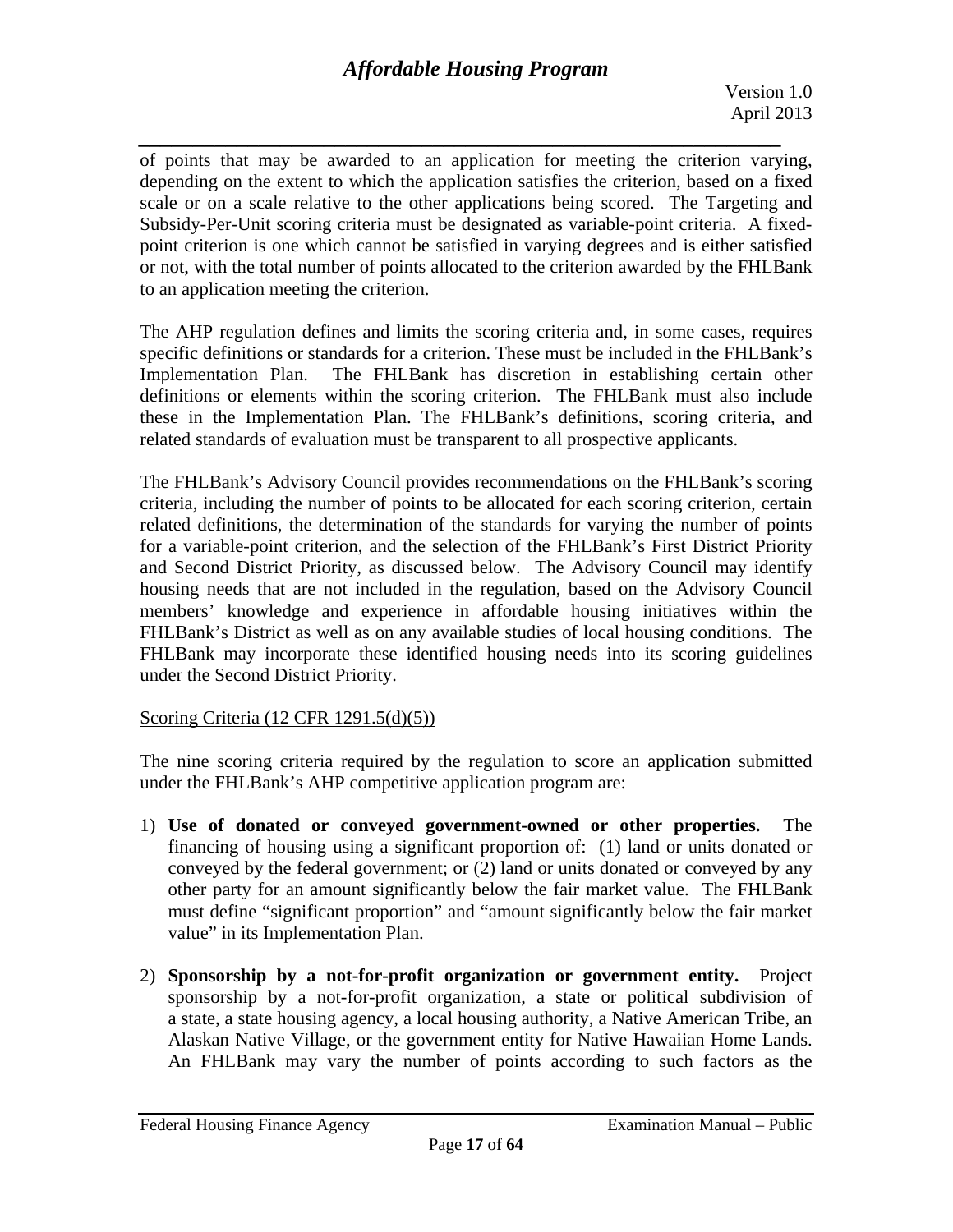of points that may be awarded to an application for meeting the criterion varying, depending on the extent to which the application satisfies the criterion, based on a fixed scale or on a scale relative to the other applications being scored. The Targeting and Subsidy-Per-Unit scoring criteria must be designated as variable-point criteria. A fixed-point criterion is one which cannot be satisfied in varying degrees and is either satisfied or not, with the total number of points allocated to the criterion awarded by the FHLBank to an application meeting the criterion.

The AHP regulation defines and limits the scoring criteria and, in some cases, requires specific definitions or standards for a criterion. These must be included in the FHLBank's Implementation Plan. The FHLBank has discretion in establishing certain other definitions or elements within the scoring criterion. The FHLBank must also include these in the Implementation Plan. The FHLBank's definitions, scoring criteria, and related standards of evaluation must be transparent to all prospective applicants.

The FHLBank's Advisory Council provides recommendations on the FHLBank's scoring criteria, including the number of points to be allocated for each scoring criterion, certain related definitions, the determination of the standards for varying the number of points for a variable-point criterion, and the selection of the FHLBank's First District Priority and Second District Priority, as discussed below. The Advisory Council may identify housing needs that are not included in the regulation, based on the Advisory Council members' knowledge and experience in affordable housing initiatives within the FHLBank's District as well as on any available studies of local housing conditions. The FHLBank may incorporate these identified housing needs into its scoring guidelines under the Second District Priority.

Scoring Criteria (12 CFR 1291.5(d)(5))

The nine scoring criteria required by the regulation to score an application submitted under the FHLBank's AHP competitive application program are:

1) **Use of donated or conveyed government-owned or other properties.** The financing of housing using a significant proportion of: (1) land or units donated or conveyed by the federal government; or (2) land or units donated or conveyed by any other party for an amount significantly below the fair market value. The FHLBank must define "significant proportion" and "amount significantly below the fair market value" in its Implementation Plan.

2) **Sponsorship by a not-for-profit organization or government entity.** Project sponsorship by a not-for-profit organization, a state or political subdivision of a state, a state housing agency, a local housing authority, a Native American Tribe, an Alaskan Native Village, or the government entity for Native Hawaiian Home Lands. An FHLBank may vary the number of points according to such factors as the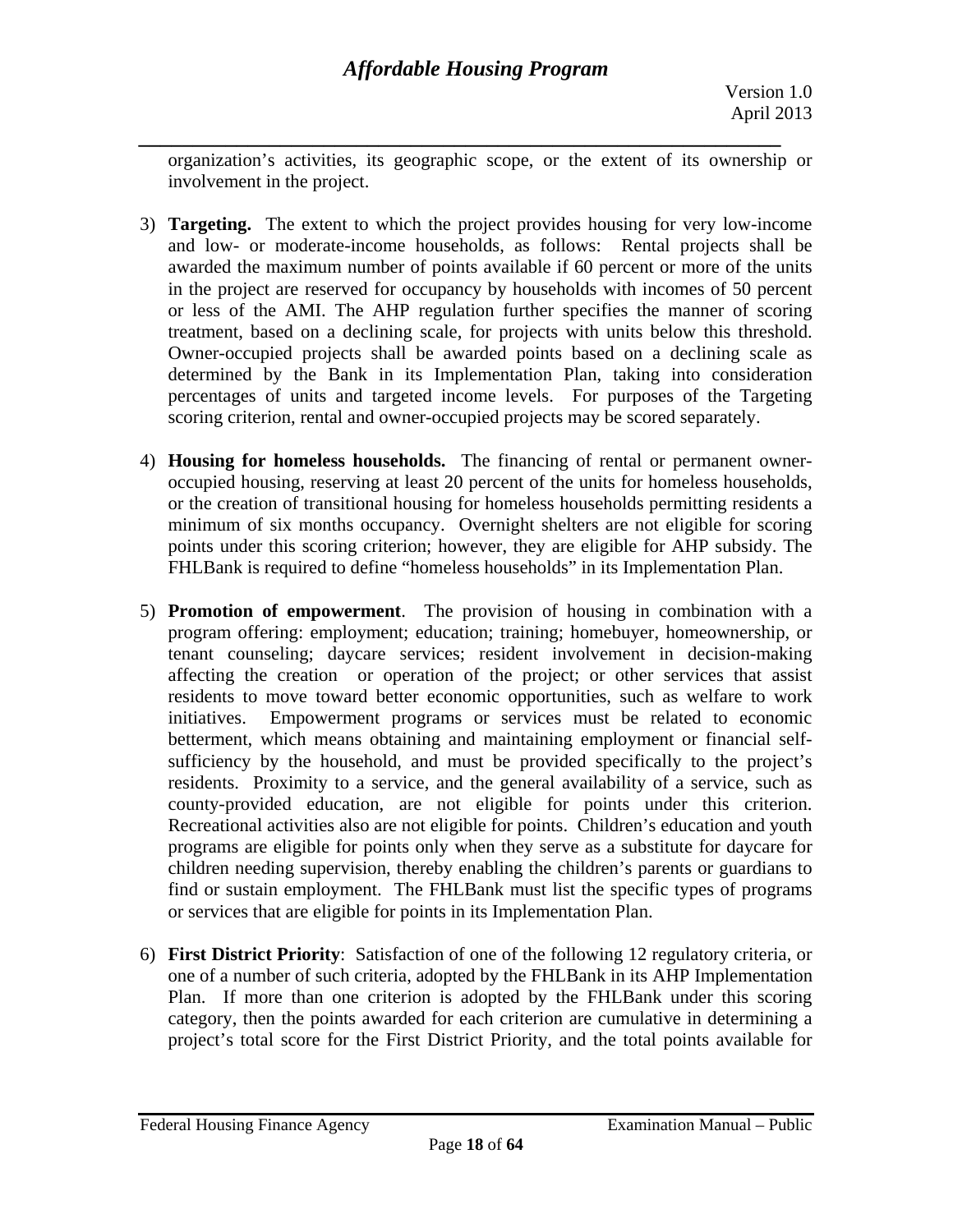organization's activities, its geographic scope, or the extent of its ownership or involvement in the project.

3) **Targeting.** The extent to which the project provides housing for very low-income and low- or moderate-income households, as follows: Rental projects shall be awarded the maximum number of points available if 60 percent or more of the units in the project are reserved for occupancy by households with incomes of 50 percent or less of the AMI. The AHP regulation further specifies the manner of scoring treatment, based on a declining scale, for projects with units below this threshold. Owner-occupied projects shall be awarded points based on a declining scale as determined by the Bank in its Implementation Plan, taking into consideration percentages of units and targeted income levels. For purposes of the Targeting scoring criterion, rental and owner-occupied projects may be scored separately.

4) **Housing for homeless households.** The financing of rental or permanent owner-occupied housing, reserving at least 20 percent of the units for homeless households, or the creation of transitional housing for homeless households permitting residents a minimum of six months occupancy. Overnight shelters are not eligible for scoring points under this scoring criterion; however, they are eligible for AHP subsidy. The FHLBank is required to define "homeless households" in its Implementation Plan.

5) **Promotion of empowerment**. The provision of housing in combination with a program offering: employment; education; training; homebuyer, homeownership, or tenant counseling; daycare services; resident involvement in decision-making affecting the creation or operation of the project; or other services that assist residents to move toward better economic opportunities, such as welfare to work initiatives. Empowerment programs or services must be related to economic betterment, which means obtaining and maintaining employment or financial self-sufficiency by the household, and must be provided specifically to the project's residents. Proximity to a service, and the general availability of a service, such as county-provided education, are not eligible for points under this criterion. Recreational activities also are not eligible for points. Children's education and youth programs are eligible for points only when they serve as a substitute for daycare for children needing supervision, thereby enabling the children's parents or guardians to find or sustain employment. The FHLBank must list the specific types of programs or services that are eligible for points in its Implementation Plan.

6) **First District Priority**: Satisfaction of one of the following 12 regulatory criteria, or one of a number of such criteria, adopted by the FHLBank in its AHP Implementation Plan. If more than one criterion is adopted by the FHLBank under this scoring category, then the points awarded for each criterion are cumulative in determining a project's total score for the First District Priority, and the total points available for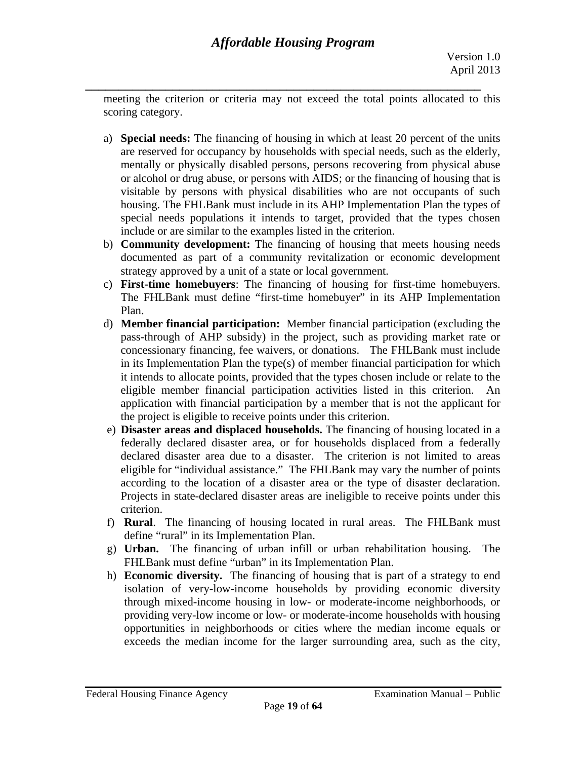meeting the criterion or criteria may not exceed the total points allocated to this scoring category.

a) **Special needs:** The financing of housing in which at least 20 percent of the units are reserved for occupancy by households with special needs, such as the elderly, mentally or physically disabled persons, persons recovering from physical abuse or alcohol or drug abuse, or persons with AIDS; or the financing of housing that is visitable by persons with physical disabilities who are not occupants of such housing. The FHLBank must include in its AHP Implementation Plan the types of special needs populations it intends to target, provided that the types chosen include or are similar to the examples listed in the criterion.
b) **Community development:** The financing of housing that meets housing needs documented as part of a community revitalization or economic development strategy approved by a unit of a state or local government.
c) **First-time homebuyers**: The financing of housing for first-time homebuyers. The FHLBank must define "first-time homebuyer" in its AHP Implementation Plan.
d) **Member financial participation:** Member financial participation (excluding the pass-through of AHP subsidy) in the project, such as providing market rate or concessionary financing, fee waivers, or donations. The FHLBank must include in its Implementation Plan the type(s) of member financial participation for which it intends to allocate points, provided that the types chosen include or relate to the eligible member financial participation activities listed in this criterion. An application with financial participation by a member that is not the applicant for the project is eligible to receive points under this criterion.
e) **Disaster areas and displaced households.** The financing of housing located in a federally declared disaster area, or for households displaced from a federally declared disaster area due to a disaster. The criterion is not limited to areas eligible for "individual assistance." The FHLBank may vary the number of points according to the location of a disaster area or the type of disaster declaration. Projects in state-declared disaster areas are ineligible to receive points under this criterion.
f) **Rural**. The financing of housing located in rural areas. The FHLBank must define "rural" in its Implementation Plan.
g) **Urban.** The financing of urban infill or urban rehabilitation housing. The FHLBank must define "urban" in its Implementation Plan.
h) **Economic diversity.** The financing of housing that is part of a strategy to end isolation of very-low-income households by providing economic diversity through mixed-income housing in low- or moderate-income neighborhoods, or providing very-low income or low- or moderate-income households with housing opportunities in neighborhoods or cities where the median income equals or exceeds the median income for the larger surrounding area, such as the city,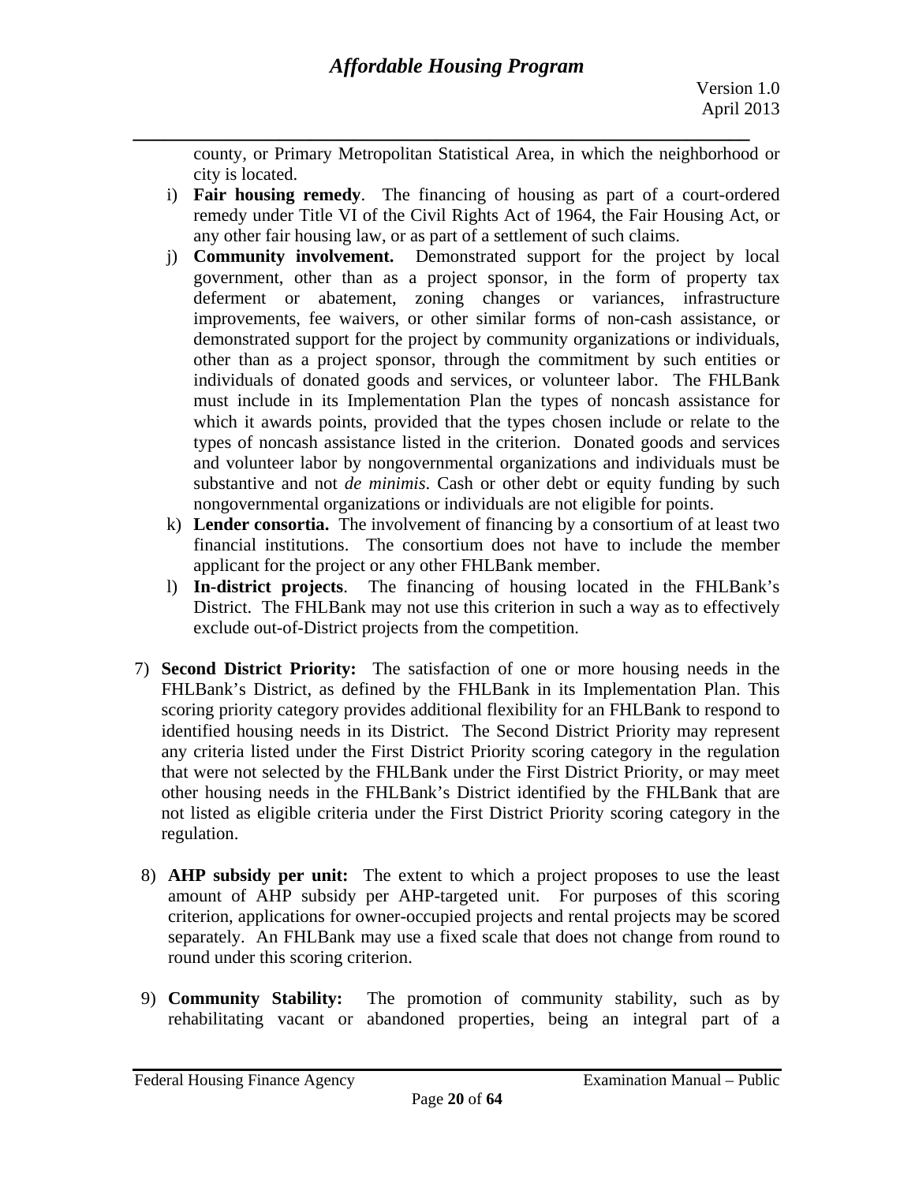county, or Primary Metropolitan Statistical Area, in which the neighborhood or city is located.

i) **Fair housing remedy**. The financing of housing as part of a court-ordered remedy under Title VI of the Civil Rights Act of 1964, the Fair Housing Act, or any other fair housing law, or as part of a settlement of such claims.

j) **Community involvement.** Demonstrated support for the project by local government, other than as a project sponsor, in the form of property tax deferment or abatement, zoning changes or variances, infrastructure improvements, fee waivers, or other similar forms of non-cash assistance, or demonstrated support for the project by community organizations or individuals, other than as a project sponsor, through the commitment by such entities or individuals of donated goods and services, or volunteer labor. The FHLBank must include in its Implementation Plan the types of noncash assistance for which it awards points, provided that the types chosen include or relate to the types of noncash assistance listed in the criterion. Donated goods and services and volunteer labor by nongovernmental organizations and individuals must be substantive and not *de minimis*. Cash or other debt or equity funding by such nongovernmental organizations or individuals are not eligible for points.

k) **Lender consortia.** The involvement of financing by a consortium of at least two financial institutions. The consortium does not have to include the member applicant for the project or any other FHLBank member.

l) **In-district projects**. The financing of housing located in the FHLBank's District. The FHLBank may not use this criterion in such a way as to effectively exclude out-of-District projects from the competition.

7) **Second District Priority:** The satisfaction of one or more housing needs in the FHLBank's District, as defined by the FHLBank in its Implementation Plan. This scoring priority category provides additional flexibility for an FHLBank to respond to identified housing needs in its District. The Second District Priority may represent any criteria listed under the First District Priority scoring category in the regulation that were not selected by the FHLBank under the First District Priority, or may meet other housing needs in the FHLBank's District identified by the FHLBank that are not listed as eligible criteria under the First District Priority scoring category in the regulation.

8) **AHP subsidy per unit:** The extent to which a project proposes to use the least amount of AHP subsidy per AHP-targeted unit. For purposes of this scoring criterion, applications for owner-occupied projects and rental projects may be scored separately. An FHLBank may use a fixed scale that does not change from round to round under this scoring criterion.

9) **Community Stability:** The promotion of community stability, such as by rehabilitating vacant or abandoned properties, being an integral part of a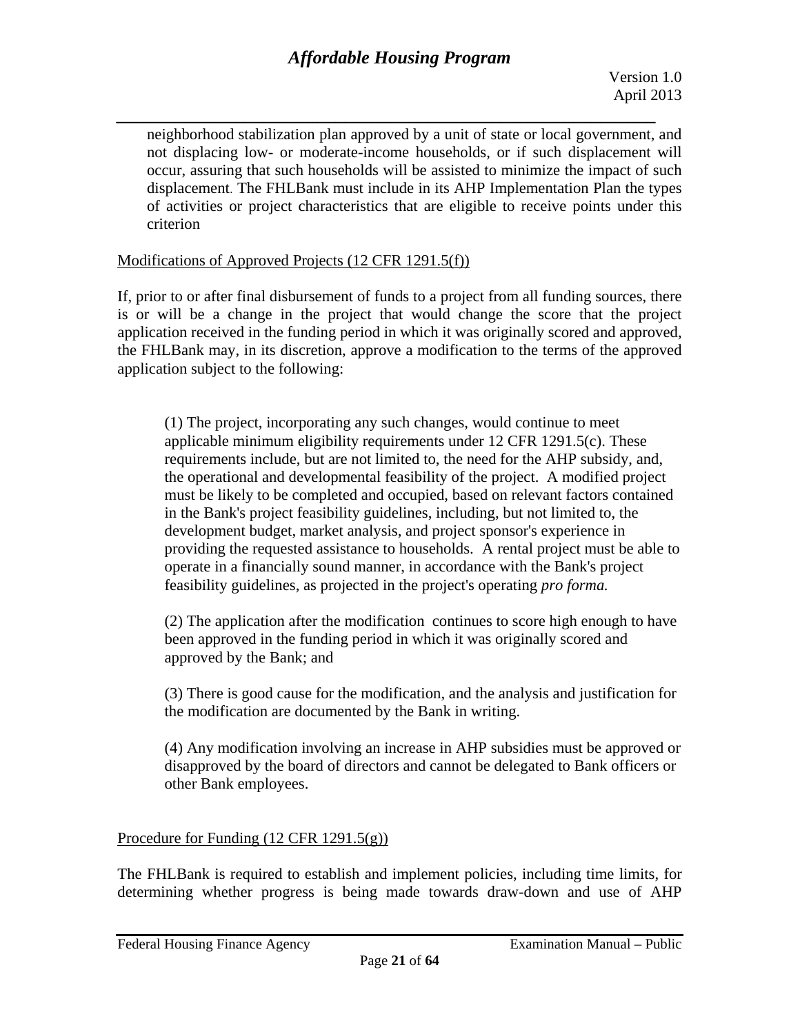neighborhood stabilization plan approved by a unit of state or local government, and not displacing low- or moderate-income households, or if such displacement will occur, assuring that such households will be assisted to minimize the impact of such displacement. The FHLBank must include in its AHP Implementation Plan the types of activities or project characteristics that are eligible to receive points under this criterion

Modifications of Approved Projects (12 CFR 1291.5(f))

If, prior to or after final disbursement of funds to a project from all funding sources, there is or will be a change in the project that would change the score that the project application received in the funding period in which it was originally scored and approved, the FHLBank may, in its discretion, approve a modification to the terms of the approved application subject to the following:

(1) The project, incorporating any such changes, would continue to meet applicable minimum eligibility requirements under 12 CFR 1291.5(c). These requirements include, but are not limited to, the need for the AHP subsidy, and, the operational and developmental feasibility of the project. A modified project must be likely to be completed and occupied, based on relevant factors contained in the Bank's project feasibility guidelines, including, but not limited to, the development budget, market analysis, and project sponsor's experience in providing the requested assistance to households. A rental project must be able to operate in a financially sound manner, in accordance with the Bank's project feasibility guidelines, as projected in the project's operating *pro forma.*

(2) The application after the modification continues to score high enough to have been approved in the funding period in which it was originally scored and approved by the Bank; and

(3) There is good cause for the modification, and the analysis and justification for the modification are documented by the Bank in writing.

(4) Any modification involving an increase in AHP subsidies must be approved or disapproved by the board of directors and cannot be delegated to Bank officers or other Bank employees.

Procedure for Funding (12 CFR 1291.5(g))

The FHLBank is required to establish and implement policies, including time limits, for determining whether progress is being made towards draw-down and use of AHP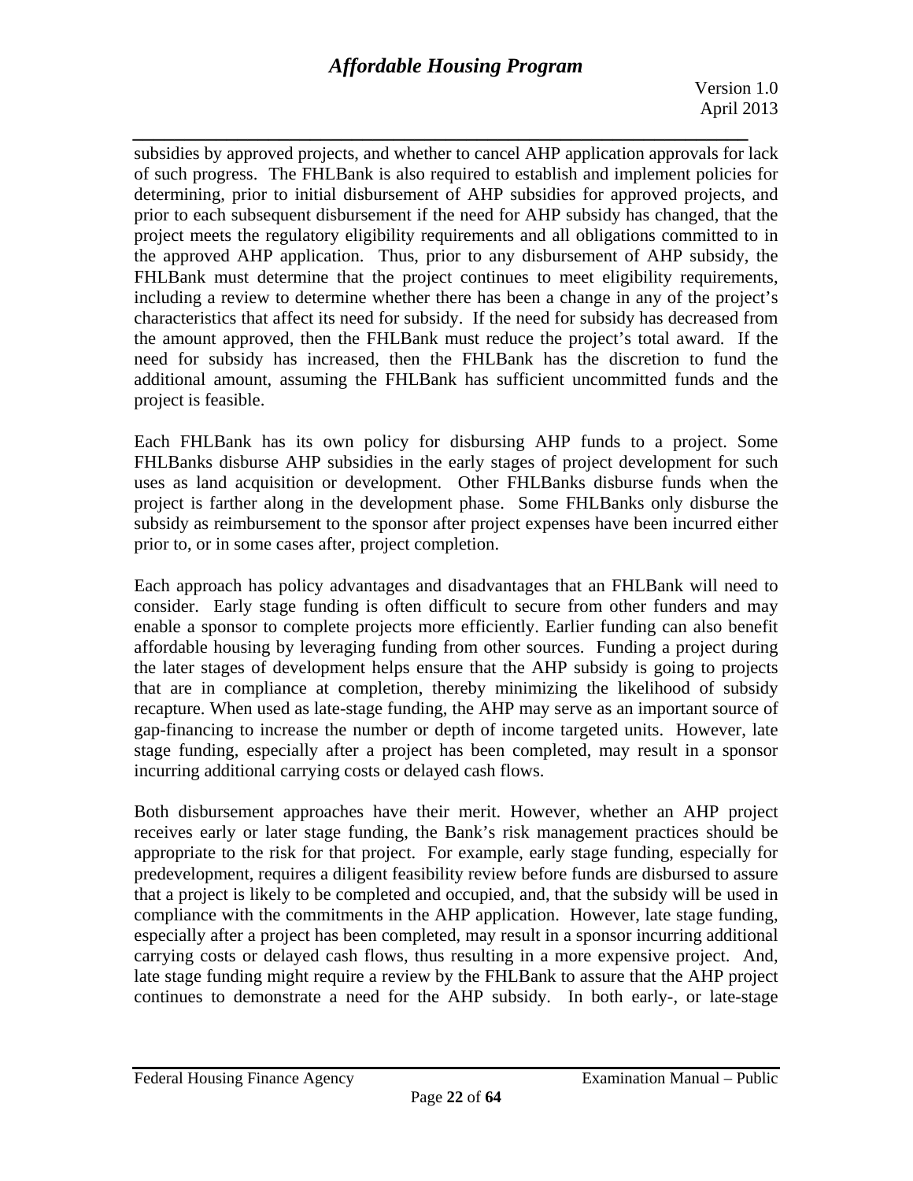subsidies by approved projects, and whether to cancel AHP application approvals for lack of such progress. The FHLBank is also required to establish and implement policies for determining, prior to initial disbursement of AHP subsidies for approved projects, and prior to each subsequent disbursement if the need for AHP subsidy has changed, that the project meets the regulatory eligibility requirements and all obligations committed to in the approved AHP application. Thus, prior to any disbursement of AHP subsidy, the FHLBank must determine that the project continues to meet eligibility requirements, including a review to determine whether there has been a change in any of the project's characteristics that affect its need for subsidy. If the need for subsidy has decreased from the amount approved, then the FHLBank must reduce the project's total award. If the need for subsidy has increased, then the FHLBank has the discretion to fund the additional amount, assuming the FHLBank has sufficient uncommitted funds and the project is feasible.

Each FHLBank has its own policy for disbursing AHP funds to a project. Some FHLBanks disburse AHP subsidies in the early stages of project development for such uses as land acquisition or development. Other FHLBanks disburse funds when the project is farther along in the development phase. Some FHLBanks only disburse the subsidy as reimbursement to the sponsor after project expenses have been incurred either prior to, or in some cases after, project completion.

Each approach has policy advantages and disadvantages that an FHLBank will need to consider. Early stage funding is often difficult to secure from other funders and may enable a sponsor to complete projects more efficiently. Earlier funding can also benefit affordable housing by leveraging funding from other sources. Funding a project during the later stages of development helps ensure that the AHP subsidy is going to projects that are in compliance at completion, thereby minimizing the likelihood of subsidy recapture. When used as late-stage funding, the AHP may serve as an important source of gap-financing to increase the number or depth of income targeted units. However, late stage funding, especially after a project has been completed, may result in a sponsor incurring additional carrying costs or delayed cash flows.

Both disbursement approaches have their merit. However, whether an AHP project receives early or later stage funding, the Bank's risk management practices should be appropriate to the risk for that project. For example, early stage funding, especially for predevelopment, requires a diligent feasibility review before funds are disbursed to assure that a project is likely to be completed and occupied, and, that the subsidy will be used in compliance with the commitments in the AHP application. However, late stage funding, especially after a project has been completed, may result in a sponsor incurring additional carrying costs or delayed cash flows, thus resulting in a more expensive project. And, late stage funding might require a review by the FHLBank to assure that the AHP project continues to demonstrate a need for the AHP subsidy. In both early-, or late-stage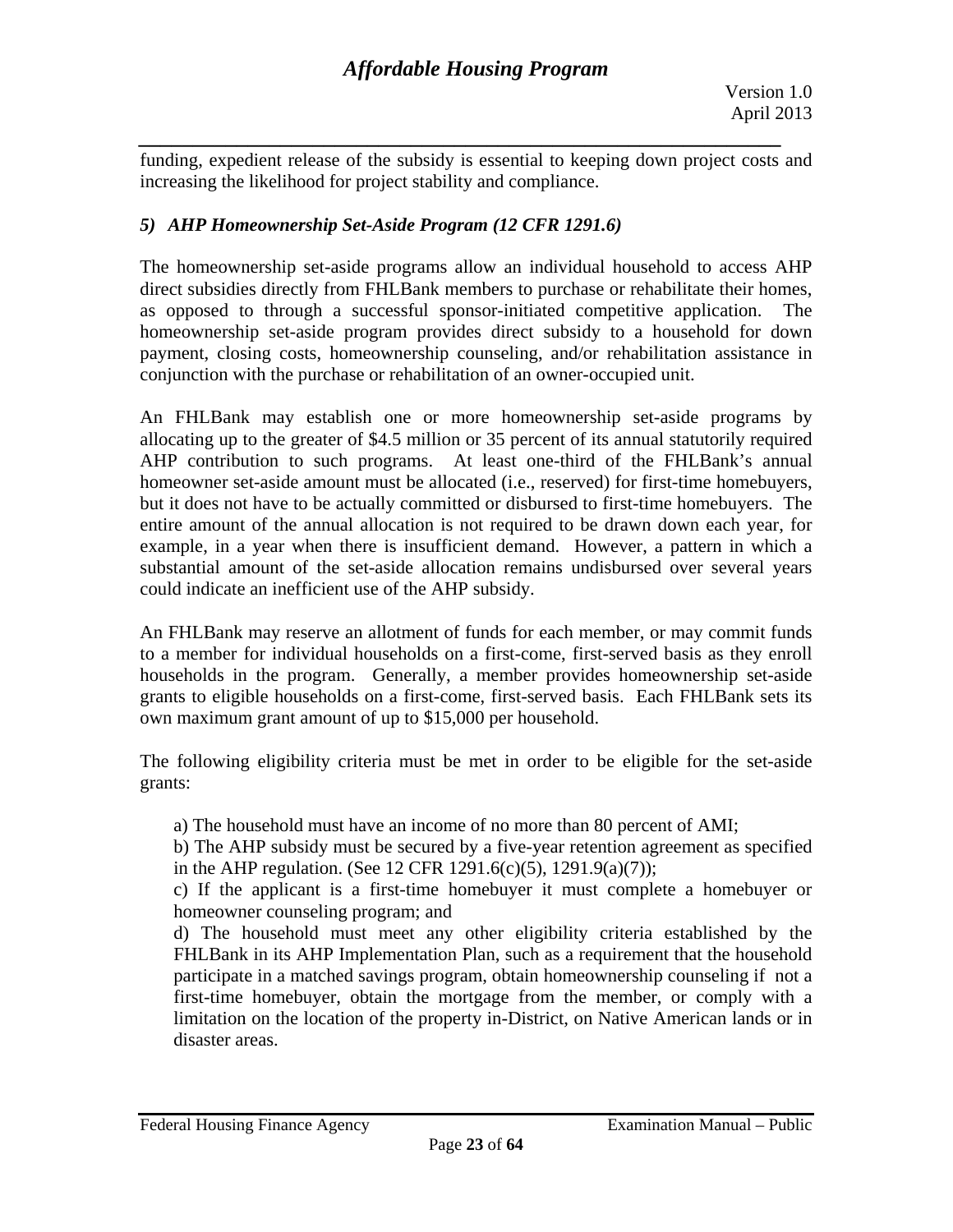funding, expedient release of the subsidy is essential to keeping down project costs and increasing the likelihood for project stability and compliance.

### *5) AHP Homeownership Set-Aside Program (12 CFR 1291.6)*

The homeownership set-aside programs allow an individual household to access AHP direct subsidies directly from FHLBank members to purchase or rehabilitate their homes, as opposed to through a successful sponsor-initiated competitive application. The homeownership set-aside program provides direct subsidy to a household for down payment, closing costs, homeownership counseling, and/or rehabilitation assistance in conjunction with the purchase or rehabilitation of an owner-occupied unit.

An FHLBank may establish one or more homeownership set-aside programs by allocating up to the greater of $4.5 million or 35 percent of its annual statutorily required AHP contribution to such programs. At least one-third of the FHLBank's annual homeowner set-aside amount must be allocated (i.e., reserved) for first-time homebuyers, but it does not have to be actually committed or disbursed to first-time homebuyers. The entire amount of the annual allocation is not required to be drawn down each year, for example, in a year when there is insufficient demand. However, a pattern in which a substantial amount of the set-aside allocation remains undisbursed over several years could indicate an inefficient use of the AHP subsidy.

An FHLBank may reserve an allotment of funds for each member, or may commit funds to a member for individual households on a first-come, first-served basis as they enroll households in the program. Generally, a member provides homeownership set-aside grants to eligible households on a first-come, first-served basis. Each FHLBank sets its own maximum grant amount of up to $15,000 per household.

The following eligibility criteria must be met in order to be eligible for the set-aside grants:

a) The household must have an income of no more than 80 percent of AMI;
b) The AHP subsidy must be secured by a five-year retention agreement as specified in the AHP regulation. (See 12 CFR 1291.6(c)(5), 1291.9(a)(7));
c) If the applicant is a first-time homebuyer it must complete a homebuyer or homeowner counseling program; and
d) The household must meet any other eligibility criteria established by the FHLBank in its AHP Implementation Plan, such as a requirement that the household participate in a matched savings program, obtain homeownership counseling if not a first-time homebuyer, obtain the mortgage from the member, or comply with a limitation on the location of the property in-District, on Native American lands or in disaster areas.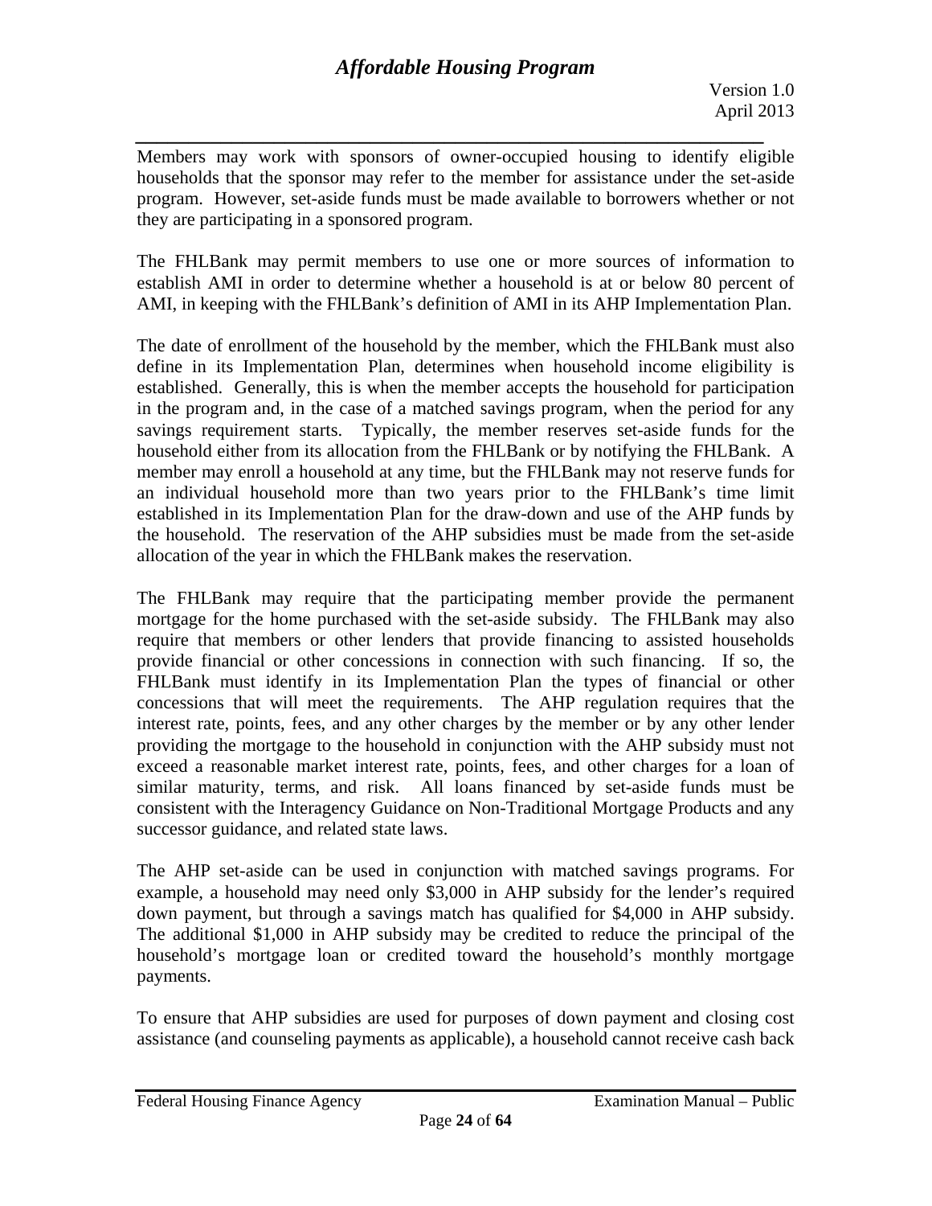Members may work with sponsors of owner-occupied housing to identify eligible households that the sponsor may refer to the member for assistance under the set-aside program. However, set-aside funds must be made available to borrowers whether or not they are participating in a sponsored program.

The FHLBank may permit members to use one or more sources of information to establish AMI in order to determine whether a household is at or below 80 percent of AMI, in keeping with the FHLBank's definition of AMI in its AHP Implementation Plan.

The date of enrollment of the household by the member, which the FHLBank must also define in its Implementation Plan, determines when household income eligibility is established. Generally, this is when the member accepts the household for participation in the program and, in the case of a matched savings program, when the period for any savings requirement starts. Typically, the member reserves set-aside funds for the household either from its allocation from the FHLBank or by notifying the FHLBank. A member may enroll a household at any time, but the FHLBank may not reserve funds for an individual household more than two years prior to the FHLBank's time limit established in its Implementation Plan for the draw-down and use of the AHP funds by the household. The reservation of the AHP subsidies must be made from the set-aside allocation of the year in which the FHLBank makes the reservation.

The FHLBank may require that the participating member provide the permanent mortgage for the home purchased with the set-aside subsidy. The FHLBank may also require that members or other lenders that provide financing to assisted households provide financial or other concessions in connection with such financing. If so, the FHLBank must identify in its Implementation Plan the types of financial or other concessions that will meet the requirements. The AHP regulation requires that the interest rate, points, fees, and any other charges by the member or by any other lender providing the mortgage to the household in conjunction with the AHP subsidy must not exceed a reasonable market interest rate, points, fees, and other charges for a loan of similar maturity, terms, and risk. All loans financed by set-aside funds must be consistent with the Interagency Guidance on Non-Traditional Mortgage Products and any successor guidance, and related state laws.

The AHP set-aside can be used in conjunction with matched savings programs. For example, a household may need only $3,000 in AHP subsidy for the lender's required down payment, but through a savings match has qualified for $4,000 in AHP subsidy. The additional $1,000 in AHP subsidy may be credited to reduce the principal of the household's mortgage loan or credited toward the household's monthly mortgage payments.

To ensure that AHP subsidies are used for purposes of down payment and closing cost assistance (and counseling payments as applicable), a household cannot receive cash back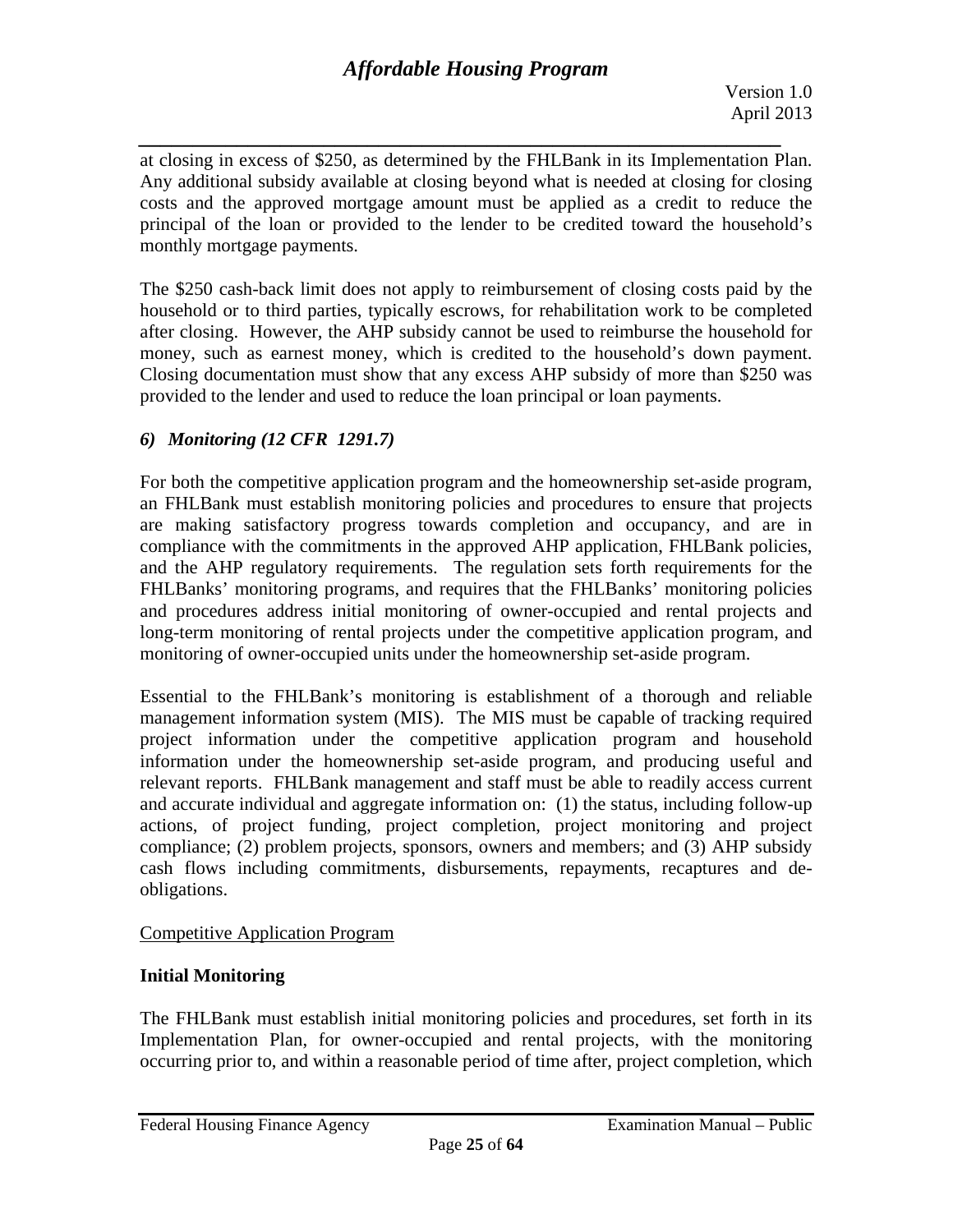at closing in excess of $250, as determined by the FHLBank in its Implementation Plan. Any additional subsidy available at closing beyond what is needed at closing for closing costs and the approved mortgage amount must be applied as a credit to reduce the principal of the loan or provided to the lender to be credited toward the household's monthly mortgage payments.

The $250 cash-back limit does not apply to reimbursement of closing costs paid by the household or to third parties, typically escrows, for rehabilitation work to be completed after closing. However, the AHP subsidy cannot be used to reimburse the household for money, such as earnest money, which is credited to the household's down payment. Closing documentation must show that any excess AHP subsidy of more than $250 was provided to the lender and used to reduce the loan principal or loan payments.

### *6) Monitoring (12 CFR 1291.7)*

For both the competitive application program and the homeownership set-aside program, an FHLBank must establish monitoring policies and procedures to ensure that projects are making satisfactory progress towards completion and occupancy, and are in compliance with the commitments in the approved AHP application, FHLBank policies, and the AHP regulatory requirements. The regulation sets forth requirements for the FHLBanks' monitoring programs, and requires that the FHLBanks' monitoring policies and procedures address initial monitoring of owner-occupied and rental projects and long-term monitoring of rental projects under the competitive application program, and monitoring of owner-occupied units under the homeownership set-aside program.

Essential to the FHLBank's monitoring is establishment of a thorough and reliable management information system (MIS). The MIS must be capable of tracking required project information under the competitive application program and household information under the homeownership set-aside program, and producing useful and relevant reports. FHLBank management and staff must be able to readily access current and accurate individual and aggregate information on: (1) the status, including follow-up actions, of project funding, project completion, project monitoring and project compliance; (2) problem projects, sponsors, owners and members; and (3) AHP subsidy cash flows including commitments, disbursements, repayments, recaptures and de-obligations.

<u>Competitive Application Program</u>

**Initial Monitoring**

The FHLBank must establish initial monitoring policies and procedures, set forth in its Implementation Plan, for owner-occupied and rental projects, with the monitoring occurring prior to, and within a reasonable period of time after, project completion, which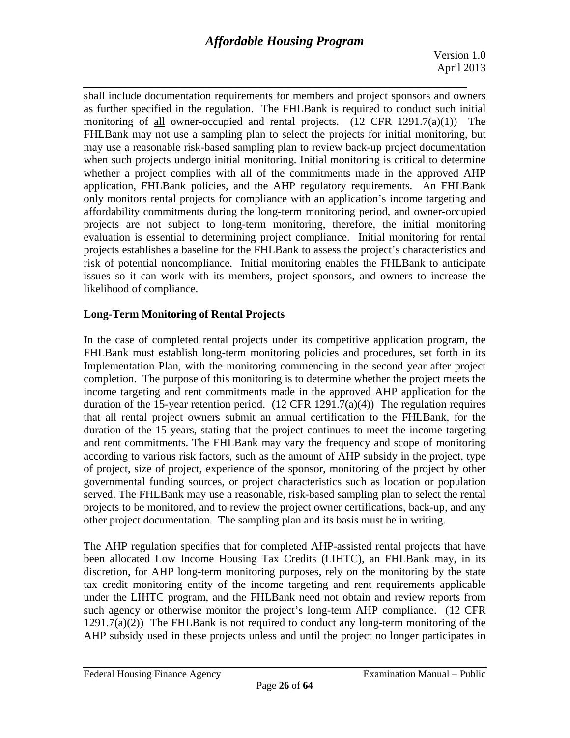shall include documentation requirements for members and project sponsors and owners as further specified in the regulation. The FHLBank is required to conduct such initial monitoring of <u>all</u> owner-occupied and rental projects. (12 CFR 1291.7(a)(1)) The FHLBank may not use a sampling plan to select the projects for initial monitoring, but may use a reasonable risk-based sampling plan to review back-up project documentation when such projects undergo initial monitoring. Initial monitoring is critical to determine whether a project complies with all of the commitments made in the approved AHP application, FHLBank policies, and the AHP regulatory requirements. An FHLBank only monitors rental projects for compliance with an application's income targeting and affordability commitments during the long-term monitoring period, and owner-occupied projects are not subject to long-term monitoring, therefore, the initial monitoring evaluation is essential to determining project compliance. Initial monitoring for rental projects establishes a baseline for the FHLBank to assess the project's characteristics and risk of potential noncompliance. Initial monitoring enables the FHLBank to anticipate issues so it can work with its members, project sponsors, and owners to increase the likelihood of compliance.

**Long-Term Monitoring of Rental Projects**

In the case of completed rental projects under its competitive application program, the FHLBank must establish long-term monitoring policies and procedures, set forth in its Implementation Plan, with the monitoring commencing in the second year after project completion. The purpose of this monitoring is to determine whether the project meets the income targeting and rent commitments made in the approved AHP application for the duration of the 15-year retention period. (12 CFR 1291.7(a)(4)) The regulation requires that all rental project owners submit an annual certification to the FHLBank, for the duration of the 15 years, stating that the project continues to meet the income targeting and rent commitments. The FHLBank may vary the frequency and scope of monitoring according to various risk factors, such as the amount of AHP subsidy in the project, type of project, size of project, experience of the sponsor, monitoring of the project by other governmental funding sources, or project characteristics such as location or population served. The FHLBank may use a reasonable, risk-based sampling plan to select the rental projects to be monitored, and to review the project owner certifications, back-up, and any other project documentation. The sampling plan and its basis must be in writing.

The AHP regulation specifies that for completed AHP-assisted rental projects that have been allocated Low Income Housing Tax Credits (LIHTC), an FHLBank may, in its discretion, for AHP long-term monitoring purposes, rely on the monitoring by the state tax credit monitoring entity of the income targeting and rent requirements applicable under the LIHTC program, and the FHLBank need not obtain and review reports from such agency or otherwise monitor the project's long-term AHP compliance. (12 CFR 1291.7(a)(2)) The FHLBank is not required to conduct any long-term monitoring of the AHP subsidy used in these projects unless and until the project no longer participates in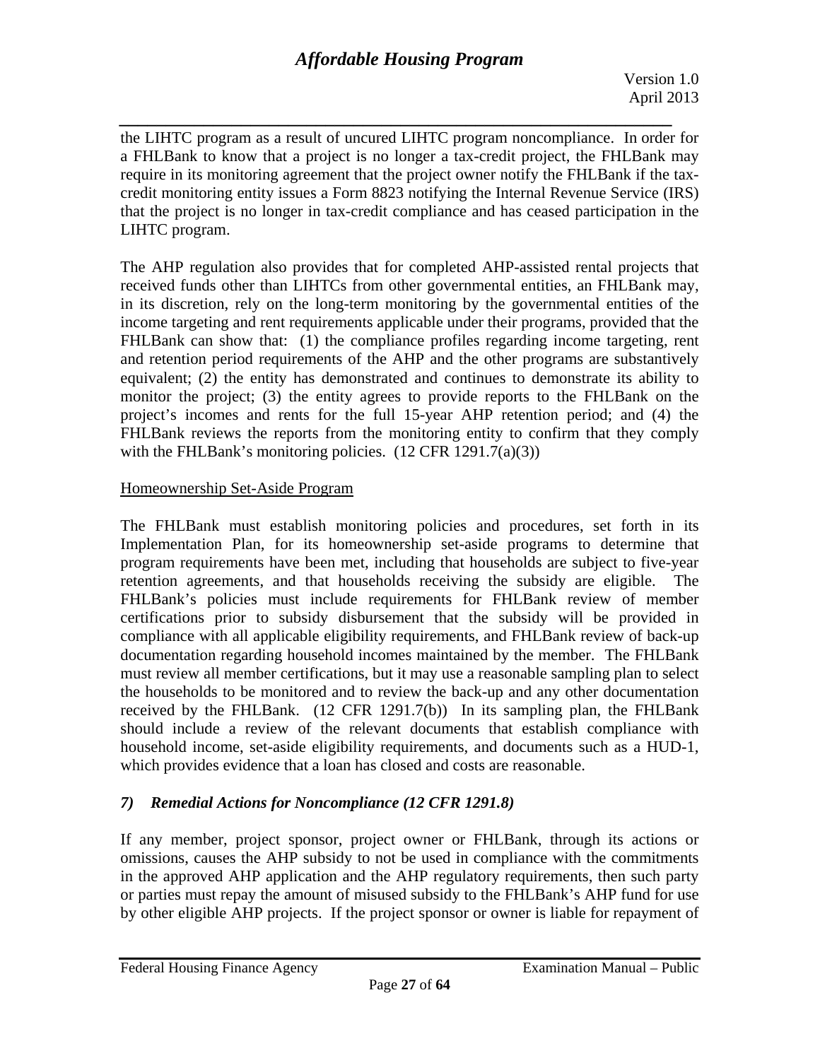the LIHTC program as a result of uncured LIHTC program noncompliance. In order for a FHLBank to know that a project is no longer a tax-credit project, the FHLBank may require in its monitoring agreement that the project owner notify the FHLBank if the tax-credit monitoring entity issues a Form 8823 notifying the Internal Revenue Service (IRS) that the project is no longer in tax-credit compliance and has ceased participation in the LIHTC program.

The AHP regulation also provides that for completed AHP-assisted rental projects that received funds other than LIHTCs from other governmental entities, an FHLBank may, in its discretion, rely on the long-term monitoring by the governmental entities of the income targeting and rent requirements applicable under their programs, provided that the FHLBank can show that: (1) the compliance profiles regarding income targeting, rent and retention period requirements of the AHP and the other programs are substantively equivalent; (2) the entity has demonstrated and continues to demonstrate its ability to monitor the project; (3) the entity agrees to provide reports to the FHLBank on the project's incomes and rents for the full 15-year AHP retention period; and (4) the FHLBank reviews the reports from the monitoring entity to confirm that they comply with the FHLBank's monitoring policies. (12 CFR 1291.7(a)(3))

Homeownership Set-Aside Program

The FHLBank must establish monitoring policies and procedures, set forth in its Implementation Plan, for its homeownership set-aside programs to determine that program requirements have been met, including that households are subject to five-year retention agreements, and that households receiving the subsidy are eligible. The FHLBank's policies must include requirements for FHLBank review of member certifications prior to subsidy disbursement that the subsidy will be provided in compliance with all applicable eligibility requirements, and FHLBank review of back-up documentation regarding household incomes maintained by the member. The FHLBank must review all member certifications, but it may use a reasonable sampling plan to select the households to be monitored and to review the back-up and any other documentation received by the FHLBank. (12 CFR 1291.7(b)) In its sampling plan, the FHLBank should include a review of the relevant documents that establish compliance with household income, set-aside eligibility requirements, and documents such as a HUD-1, which provides evidence that a loan has closed and costs are reasonable.

### *7) Remedial Actions for Noncompliance (12 CFR 1291.8)*

If any member, project sponsor, project owner or FHLBank, through its actions or omissions, causes the AHP subsidy to not be used in compliance with the commitments in the approved AHP application and the AHP regulatory requirements, then such party or parties must repay the amount of misused subsidy to the FHLBank's AHP fund for use by other eligible AHP projects. If the project sponsor or owner is liable for repayment of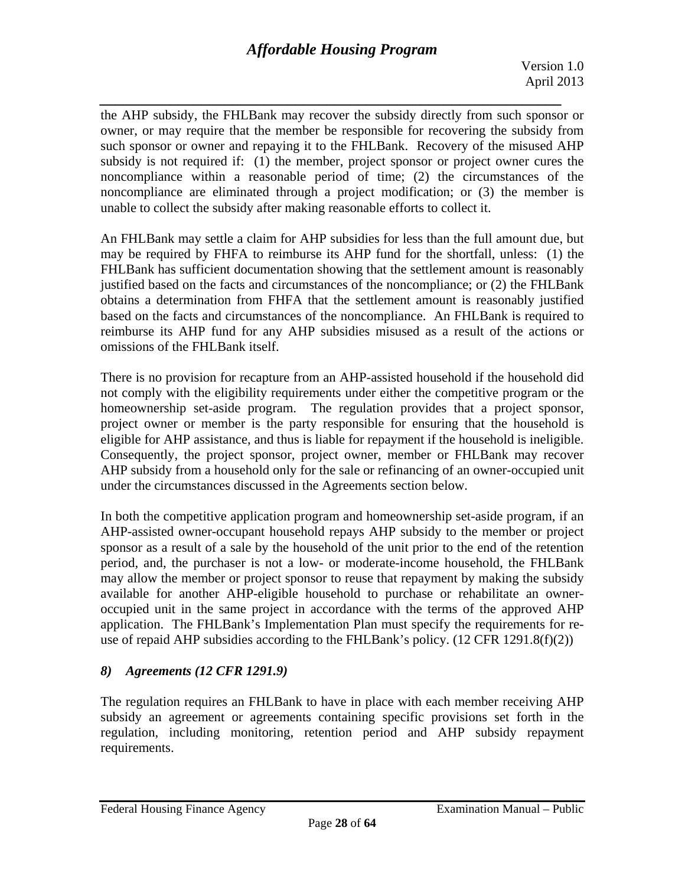the AHP subsidy, the FHLBank may recover the subsidy directly from such sponsor or owner, or may require that the member be responsible for recovering the subsidy from such sponsor or owner and repaying it to the FHLBank. Recovery of the misused AHP subsidy is not required if: (1) the member, project sponsor or project owner cures the noncompliance within a reasonable period of time; (2) the circumstances of the noncompliance are eliminated through a project modification; or (3) the member is unable to collect the subsidy after making reasonable efforts to collect it.

An FHLBank may settle a claim for AHP subsidies for less than the full amount due, but may be required by FHFA to reimburse its AHP fund for the shortfall, unless: (1) the FHLBank has sufficient documentation showing that the settlement amount is reasonably justified based on the facts and circumstances of the noncompliance; or (2) the FHLBank obtains a determination from FHFA that the settlement amount is reasonably justified based on the facts and circumstances of the noncompliance. An FHLBank is required to reimburse its AHP fund for any AHP subsidies misused as a result of the actions or omissions of the FHLBank itself.

There is no provision for recapture from an AHP-assisted household if the household did not comply with the eligibility requirements under either the competitive program or the homeownership set-aside program. The regulation provides that a project sponsor, project owner or member is the party responsible for ensuring that the household is eligible for AHP assistance, and thus is liable for repayment if the household is ineligible. Consequently, the project sponsor, project owner, member or FHLBank may recover AHP subsidy from a household only for the sale or refinancing of an owner-occupied unit under the circumstances discussed in the Agreements section below.

In both the competitive application program and homeownership set-aside program, if an AHP-assisted owner-occupant household repays AHP subsidy to the member or project sponsor as a result of a sale by the household of the unit prior to the end of the retention period, and, the purchaser is not a low- or moderate-income household, the FHLBank may allow the member or project sponsor to reuse that repayment by making the subsidy available for another AHP-eligible household to purchase or rehabilitate an owner-occupied unit in the same project in accordance with the terms of the approved AHP application. The FHLBank's Implementation Plan must specify the requirements for re-use of repaid AHP subsidies according to the FHLBank's policy. (12 CFR 1291.8(f)(2))

### *8) Agreements (12 CFR 1291.9)*

The regulation requires an FHLBank to have in place with each member receiving AHP subsidy an agreement or agreements containing specific provisions set forth in the regulation, including monitoring, retention period and AHP subsidy repayment requirements.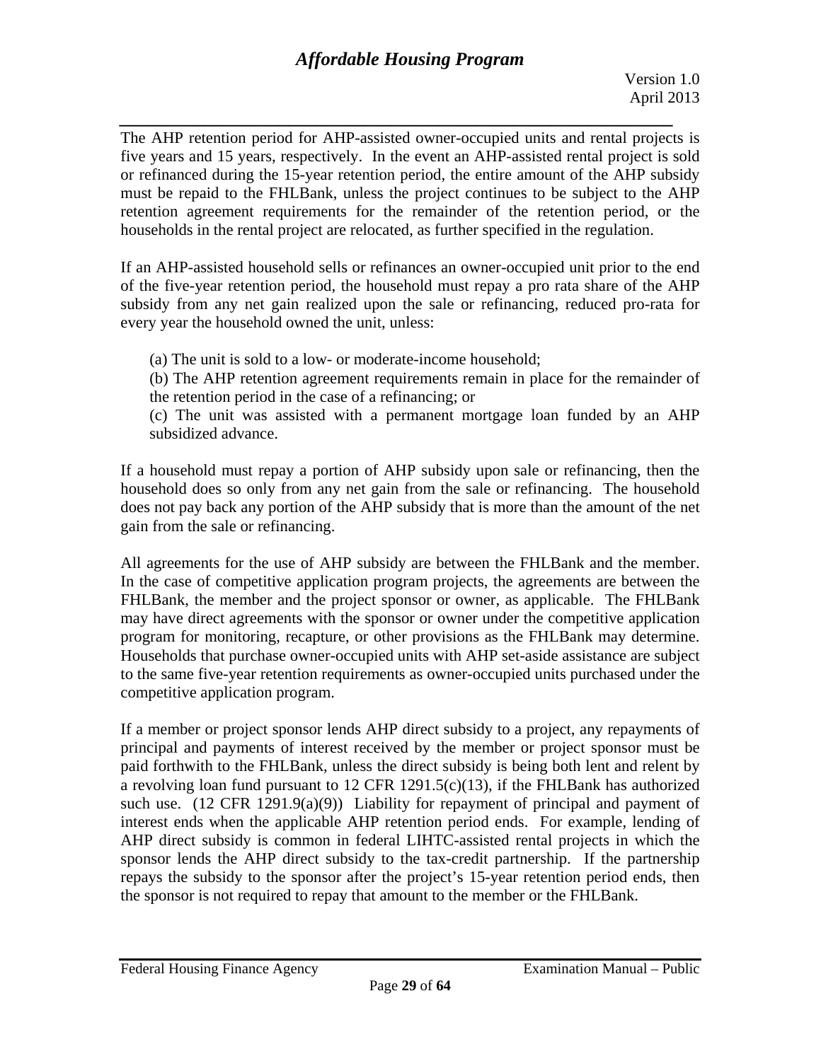The AHP retention period for AHP-assisted owner-occupied units and rental projects is five years and 15 years, respectively. In the event an AHP-assisted rental project is sold or refinanced during the 15-year retention period, the entire amount of the AHP subsidy must be repaid to the FHLBank, unless the project continues to be subject to the AHP retention agreement requirements for the remainder of the retention period, or the households in the rental project are relocated, as further specified in the regulation.

If an AHP-assisted household sells or refinances an owner-occupied unit prior to the end of the five-year retention period, the household must repay a pro rata share of the AHP subsidy from any net gain realized upon the sale or refinancing, reduced pro-rata for every year the household owned the unit, unless:

(a) The unit is sold to a low- or moderate-income household;

(b) The AHP retention agreement requirements remain in place for the remainder of the retention period in the case of a refinancing; or

(c) The unit was assisted with a permanent mortgage loan funded by an AHP subsidized advance.

If a household must repay a portion of AHP subsidy upon sale or refinancing, then the household does so only from any net gain from the sale or refinancing. The household does not pay back any portion of the AHP subsidy that is more than the amount of the net gain from the sale or refinancing.

All agreements for the use of AHP subsidy are between the FHLBank and the member. In the case of competitive application program projects, the agreements are between the FHLBank, the member and the project sponsor or owner, as applicable. The FHLBank may have direct agreements with the sponsor or owner under the competitive application program for monitoring, recapture, or other provisions as the FHLBank may determine. Households that purchase owner-occupied units with AHP set-aside assistance are subject to the same five-year retention requirements as owner-occupied units purchased under the competitive application program.

If a member or project sponsor lends AHP direct subsidy to a project, any repayments of principal and payments of interest received by the member or project sponsor must be paid forthwith to the FHLBank, unless the direct subsidy is being both lent and relent by a revolving loan fund pursuant to 12 CFR 1291.5(c)(13), if the FHLBank has authorized such use. (12 CFR 1291.9(a)(9)) Liability for repayment of principal and payment of interest ends when the applicable AHP retention period ends. For example, lending of AHP direct subsidy is common in federal LIHTC-assisted rental projects in which the sponsor lends the AHP direct subsidy to the tax-credit partnership. If the partnership repays the subsidy to the sponsor after the project's 15-year retention period ends, then the sponsor is not required to repay that amount to the member or the FHLBank.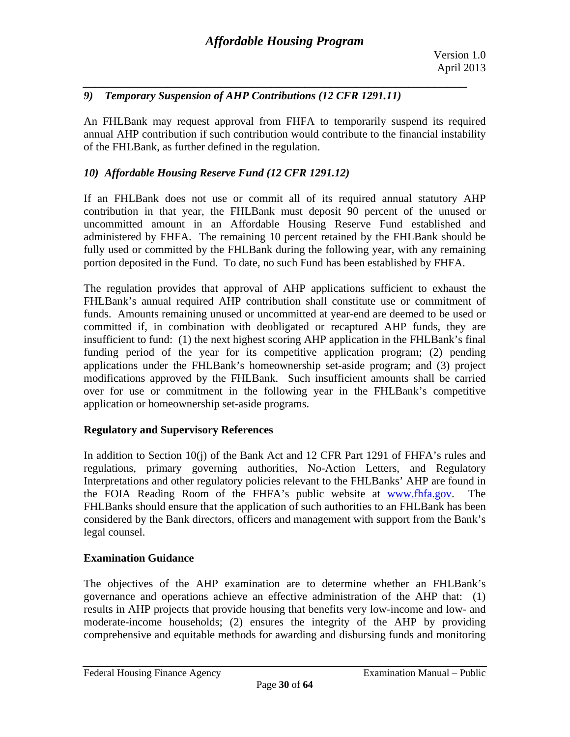### *9) Temporary Suspension of AHP Contributions (12 CFR 1291.11)*

An FHLBank may request approval from FHFA to temporarily suspend its required annual AHP contribution if such contribution would contribute to the financial instability of the FHLBank, as further defined in the regulation.

### *10) Affordable Housing Reserve Fund (12 CFR 1291.12)*

If an FHLBank does not use or commit all of its required annual statutory AHP contribution in that year, the FHLBank must deposit 90 percent of the unused or uncommitted amount in an Affordable Housing Reserve Fund established and administered by FHFA. The remaining 10 percent retained by the FHLBank should be fully used or committed by the FHLBank during the following year, with any remaining portion deposited in the Fund. To date, no such Fund has been established by FHFA.

The regulation provides that approval of AHP applications sufficient to exhaust the FHLBank's annual required AHP contribution shall constitute use or commitment of funds. Amounts remaining unused or uncommitted at year-end are deemed to be used or committed if, in combination with deobligated or recaptured AHP funds, they are insufficient to fund: (1) the next highest scoring AHP application in the FHLBank's final funding period of the year for its competitive application program; (2) pending applications under the FHLBank's homeownership set-aside program; and (3) project modifications approved by the FHLBank. Such insufficient amounts shall be carried over for use or commitment in the following year in the FHLBank's competitive application or homeownership set-aside programs.

## Regulatory and Supervisory References

In addition to Section 10(j) of the Bank Act and 12 CFR Part 1291 of FHFA's rules and regulations, primary governing authorities, No-Action Letters, and Regulatory Interpretations and other regulatory policies relevant to the FHLBanks' AHP are found in the FOIA Reading Room of the FHFA's public website at [www.fhfa.gov](http://www.fhfa.gov). The FHLBanks should ensure that the application of such authorities to an FHLBank has been considered by the Bank directors, officers and management with support from the Bank's legal counsel.

## Examination Guidance

The objectives of the AHP examination are to determine whether an FHLBank's governance and operations achieve an effective administration of the AHP that: (1) results in AHP projects that provide housing that benefits very low-income and low- and moderate-income households; (2) ensures the integrity of the AHP by providing comprehensive and equitable methods for awarding and disbursing funds and monitoring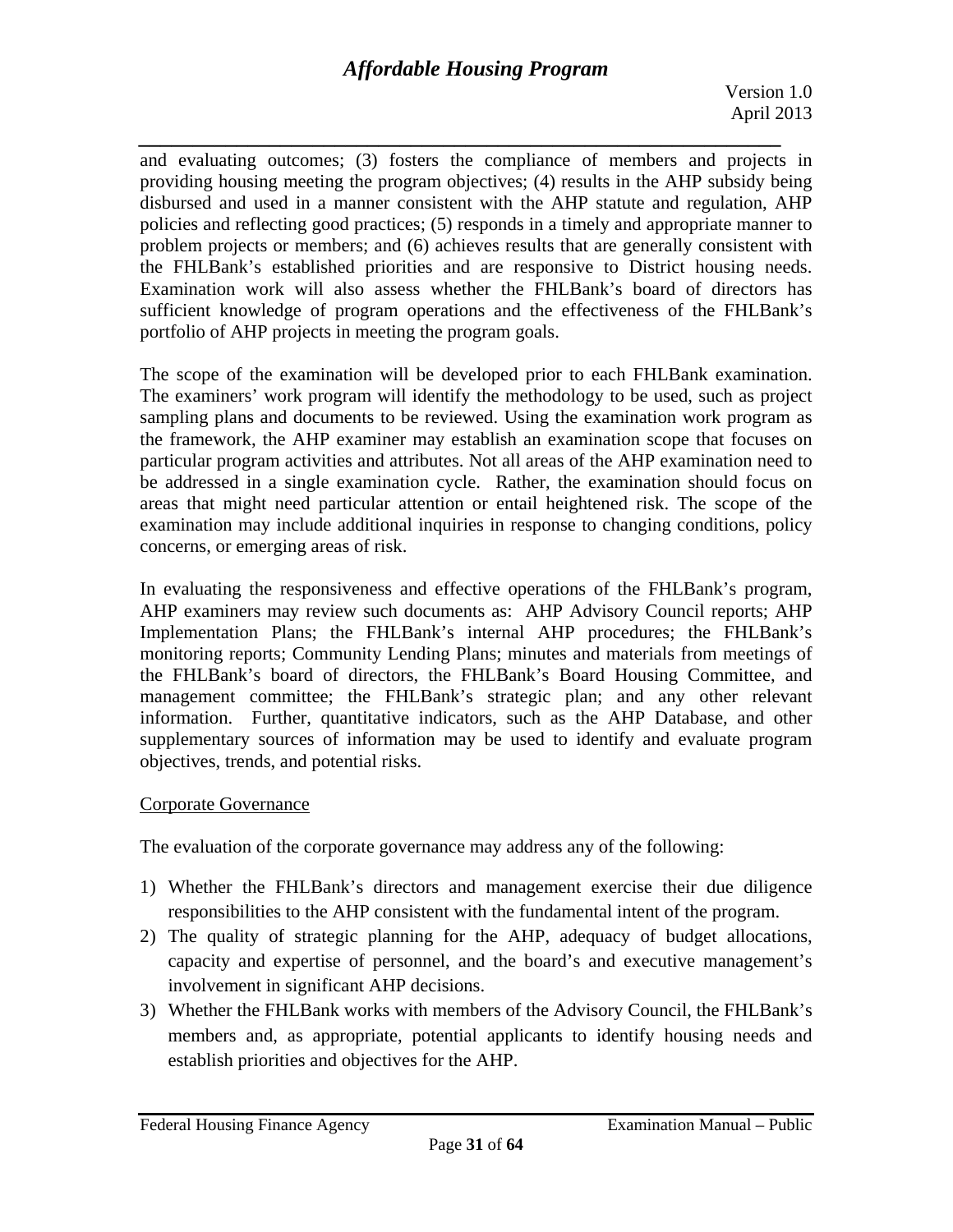and evaluating outcomes; (3) fosters the compliance of members and projects in providing housing meeting the program objectives; (4) results in the AHP subsidy being disbursed and used in a manner consistent with the AHP statute and regulation, AHP policies and reflecting good practices; (5) responds in a timely and appropriate manner to problem projects or members; and (6) achieves results that are generally consistent with the FHLBank's established priorities and are responsive to District housing needs. Examination work will also assess whether the FHLBank's board of directors has sufficient knowledge of program operations and the effectiveness of the FHLBank's portfolio of AHP projects in meeting the program goals.

The scope of the examination will be developed prior to each FHLBank examination. The examiners' work program will identify the methodology to be used, such as project sampling plans and documents to be reviewed. Using the examination work program as the framework, the AHP examiner may establish an examination scope that focuses on particular program activities and attributes. Not all areas of the AHP examination need to be addressed in a single examination cycle. Rather, the examination should focus on areas that might need particular attention or entail heightened risk. The scope of the examination may include additional inquiries in response to changing conditions, policy concerns, or emerging areas of risk.

In evaluating the responsiveness and effective operations of the FHLBank's program, AHP examiners may review such documents as: AHP Advisory Council reports; AHP Implementation Plans; the FHLBank's internal AHP procedures; the FHLBank's monitoring reports; Community Lending Plans; minutes and materials from meetings of the FHLBank's board of directors, the FHLBank's Board Housing Committee, and management committee; the FHLBank's strategic plan; and any other relevant information. Further, quantitative indicators, such as the AHP Database, and other supplementary sources of information may be used to identify and evaluate program objectives, trends, and potential risks.

<u>Corporate Governance</u>

The evaluation of the corporate governance may address any of the following:

1) Whether the FHLBank's directors and management exercise their due diligence responsibilities to the AHP consistent with the fundamental intent of the program.
2) The quality of strategic planning for the AHP, adequacy of budget allocations, capacity and expertise of personnel, and the board's and executive management's involvement in significant AHP decisions.
3) Whether the FHLBank works with members of the Advisory Council, the FHLBank's members and, as appropriate, potential applicants to identify housing needs and establish priorities and objectives for the AHP.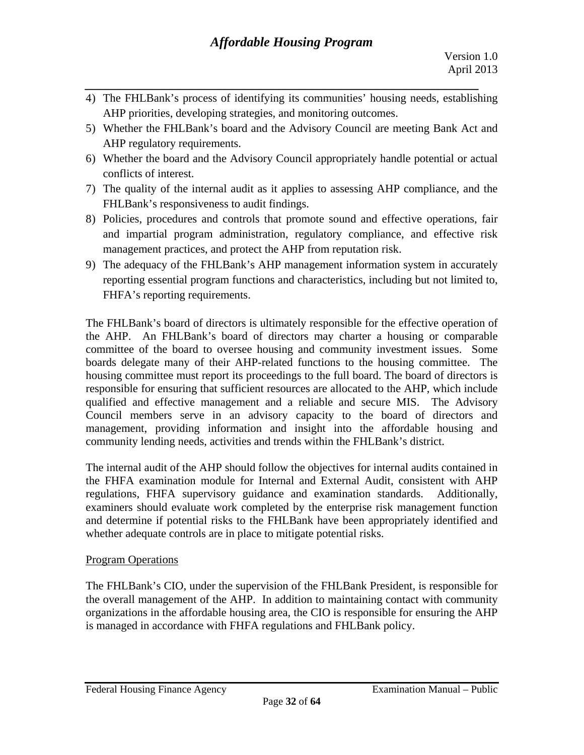4) The FHLBank's process of identifying its communities' housing needs, establishing AHP priorities, developing strategies, and monitoring outcomes.
5) Whether the FHLBank's board and the Advisory Council are meeting Bank Act and AHP regulatory requirements.
6) Whether the board and the Advisory Council appropriately handle potential or actual conflicts of interest.
7) The quality of the internal audit as it applies to assessing AHP compliance, and the FHLBank's responsiveness to audit findings.
8) Policies, procedures and controls that promote sound and effective operations, fair and impartial program administration, regulatory compliance, and effective risk management practices, and protect the AHP from reputation risk.
9) The adequacy of the FHLBank's AHP management information system in accurately reporting essential program functions and characteristics, including but not limited to, FHFA's reporting requirements.

The FHLBank's board of directors is ultimately responsible for the effective operation of the AHP. An FHLBank's board of directors may charter a housing or comparable committee of the board to oversee housing and community investment issues. Some boards delegate many of their AHP-related functions to the housing committee. The housing committee must report its proceedings to the full board. The board of directors is responsible for ensuring that sufficient resources are allocated to the AHP, which include qualified and effective management and a reliable and secure MIS. The Advisory Council members serve in an advisory capacity to the board of directors and management, providing information and insight into the affordable housing and community lending needs, activities and trends within the FHLBank's district.

The internal audit of the AHP should follow the objectives for internal audits contained in the FHFA examination module for Internal and External Audit, consistent with AHP regulations, FHFA supervisory guidance and examination standards. Additionally, examiners should evaluate work completed by the enterprise risk management function and determine if potential risks to the FHLBank have been appropriately identified and whether adequate controls are in place to mitigate potential risks.

Program Operations

The FHLBank's CIO, under the supervision of the FHLBank President, is responsible for the overall management of the AHP. In addition to maintaining contact with community organizations in the affordable housing area, the CIO is responsible for ensuring the AHP is managed in accordance with FHFA regulations and FHLBank policy.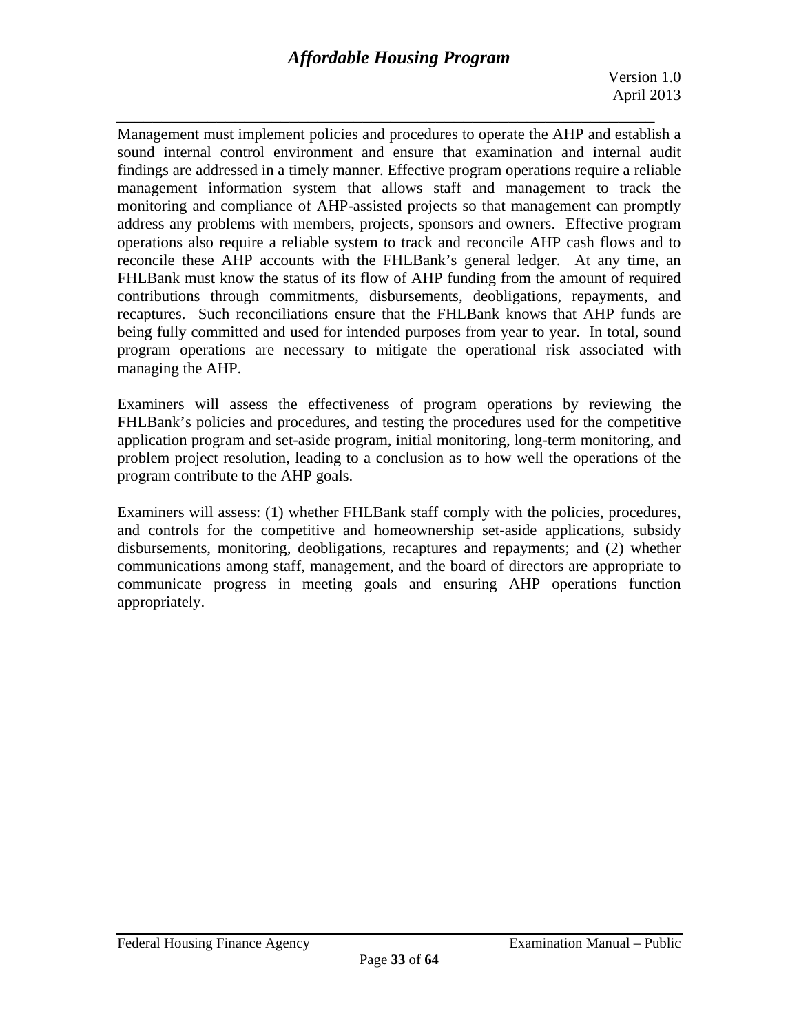Management must implement policies and procedures to operate the AHP and establish a sound internal control environment and ensure that examination and internal audit findings are addressed in a timely manner. Effective program operations require a reliable management information system that allows staff and management to track the monitoring and compliance of AHP-assisted projects so that management can promptly address any problems with members, projects, sponsors and owners. Effective program operations also require a reliable system to track and reconcile AHP cash flows and to reconcile these AHP accounts with the FHLBank's general ledger. At any time, an FHLBank must know the status of its flow of AHP funding from the amount of required contributions through commitments, disbursements, deobligations, repayments, and recaptures. Such reconciliations ensure that the FHLBank knows that AHP funds are being fully committed and used for intended purposes from year to year. In total, sound program operations are necessary to mitigate the operational risk associated with managing the AHP.

Examiners will assess the effectiveness of program operations by reviewing the FHLBank's policies and procedures, and testing the procedures used for the competitive application program and set-aside program, initial monitoring, long-term monitoring, and problem project resolution, leading to a conclusion as to how well the operations of the program contribute to the AHP goals.

Examiners will assess: (1) whether FHLBank staff comply with the policies, procedures, and controls for the competitive and homeownership set-aside applications, subsidy disbursements, monitoring, deobligations, recaptures and repayments; and (2) whether communications among staff, management, and the board of directors are appropriate to communicate progress in meeting goals and ensuring AHP operations function appropriately.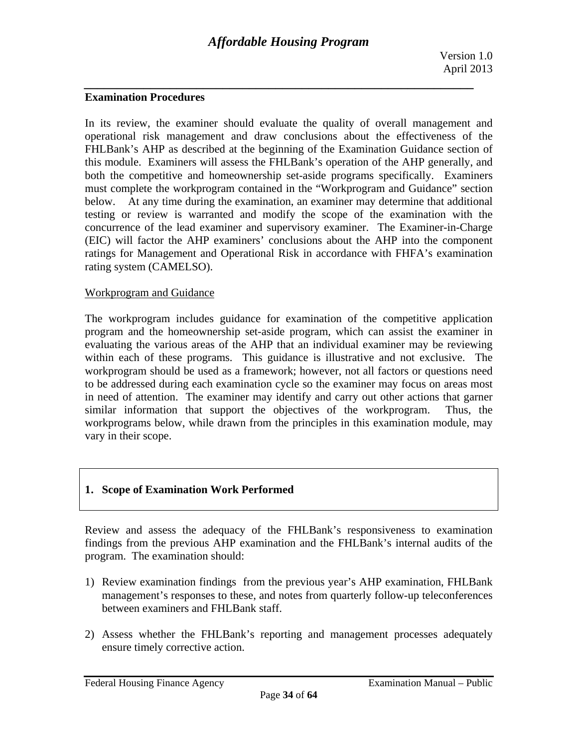## Examination Procedures

In its review, the examiner should evaluate the quality of overall management and operational risk management and draw conclusions about the effectiveness of the FHLBank's AHP as described at the beginning of the Examination Guidance section of this module. Examiners will assess the FHLBank's operation of the AHP generally, and both the competitive and homeownership set-aside programs specifically. Examiners must complete the workprogram contained in the "Workprogram and Guidance" section below. At any time during the examination, an examiner may determine that additional testing or review is warranted and modify the scope of the examination with the concurrence of the lead examiner and supervisory examiner. The Examiner-in-Charge (EIC) will factor the AHP examiners' conclusions about the AHP into the component ratings for Management and Operational Risk in accordance with FHFA's examination rating system (CAMELSO).

### Workprogram and Guidance

The workprogram includes guidance for examination of the competitive application program and the homeownership set-aside program, which can assist the examiner in evaluating the various areas of the AHP that an individual examiner may be reviewing within each of these programs. This guidance is illustrative and not exclusive. The workprogram should be used as a framework; however, not all factors or questions need to be addressed during each examination cycle so the examiner may focus on areas most in need of attention. The examiner may identify and carry out other actions that garner similar information that support the objectives of the workprogram. Thus, the workprograms below, while drawn from the principles in this examination module, may vary in their scope.

### 1. Scope of Examination Work Performed

Review and assess the adequacy of the FHLBank's responsiveness to examination findings from the previous AHP examination and the FHLBank's internal audits of the program. The examination should:

1) Review examination findings from the previous year's AHP examination, FHLBank management's responses to these, and notes from quarterly follow-up teleconferences between examiners and FHLBank staff.

2) Assess whether the FHLBank's reporting and management processes adequately ensure timely corrective action.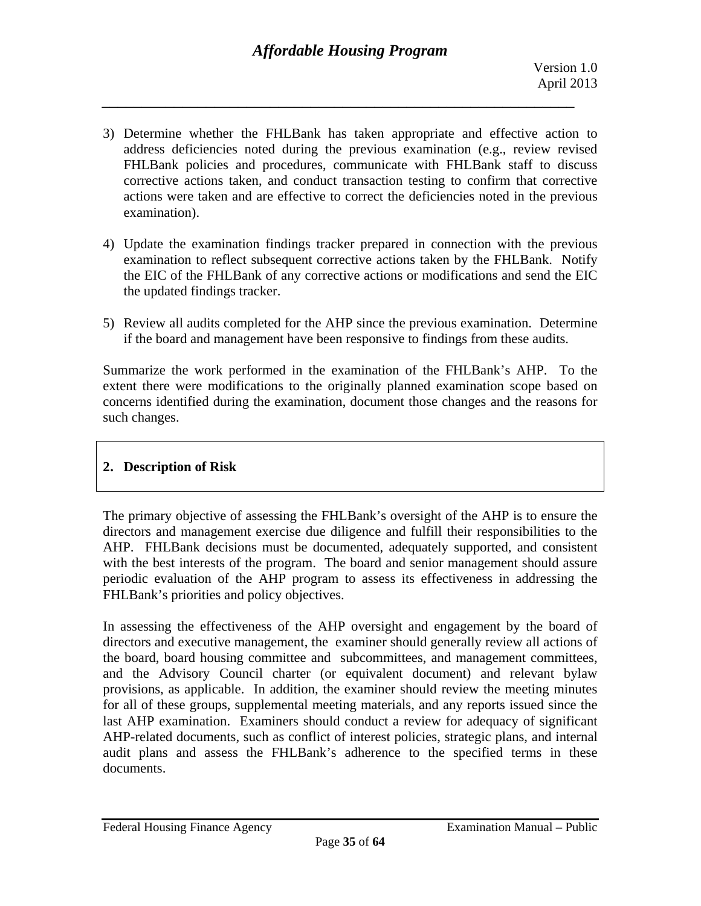3) Determine whether the FHLBank has taken appropriate and effective action to address deficiencies noted during the previous examination (e.g., review revised FHLBank policies and procedures, communicate with FHLBank staff to discuss corrective actions taken, and conduct transaction testing to confirm that corrective actions were taken and are effective to correct the deficiencies noted in the previous examination).

4) Update the examination findings tracker prepared in connection with the previous examination to reflect subsequent corrective actions taken by the FHLBank. Notify the EIC of the FHLBank of any corrective actions or modifications and send the EIC the updated findings tracker.

5) Review all audits completed for the AHP since the previous examination. Determine if the board and management have been responsive to findings from these audits.

Summarize the work performed in the examination of the FHLBank's AHP. To the extent there were modifications to the originally planned examination scope based on concerns identified during the examination, document those changes and the reasons for such changes.

## 2. Description of Risk

The primary objective of assessing the FHLBank's oversight of the AHP is to ensure the directors and management exercise due diligence and fulfill their responsibilities to the AHP. FHLBank decisions must be documented, adequately supported, and consistent with the best interests of the program. The board and senior management should assure periodic evaluation of the AHP program to assess its effectiveness in addressing the FHLBank's priorities and policy objectives.

In assessing the effectiveness of the AHP oversight and engagement by the board of directors and executive management, the examiner should generally review all actions of the board, board housing committee and subcommittees, and management committees, and the Advisory Council charter (or equivalent document) and relevant bylaw provisions, as applicable. In addition, the examiner should review the meeting minutes for all of these groups, supplemental meeting materials, and any reports issued since the last AHP examination. Examiners should conduct a review for adequacy of significant AHP-related documents, such as conflict of interest policies, strategic plans, and internal audit plans and assess the FHLBank's adherence to the specified terms in these documents.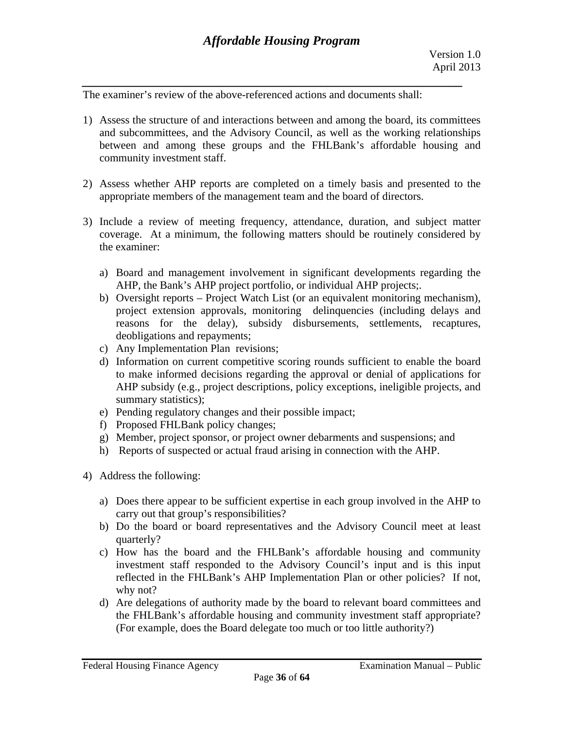The examiner's review of the above-referenced actions and documents shall:

1) Assess the structure of and interactions between and among the board, its committees and subcommittees, and the Advisory Council, as well as the working relationships between and among these groups and the FHLBank's affordable housing and community investment staff.

2) Assess whether AHP reports are completed on a timely basis and presented to the appropriate members of the management team and the board of directors.

3) Include a review of meeting frequency, attendance, duration, and subject matter coverage. At a minimum, the following matters should be routinely considered by the examiner:

   a) Board and management involvement in significant developments regarding the AHP, the Bank's AHP project portfolio, or individual AHP projects;.
   b) Oversight reports – Project Watch List (or an equivalent monitoring mechanism), project extension approvals, monitoring delinquencies (including delays and reasons for the delay), subsidy disbursements, settlements, recaptures, deobligations and repayments;
   c) Any Implementation Plan revisions;
   d) Information on current competitive scoring rounds sufficient to enable the board to make informed decisions regarding the approval or denial of applications for AHP subsidy (e.g., project descriptions, policy exceptions, ineligible projects, and summary statistics);
   e) Pending regulatory changes and their possible impact;
   f) Proposed FHLBank policy changes;
   g) Member, project sponsor, or project owner debarments and suspensions; and
   h) Reports of suspected or actual fraud arising in connection with the AHP.

4) Address the following:

   a) Does there appear to be sufficient expertise in each group involved in the AHP to carry out that group's responsibilities?
   b) Do the board or board representatives and the Advisory Council meet at least quarterly?
   c) How has the board and the FHLBank's affordable housing and community investment staff responded to the Advisory Council's input and is this input reflected in the FHLBank's AHP Implementation Plan or other policies? If not, why not?
   d) Are delegations of authority made by the board to relevant board committees and the FHLBank's affordable housing and community investment staff appropriate? (For example, does the Board delegate too much or too little authority?)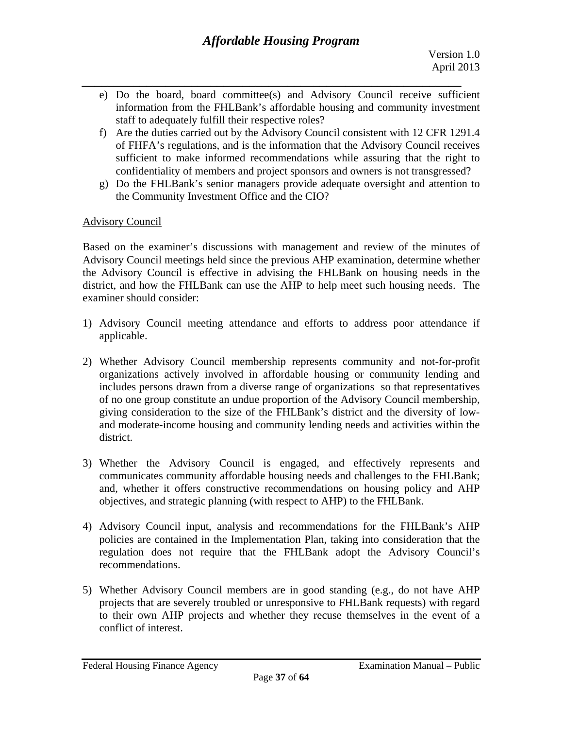e) Do the board, board committee(s) and Advisory Council receive sufficient information from the FHLBank's affordable housing and community investment staff to adequately fulfill their respective roles?

f) Are the duties carried out by the Advisory Council consistent with 12 CFR 1291.4 of FHFA's regulations, and is the information that the Advisory Council receives sufficient to make informed recommendations while assuring that the right to confidentiality of members and project sponsors and owners is not transgressed?

g) Do the FHLBank's senior managers provide adequate oversight and attention to the Community Investment Office and the CIO?

Advisory Council

Based on the examiner's discussions with management and review of the minutes of Advisory Council meetings held since the previous AHP examination, determine whether the Advisory Council is effective in advising the FHLBank on housing needs in the district, and how the FHLBank can use the AHP to help meet such housing needs. The examiner should consider:

1) Advisory Council meeting attendance and efforts to address poor attendance if applicable.

2) Whether Advisory Council membership represents community and not-for-profit organizations actively involved in affordable housing or community lending and includes persons drawn from a diverse range of organizations so that representatives of no one group constitute an undue proportion of the Advisory Council membership, giving consideration to the size of the FHLBank's district and the diversity of low- and moderate-income housing and community lending needs and activities within the district.

3) Whether the Advisory Council is engaged, and effectively represents and communicates community affordable housing needs and challenges to the FHLBank; and, whether it offers constructive recommendations on housing policy and AHP objectives, and strategic planning (with respect to AHP) to the FHLBank.

4) Advisory Council input, analysis and recommendations for the FHLBank's AHP policies are contained in the Implementation Plan, taking into consideration that the regulation does not require that the FHLBank adopt the Advisory Council's recommendations.

5) Whether Advisory Council members are in good standing (e.g., do not have AHP projects that are severely troubled or unresponsive to FHLBank requests) with regard to their own AHP projects and whether they recuse themselves in the event of a conflict of interest.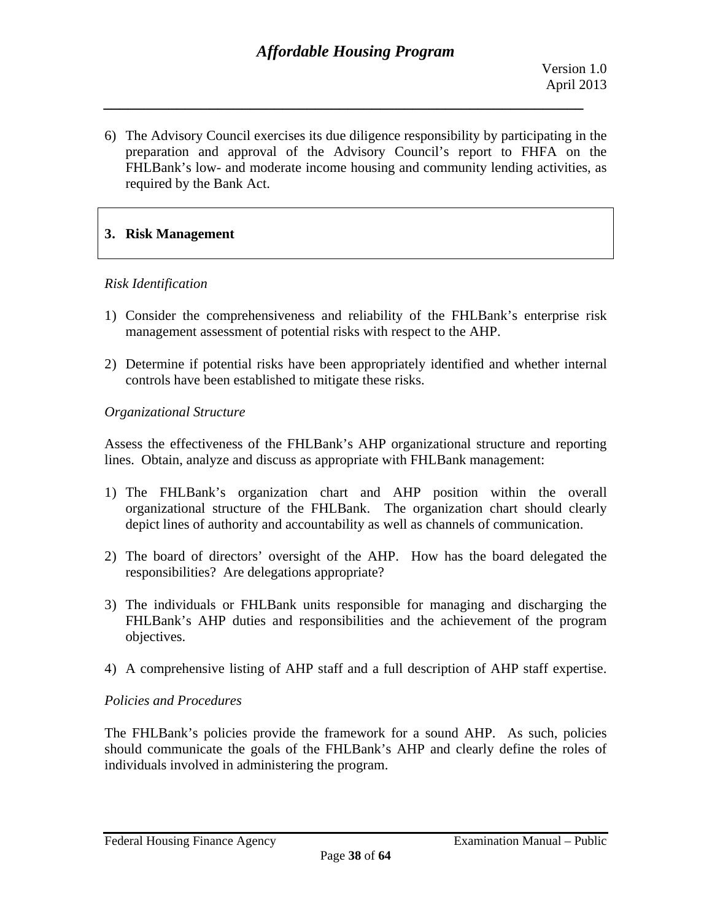6) The Advisory Council exercises its due diligence responsibility by participating in the preparation and approval of the Advisory Council's report to FHFA on the FHLBank's low- and moderate income housing and community lending activities, as required by the Bank Act.

## 3. Risk Management

*Risk Identification*

1) Consider the comprehensiveness and reliability of the FHLBank's enterprise risk management assessment of potential risks with respect to the AHP.

2) Determine if potential risks have been appropriately identified and whether internal controls have been established to mitigate these risks.

*Organizational Structure*

Assess the effectiveness of the FHLBank's AHP organizational structure and reporting lines. Obtain, analyze and discuss as appropriate with FHLBank management:

1) The FHLBank's organization chart and AHP position within the overall organizational structure of the FHLBank. The organization chart should clearly depict lines of authority and accountability as well as channels of communication.

2) The board of directors' oversight of the AHP. How has the board delegated the responsibilities? Are delegations appropriate?

3) The individuals or FHLBank units responsible for managing and discharging the FHLBank's AHP duties and responsibilities and the achievement of the program objectives.

4) A comprehensive listing of AHP staff and a full description of AHP staff expertise.

*Policies and Procedures*

The FHLBank's policies provide the framework for a sound AHP. As such, policies should communicate the goals of the FHLBank's AHP and clearly define the roles of individuals involved in administering the program.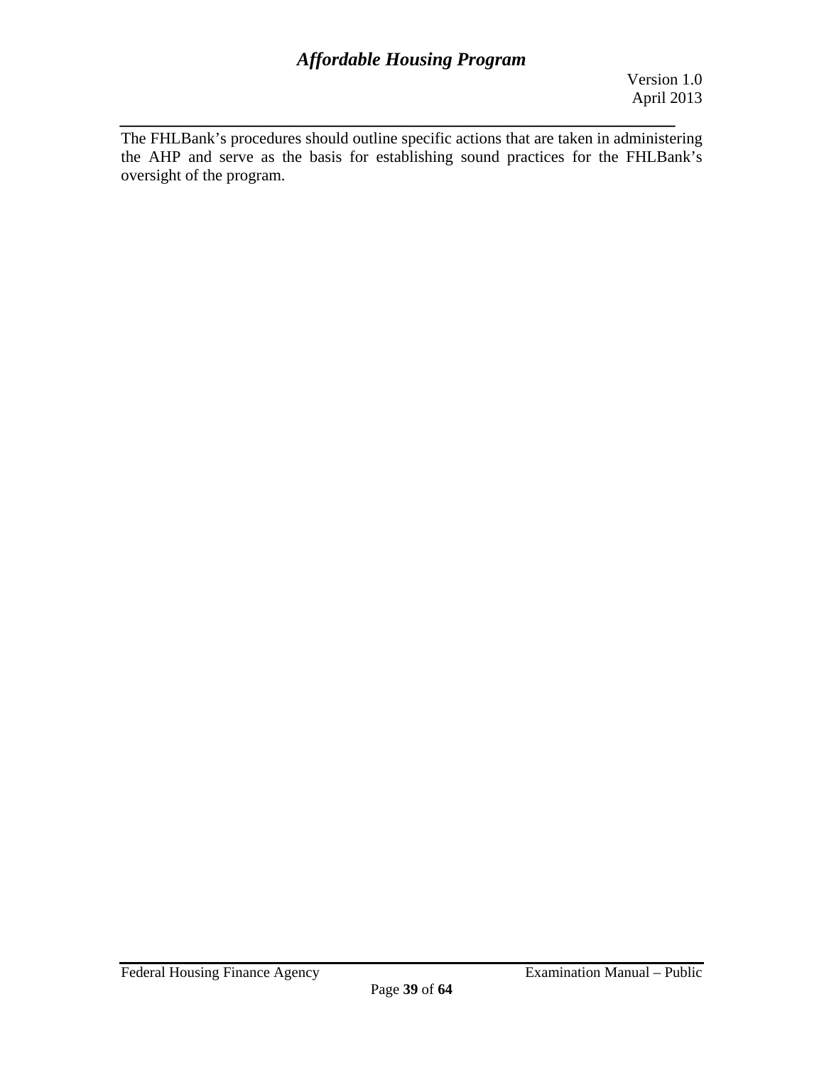The FHLBank's procedures should outline specific actions that are taken in administering the AHP and serve as the basis for establishing sound practices for the FHLBank's oversight of the program.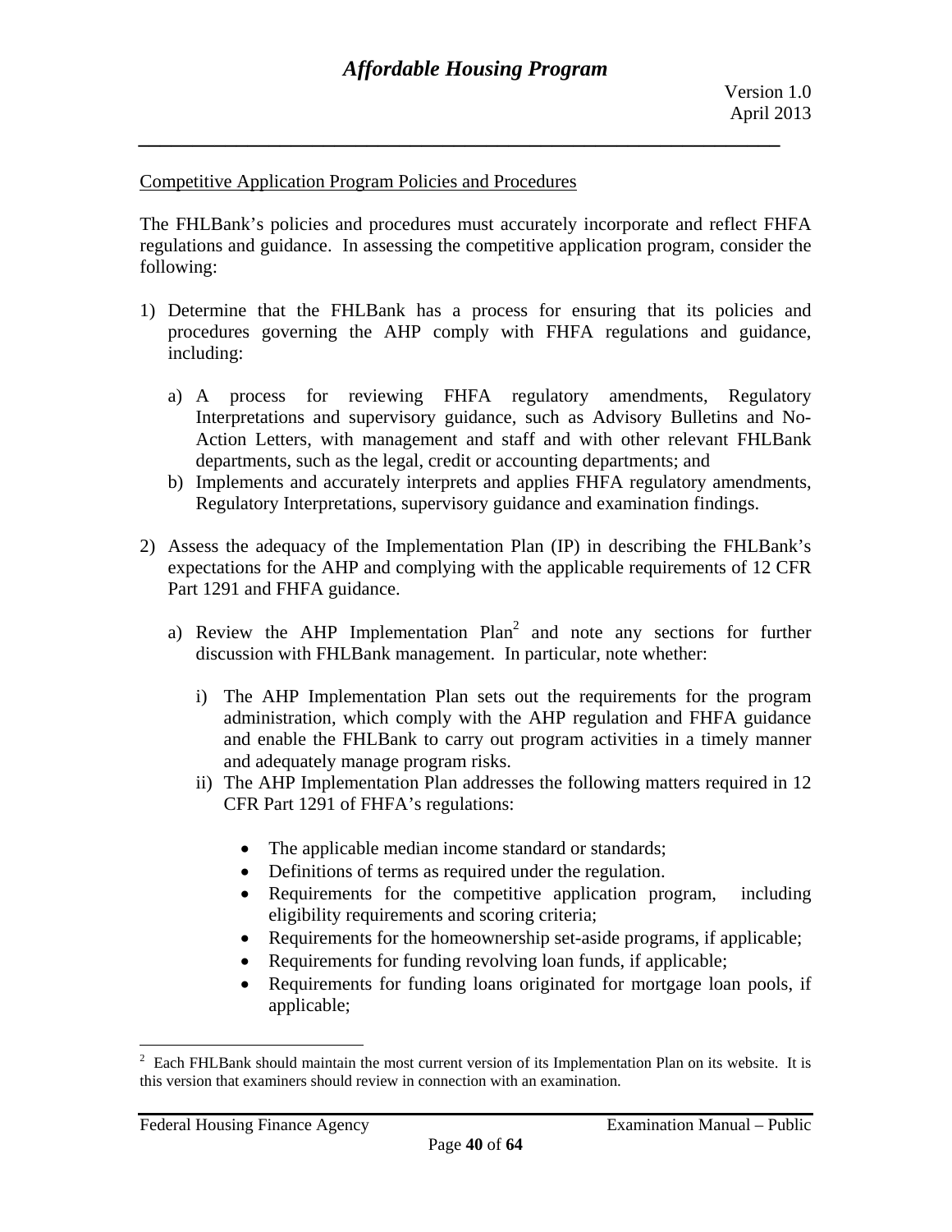Competitive Application Program Policies and Procedures

The FHLBank's policies and procedures must accurately incorporate and reflect FHFA regulations and guidance. In assessing the competitive application program, consider the following:

1) Determine that the FHLBank has a process for ensuring that its policies and procedures governing the AHP comply with FHFA regulations and guidance, including:

   a) A process for reviewing FHFA regulatory amendments, Regulatory Interpretations and supervisory guidance, such as Advisory Bulletins and No-Action Letters, with management and staff and with other relevant FHLBank departments, such as the legal, credit or accounting departments; and
   b) Implements and accurately interprets and applies FHFA regulatory amendments, Regulatory Interpretations, supervisory guidance and examination findings.

2) Assess the adequacy of the Implementation Plan (IP) in describing the FHLBank's expectations for the AHP and complying with the applicable requirements of 12 CFR Part 1291 and FHFA guidance.

   a) Review the AHP Implementation Plan[2] and note any sections for further discussion with FHLBank management. In particular, note whether:

      i) The AHP Implementation Plan sets out the requirements for the program administration, which comply with the AHP regulation and FHFA guidance and enable the FHLBank to carry out program activities in a timely manner and adequately manage program risks.
      ii) The AHP Implementation Plan addresses the following matters required in 12 CFR Part 1291 of FHFA's regulations:

         - The applicable median income standard or standards;
         - Definitions of terms as required under the regulation.
         - Requirements for the competitive application program, including eligibility requirements and scoring criteria;
         - Requirements for the homeownership set-aside programs, if applicable;
         - Requirements for funding revolving loan funds, if applicable;
         - Requirements for funding loans originated for mortgage loan pools, if applicable;

---

[2] Each FHLBank should maintain the most current version of its Implementation Plan on its website. It is this version that examiners should review in connection with an examination.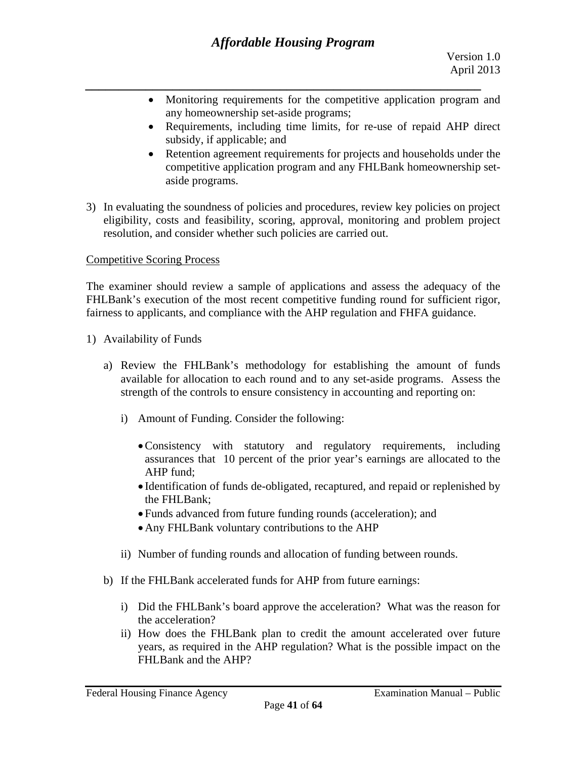- Monitoring requirements for the competitive application program and any homeownership set-aside programs;
- Requirements, including time limits, for re-use of repaid AHP direct subsidy, if applicable; and
- Retention agreement requirements for projects and households under the competitive application program and any FHLBank homeownership set-aside programs.

3) In evaluating the soundness of policies and procedures, review key policies on project eligibility, costs and feasibility, scoring, approval, monitoring and problem project resolution, and consider whether such policies are carried out.

Competitive Scoring Process

The examiner should review a sample of applications and assess the adequacy of the FHLBank's execution of the most recent competitive funding round for sufficient rigor, fairness to applicants, and compliance with the AHP regulation and FHFA guidance.

1) Availability of Funds

   a) Review the FHLBank's methodology for establishing the amount of funds available for allocation to each round and to any set-aside programs. Assess the strength of the controls to ensure consistency in accounting and reporting on:

      i) Amount of Funding. Consider the following:

         - Consistency with statutory and regulatory requirements, including assurances that 10 percent of the prior year's earnings are allocated to the AHP fund;
         - Identification of funds de-obligated, recaptured, and repaid or replenished by the FHLBank;
         - Funds advanced from future funding rounds (acceleration); and
         - Any FHLBank voluntary contributions to the AHP

      ii) Number of funding rounds and allocation of funding between rounds.

   b) If the FHLBank accelerated funds for AHP from future earnings:

      i) Did the FHLBank's board approve the acceleration? What was the reason for the acceleration?

      ii) How does the FHLBank plan to credit the amount accelerated over future years, as required in the AHP regulation? What is the possible impact on the FHLBank and the AHP?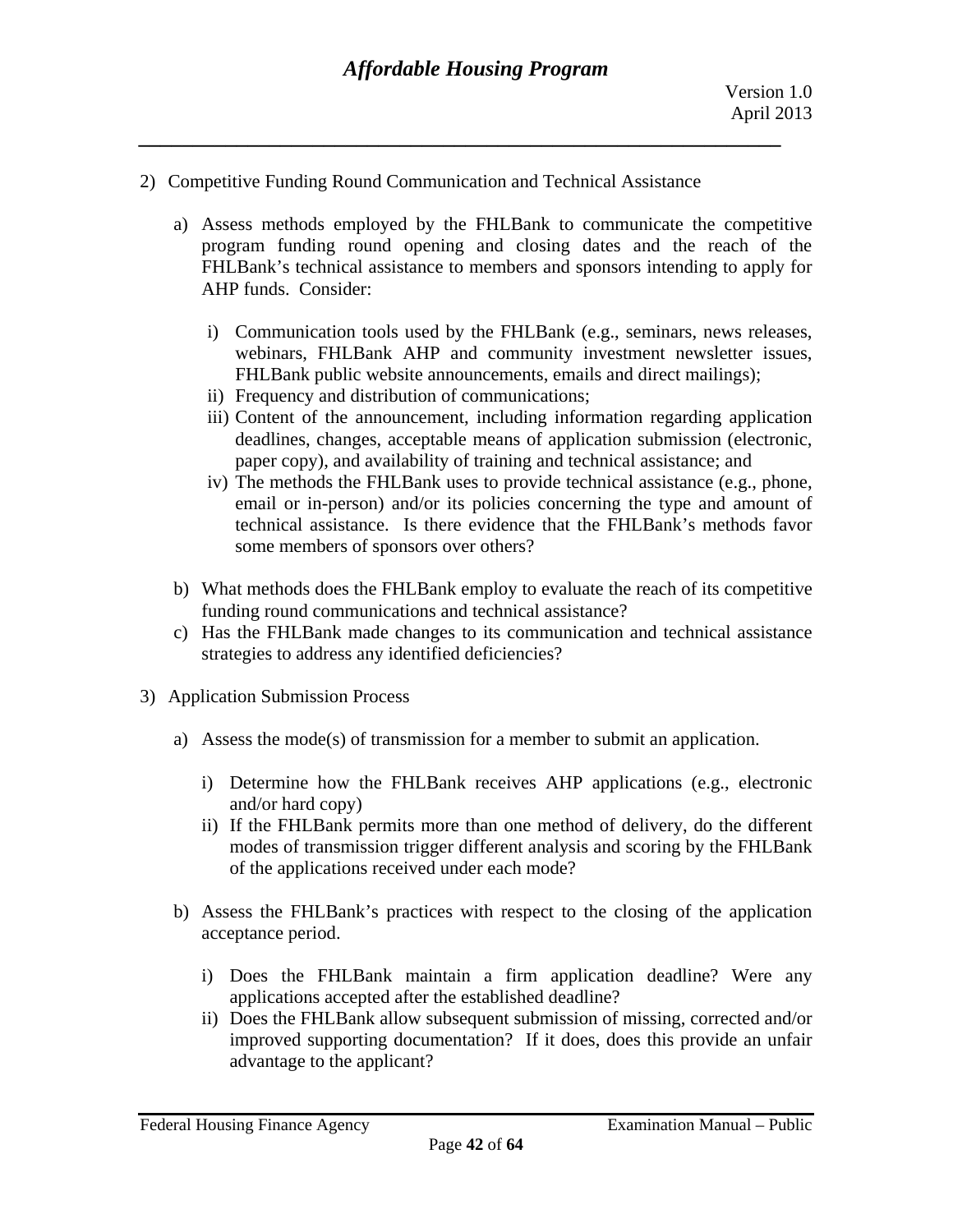2) Competitive Funding Round Communication and Technical Assistance

   a) Assess methods employed by the FHLBank to communicate the competitive program funding round opening and closing dates and the reach of the FHLBank's technical assistance to members and sponsors intending to apply for AHP funds. Consider:

      i) Communication tools used by the FHLBank (e.g., seminars, news releases, webinars, FHLBank AHP and community investment newsletter issues, FHLBank public website announcements, emails and direct mailings);
      ii) Frequency and distribution of communications;
      iii) Content of the announcement, including information regarding application deadlines, changes, acceptable means of application submission (electronic, paper copy), and availability of training and technical assistance; and
      iv) The methods the FHLBank uses to provide technical assistance (e.g., phone, email or in-person) and/or its policies concerning the type and amount of technical assistance. Is there evidence that the FHLBank's methods favor some members of sponsors over others?

   b) What methods does the FHLBank employ to evaluate the reach of its competitive funding round communications and technical assistance?
   c) Has the FHLBank made changes to its communication and technical assistance strategies to address any identified deficiencies?

3) Application Submission Process

   a) Assess the mode(s) of transmission for a member to submit an application.

      i) Determine how the FHLBank receives AHP applications (e.g., electronic and/or hard copy)
      ii) If the FHLBank permits more than one method of delivery, do the different modes of transmission trigger different analysis and scoring by the FHLBank of the applications received under each mode?

   b) Assess the FHLBank's practices with respect to the closing of the application acceptance period.

      i) Does the FHLBank maintain a firm application deadline? Were any applications accepted after the established deadline?
      ii) Does the FHLBank allow subsequent submission of missing, corrected and/or improved supporting documentation? If it does, does this provide an unfair advantage to the applicant?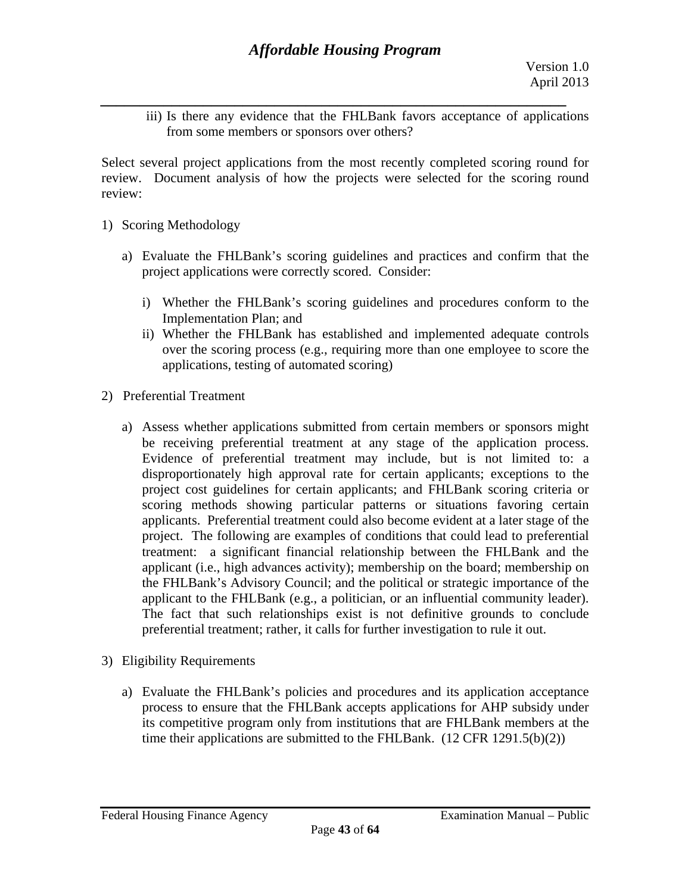iii) Is there any evidence that the FHLBank favors acceptance of applications from some members or sponsors over others?

Select several project applications from the most recently completed scoring round for review. Document analysis of how the projects were selected for the scoring round review:

1) Scoring Methodology

   a) Evaluate the FHLBank's scoring guidelines and practices and confirm that the project applications were correctly scored. Consider:

      i) Whether the FHLBank's scoring guidelines and procedures conform to the Implementation Plan; and
      ii) Whether the FHLBank has established and implemented adequate controls over the scoring process (e.g., requiring more than one employee to score the applications, testing of automated scoring)

2) Preferential Treatment

   a) Assess whether applications submitted from certain members or sponsors might be receiving preferential treatment at any stage of the application process. Evidence of preferential treatment may include, but is not limited to: a disproportionately high approval rate for certain applicants; exceptions to the project cost guidelines for certain applicants; and FHLBank scoring criteria or scoring methods showing particular patterns or situations favoring certain applicants. Preferential treatment could also become evident at a later stage of the project. The following are examples of conditions that could lead to preferential treatment: a significant financial relationship between the FHLBank and the applicant (i.e., high advances activity); membership on the board; membership on the FHLBank's Advisory Council; and the political or strategic importance of the applicant to the FHLBank (e.g., a politician, or an influential community leader). The fact that such relationships exist is not definitive grounds to conclude preferential treatment; rather, it calls for further investigation to rule it out.

3) Eligibility Requirements

   a) Evaluate the FHLBank's policies and procedures and its application acceptance process to ensure that the FHLBank accepts applications for AHP subsidy under its competitive program only from institutions that are FHLBank members at the time their applications are submitted to the FHLBank. (12 CFR 1291.5(b)(2))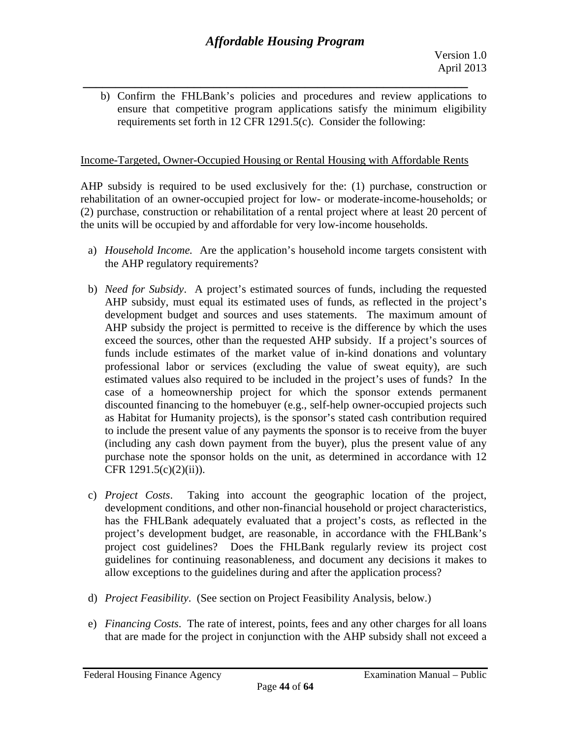b) Confirm the FHLBank's policies and procedures and review applications to ensure that competitive program applications satisfy the minimum eligibility requirements set forth in 12 CFR 1291.5(c). Consider the following:

<u>Income-Targeted, Owner-Occupied Housing or Rental Housing with Affordable Rents</u>

AHP subsidy is required to be used exclusively for the: (1) purchase, construction or rehabilitation of an owner-occupied project for low- or moderate-income-households; or (2) purchase, construction or rehabilitation of a rental project where at least 20 percent of the units will be occupied by and affordable for very low-income households.

a) *Household Income.* Are the application's household income targets consistent with the AHP regulatory requirements?

b) *Need for Subsidy*. A project's estimated sources of funds, including the requested AHP subsidy, must equal its estimated uses of funds, as reflected in the project's development budget and sources and uses statements. The maximum amount of AHP subsidy the project is permitted to receive is the difference by which the uses exceed the sources, other than the requested AHP subsidy. If a project's sources of funds include estimates of the market value of in-kind donations and voluntary professional labor or services (excluding the value of sweat equity), are such estimated values also required to be included in the project's uses of funds? In the case of a homeownership project for which the sponsor extends permanent discounted financing to the homebuyer (e.g., self-help owner-occupied projects such as Habitat for Humanity projects), is the sponsor's stated cash contribution required to include the present value of any payments the sponsor is to receive from the buyer (including any cash down payment from the buyer), plus the present value of any purchase note the sponsor holds on the unit, as determined in accordance with 12 CFR 1291.5(c)(2)(ii)).

c) *Project Costs*. Taking into account the geographic location of the project, development conditions, and other non-financial household or project characteristics, has the FHLBank adequately evaluated that a project's costs, as reflected in the project's development budget, are reasonable, in accordance with the FHLBank's project cost guidelines? Does the FHLBank regularly review its project cost guidelines for continuing reasonableness, and document any decisions it makes to allow exceptions to the guidelines during and after the application process?

d) *Project Feasibility*. (See section on Project Feasibility Analysis, below.)

e) *Financing Costs*. The rate of interest, points, fees and any other charges for all loans that are made for the project in conjunction with the AHP subsidy shall not exceed a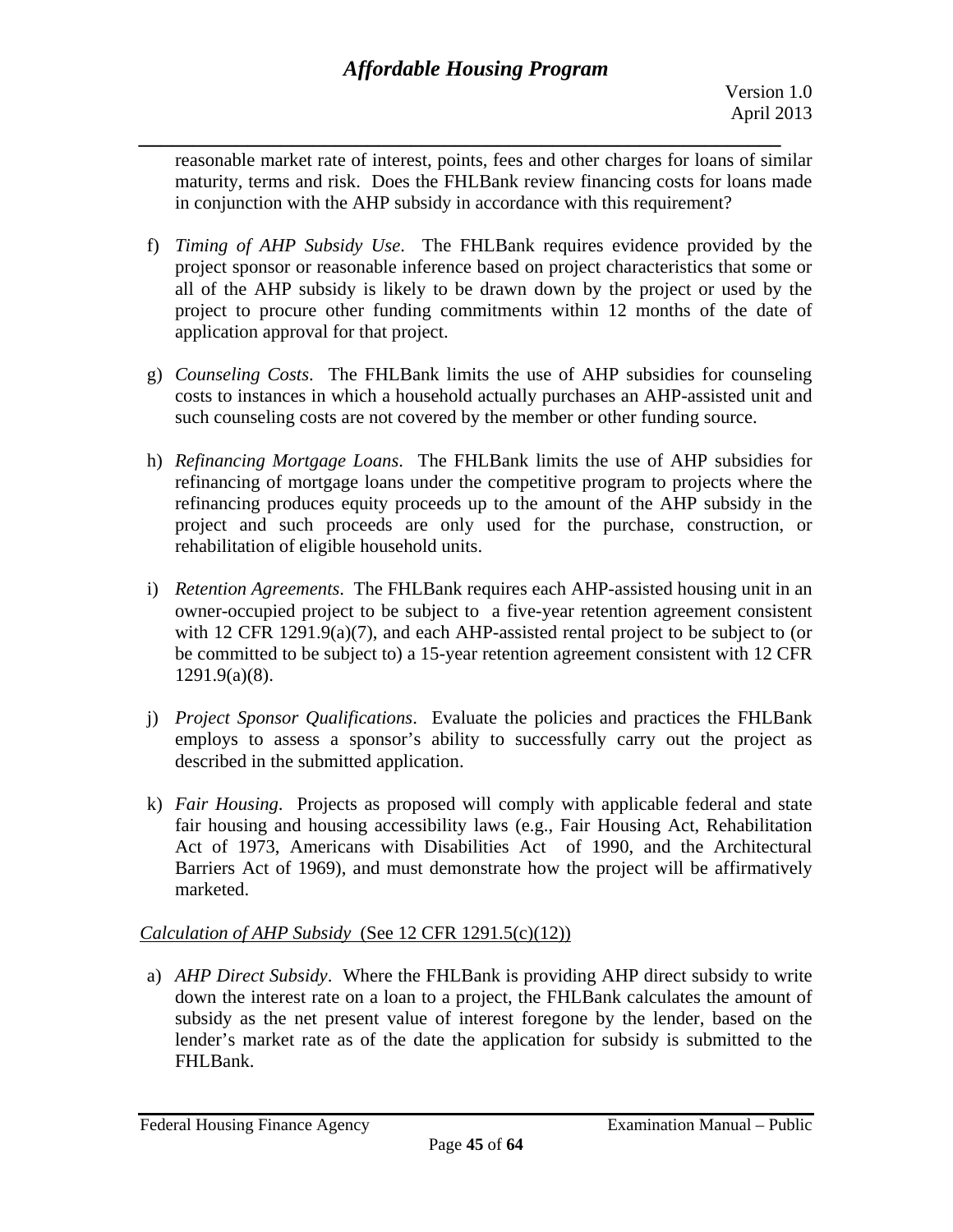reasonable market rate of interest, points, fees and other charges for loans of similar maturity, terms and risk. Does the FHLBank review financing costs for loans made in conjunction with the AHP subsidy in accordance with this requirement?

f) *Timing of AHP Subsidy Use*. The FHLBank requires evidence provided by the project sponsor or reasonable inference based on project characteristics that some or all of the AHP subsidy is likely to be drawn down by the project or used by the project to procure other funding commitments within 12 months of the date of application approval for that project.

g) *Counseling Costs*. The FHLBank limits the use of AHP subsidies for counseling costs to instances in which a household actually purchases an AHP-assisted unit and such counseling costs are not covered by the member or other funding source.

h) *Refinancing Mortgage Loans*. The FHLBank limits the use of AHP subsidies for refinancing of mortgage loans under the competitive program to projects where the refinancing produces equity proceeds up to the amount of the AHP subsidy in the project and such proceeds are only used for the purchase, construction, or rehabilitation of eligible household units.

i) *Retention Agreements*. The FHLBank requires each AHP-assisted housing unit in an owner-occupied project to be subject to a five-year retention agreement consistent with 12 CFR 1291.9(a)(7), and each AHP-assisted rental project to be subject to (or be committed to be subject to) a 15-year retention agreement consistent with 12 CFR 1291.9(a)(8).

j) *Project Sponsor Qualifications*. Evaluate the policies and practices the FHLBank employs to assess a sponsor's ability to successfully carry out the project as described in the submitted application.

k) *Fair Housing*. Projects as proposed will comply with applicable federal and state fair housing and housing accessibility laws (e.g., Fair Housing Act, Rehabilitation Act of 1973, Americans with Disabilities Act of 1990, and the Architectural Barriers Act of 1969), and must demonstrate how the project will be affirmatively marketed.

<u>*Calculation of AHP Subsidy*</u> (See 12 CFR 1291.5(c)(12))

a) *AHP Direct Subsidy*. Where the FHLBank is providing AHP direct subsidy to write down the interest rate on a loan to a project, the FHLBank calculates the amount of subsidy as the net present value of interest foregone by the lender, based on the lender's market rate as of the date the application for subsidy is submitted to the FHLBank.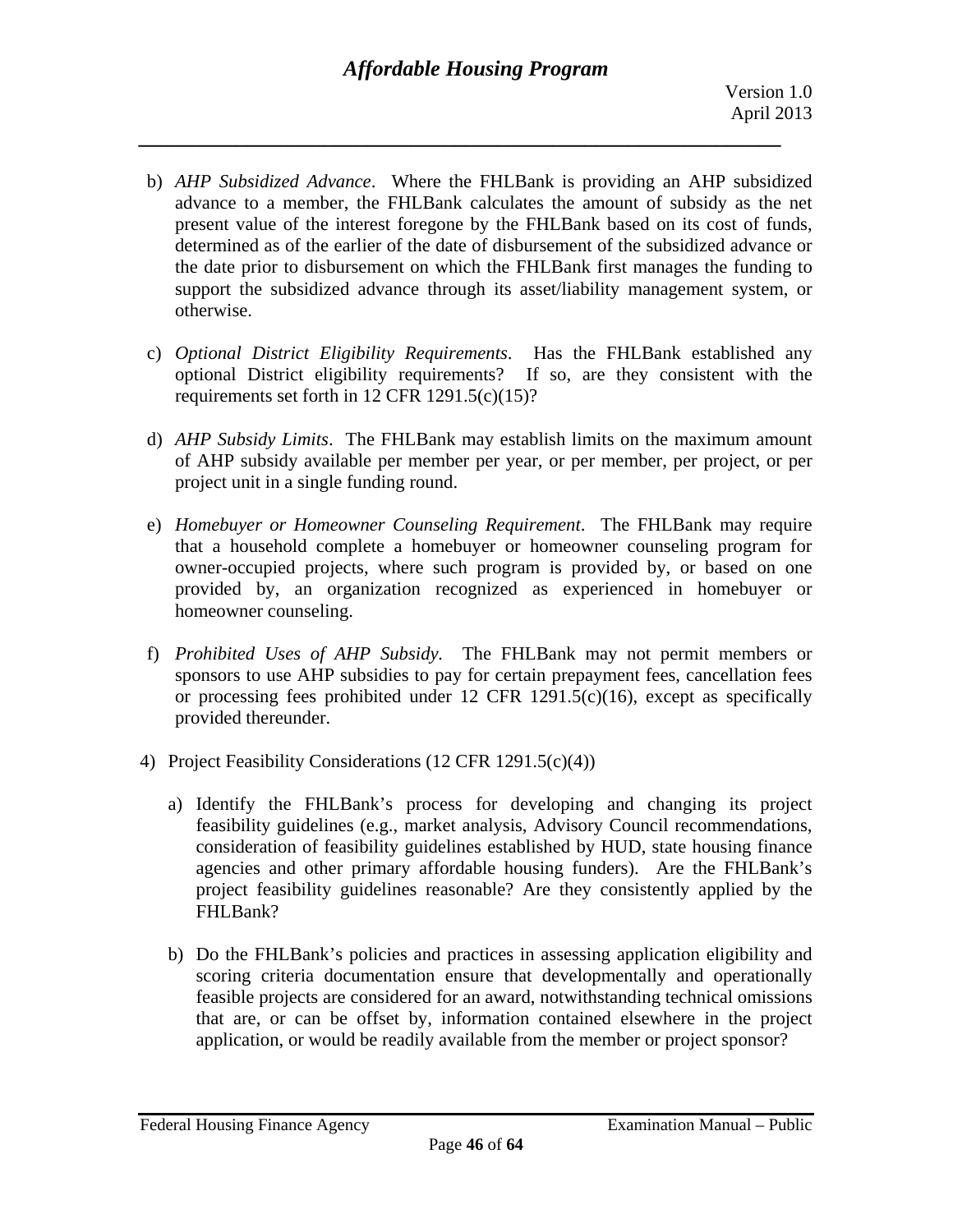b) *AHP Subsidized Advance*. Where the FHLBank is providing an AHP subsidized advance to a member, the FHLBank calculates the amount of subsidy as the net present value of the interest foregone by the FHLBank based on its cost of funds, determined as of the earlier of the date of disbursement of the subsidized advance or the date prior to disbursement on which the FHLBank first manages the funding to support the subsidized advance through its asset/liability management system, or otherwise.

c) *Optional District Eligibility Requirements*. Has the FHLBank established any optional District eligibility requirements? If so, are they consistent with the requirements set forth in 12 CFR 1291.5(c)(15)?

d) *AHP Subsidy Limits*. The FHLBank may establish limits on the maximum amount of AHP subsidy available per member per year, or per member, per project, or per project unit in a single funding round.

e) *Homebuyer or Homeowner Counseling Requirement*. The FHLBank may require that a household complete a homebuyer or homeowner counseling program for owner-occupied projects, where such program is provided by, or based on one provided by, an organization recognized as experienced in homebuyer or homeowner counseling.

f) *Prohibited Uses of AHP Subsidy*. The FHLBank may not permit members or sponsors to use AHP subsidies to pay for certain prepayment fees, cancellation fees or processing fees prohibited under 12 CFR 1291.5(c)(16), except as specifically provided thereunder.

4) Project Feasibility Considerations (12 CFR 1291.5(c)(4))

   a) Identify the FHLBank's process for developing and changing its project feasibility guidelines (e.g., market analysis, Advisory Council recommendations, consideration of feasibility guidelines established by HUD, state housing finance agencies and other primary affordable housing funders). Are the FHLBank's project feasibility guidelines reasonable? Are they consistently applied by the FHLBank?

   b) Do the FHLBank's policies and practices in assessing application eligibility and scoring criteria documentation ensure that developmentally and operationally feasible projects are considered for an award, notwithstanding technical omissions that are, or can be offset by, information contained elsewhere in the project application, or would be readily available from the member or project sponsor?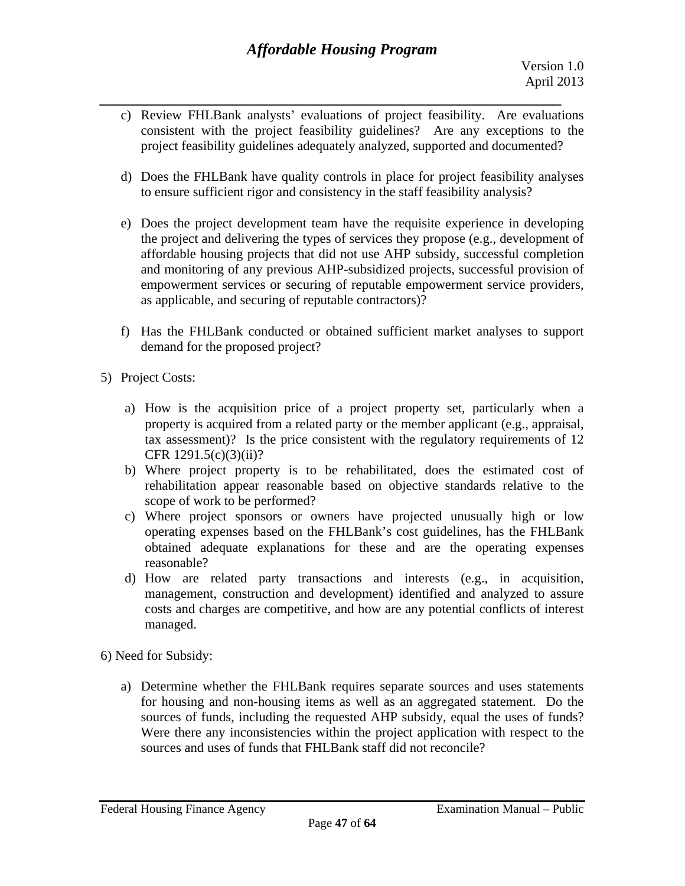c) Review FHLBank analysts' evaluations of project feasibility. Are evaluations consistent with the project feasibility guidelines? Are any exceptions to the project feasibility guidelines adequately analyzed, supported and documented?

d) Does the FHLBank have quality controls in place for project feasibility analyses to ensure sufficient rigor and consistency in the staff feasibility analysis?

e) Does the project development team have the requisite experience in developing the project and delivering the types of services they propose (e.g., development of affordable housing projects that did not use AHP subsidy, successful completion and monitoring of any previous AHP-subsidized projects, successful provision of empowerment services or securing of reputable empowerment service providers, as applicable, and securing of reputable contractors)?

f) Has the FHLBank conducted or obtained sufficient market analyses to support demand for the proposed project?

5) Project Costs:

a) How is the acquisition price of a project property set, particularly when a property is acquired from a related party or the member applicant (e.g., appraisal, tax assessment)? Is the price consistent with the regulatory requirements of 12 CFR 1291.5(c)(3)(ii)?
b) Where project property is to be rehabilitated, does the estimated cost of rehabilitation appear reasonable based on objective standards relative to the scope of work to be performed?
c) Where project sponsors or owners have projected unusually high or low operating expenses based on the FHLBank's cost guidelines, has the FHLBank obtained adequate explanations for these and are the operating expenses reasonable?
d) How are related party transactions and interests (e.g., in acquisition, management, construction and development) identified and analyzed to assure costs and charges are competitive, and how are any potential conflicts of interest managed.

6) Need for Subsidy:

a) Determine whether the FHLBank requires separate sources and uses statements for housing and non-housing items as well as an aggregated statement. Do the sources of funds, including the requested AHP subsidy, equal the uses of funds? Were there any inconsistencies within the project application with respect to the sources and uses of funds that FHLBank staff did not reconcile?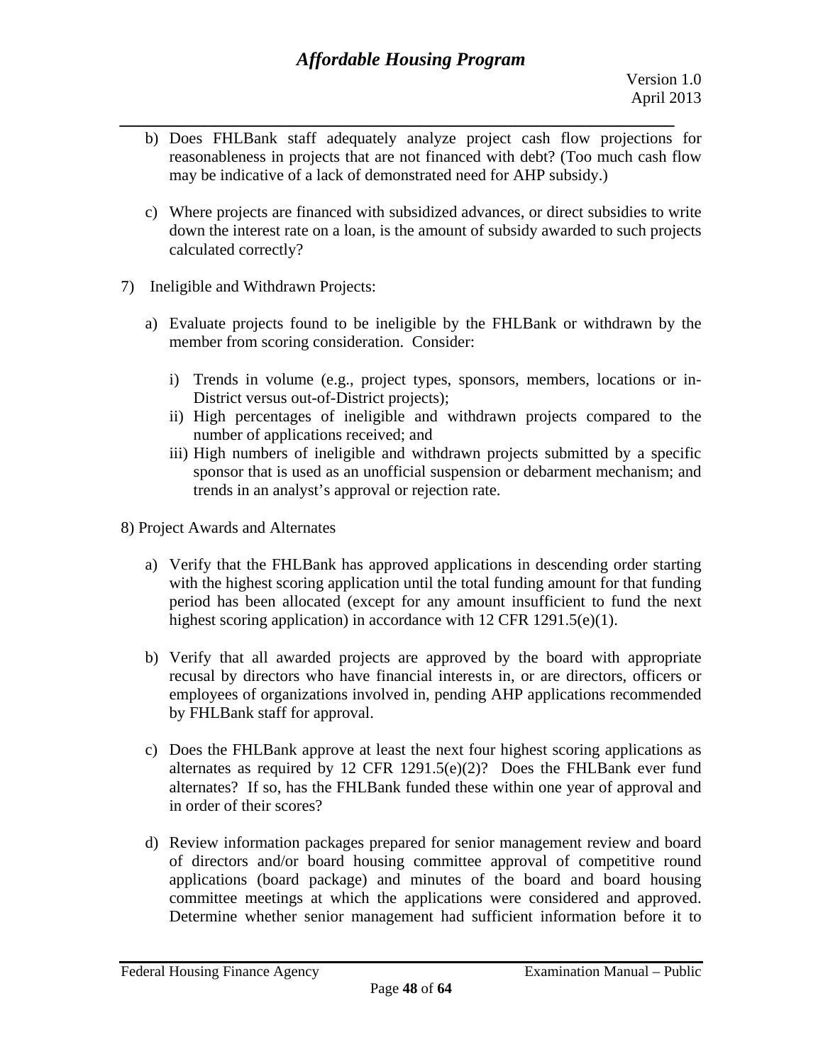b) Does FHLBank staff adequately analyze project cash flow projections for reasonableness in projects that are not financed with debt? (Too much cash flow may be indicative of a lack of demonstrated need for AHP subsidy.)

c) Where projects are financed with subsidized advances, or direct subsidies to write down the interest rate on a loan, is the amount of subsidy awarded to such projects calculated correctly?

7) Ineligible and Withdrawn Projects:

a) Evaluate projects found to be ineligible by the FHLBank or withdrawn by the member from scoring consideration. Consider:

   i) Trends in volume (e.g., project types, sponsors, members, locations or in-District versus out-of-District projects);
   ii) High percentages of ineligible and withdrawn projects compared to the number of applications received; and
   iii) High numbers of ineligible and withdrawn projects submitted by a specific sponsor that is used as an unofficial suspension or debarment mechanism; and trends in an analyst's approval or rejection rate.

8) Project Awards and Alternates

a) Verify that the FHLBank has approved applications in descending order starting with the highest scoring application until the total funding amount for that funding period has been allocated (except for any amount insufficient to fund the next highest scoring application) in accordance with 12 CFR 1291.5(e)(1).

b) Verify that all awarded projects are approved by the board with appropriate recusal by directors who have financial interests in, or are directors, officers or employees of organizations involved in, pending AHP applications recommended by FHLBank staff for approval.

c) Does the FHLBank approve at least the next four highest scoring applications as alternates as required by 12 CFR 1291.5(e)(2)? Does the FHLBank ever fund alternates? If so, has the FHLBank funded these within one year of approval and in order of their scores?

d) Review information packages prepared for senior management review and board of directors and/or board housing committee approval of competitive round applications (board package) and minutes of the board and board housing committee meetings at which the applications were considered and approved. Determine whether senior management had sufficient information before it to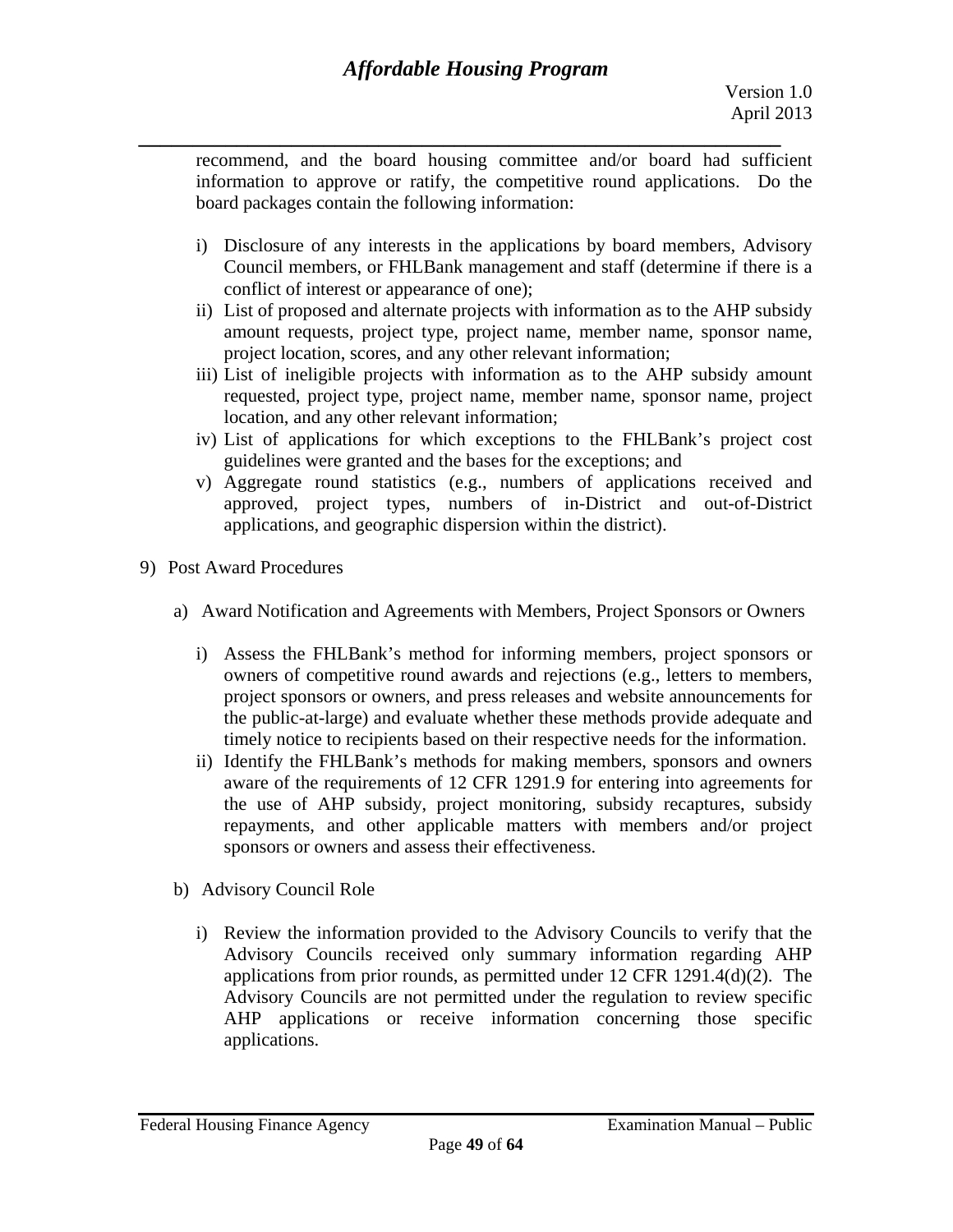recommend, and the board housing committee and/or board had sufficient information to approve or ratify, the competitive round applications. Do the board packages contain the following information:

i) Disclosure of any interests in the applications by board members, Advisory Council members, or FHLBank management and staff (determine if there is a conflict of interest or appearance of one);
ii) List of proposed and alternate projects with information as to the AHP subsidy amount requests, project type, project name, member name, sponsor name, project location, scores, and any other relevant information;
iii) List of ineligible projects with information as to the AHP subsidy amount requested, project type, project name, member name, sponsor name, project location, and any other relevant information;
iv) List of applications for which exceptions to the FHLBank's project cost guidelines were granted and the bases for the exceptions; and
v) Aggregate round statistics (e.g., numbers of applications received and approved, project types, numbers of in-District and out-of-District applications, and geographic dispersion within the district).

9) Post Award Procedures

a) Award Notification and Agreements with Members, Project Sponsors or Owners

i) Assess the FHLBank's method for informing members, project sponsors or owners of competitive round awards and rejections (e.g., letters to members, project sponsors or owners, and press releases and website announcements for the public-at-large) and evaluate whether these methods provide adequate and timely notice to recipients based on their respective needs for the information.
ii) Identify the FHLBank's methods for making members, sponsors and owners aware of the requirements of 12 CFR 1291.9 for entering into agreements for the use of AHP subsidy, project monitoring, subsidy recaptures, subsidy repayments, and other applicable matters with members and/or project sponsors or owners and assess their effectiveness.

b) Advisory Council Role

i) Review the information provided to the Advisory Councils to verify that the Advisory Councils received only summary information regarding AHP applications from prior rounds, as permitted under 12 CFR 1291.4(d)(2). The Advisory Councils are not permitted under the regulation to review specific AHP applications or receive information concerning those specific applications.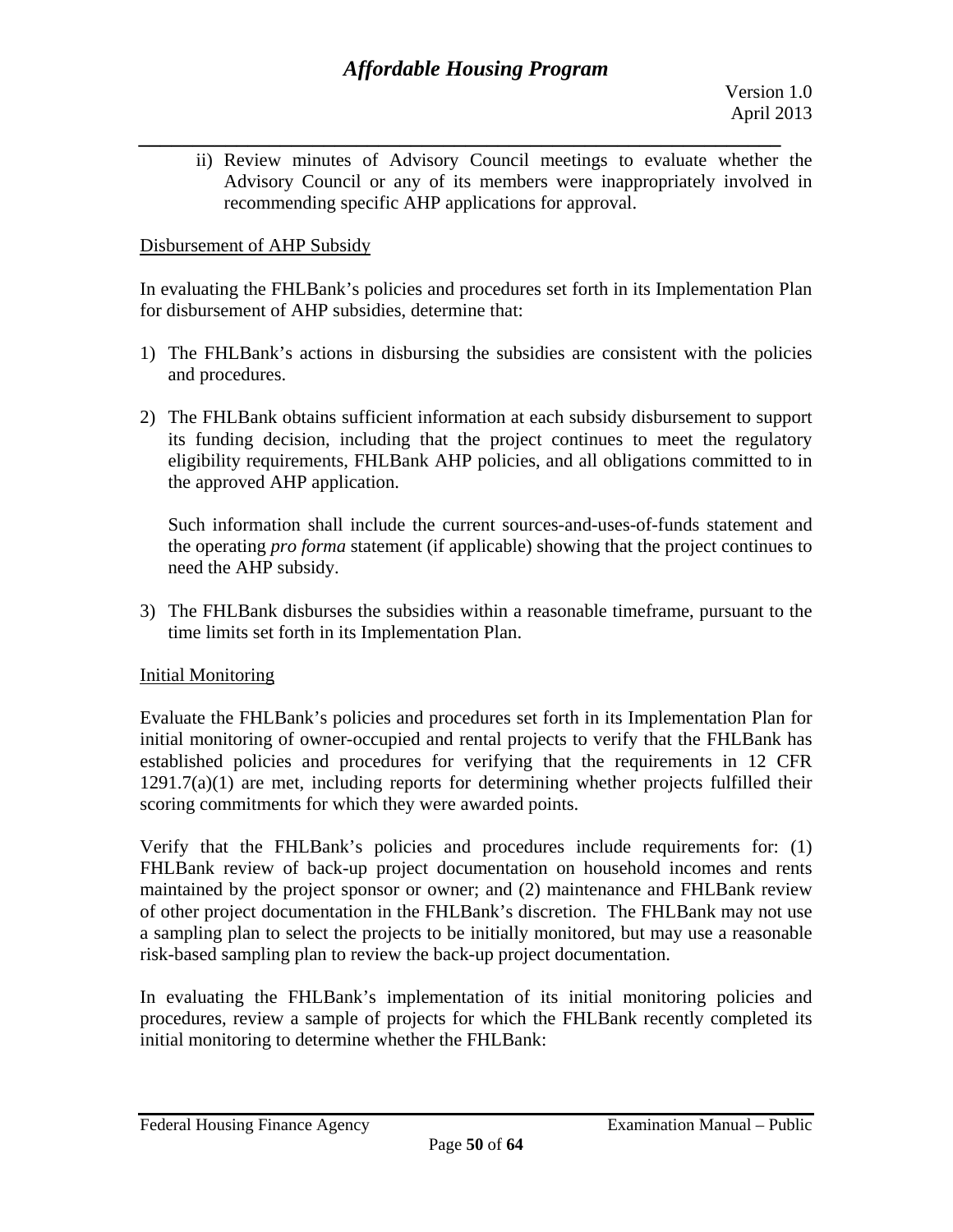ii) Review minutes of Advisory Council meetings to evaluate whether the Advisory Council or any of its members were inappropriately involved in recommending specific AHP applications for approval.

<u>Disbursement of AHP Subsidy</u>

In evaluating the FHLBank's policies and procedures set forth in its Implementation Plan for disbursement of AHP subsidies, determine that:

1) The FHLBank's actions in disbursing the subsidies are consistent with the policies and procedures.

2) The FHLBank obtains sufficient information at each subsidy disbursement to support its funding decision, including that the project continues to meet the regulatory eligibility requirements, FHLBank AHP policies, and all obligations committed to in the approved AHP application.

   Such information shall include the current sources-and-uses-of-funds statement and the operating *pro forma* statement (if applicable) showing that the project continues to need the AHP subsidy.

3) The FHLBank disburses the subsidies within a reasonable timeframe, pursuant to the time limits set forth in its Implementation Plan.

<u>Initial Monitoring</u>

Evaluate the FHLBank's policies and procedures set forth in its Implementation Plan for initial monitoring of owner-occupied and rental projects to verify that the FHLBank has established policies and procedures for verifying that the requirements in 12 CFR 1291.7(a)(1) are met, including reports for determining whether projects fulfilled their scoring commitments for which they were awarded points.

Verify that the FHLBank's policies and procedures include requirements for: (1) FHLBank review of back-up project documentation on household incomes and rents maintained by the project sponsor or owner; and (2) maintenance and FHLBank review of other project documentation in the FHLBank's discretion. The FHLBank may not use a sampling plan to select the projects to be initially monitored, but may use a reasonable risk-based sampling plan to review the back-up project documentation.

In evaluating the FHLBank's implementation of its initial monitoring policies and procedures, review a sample of projects for which the FHLBank recently completed its initial monitoring to determine whether the FHLBank: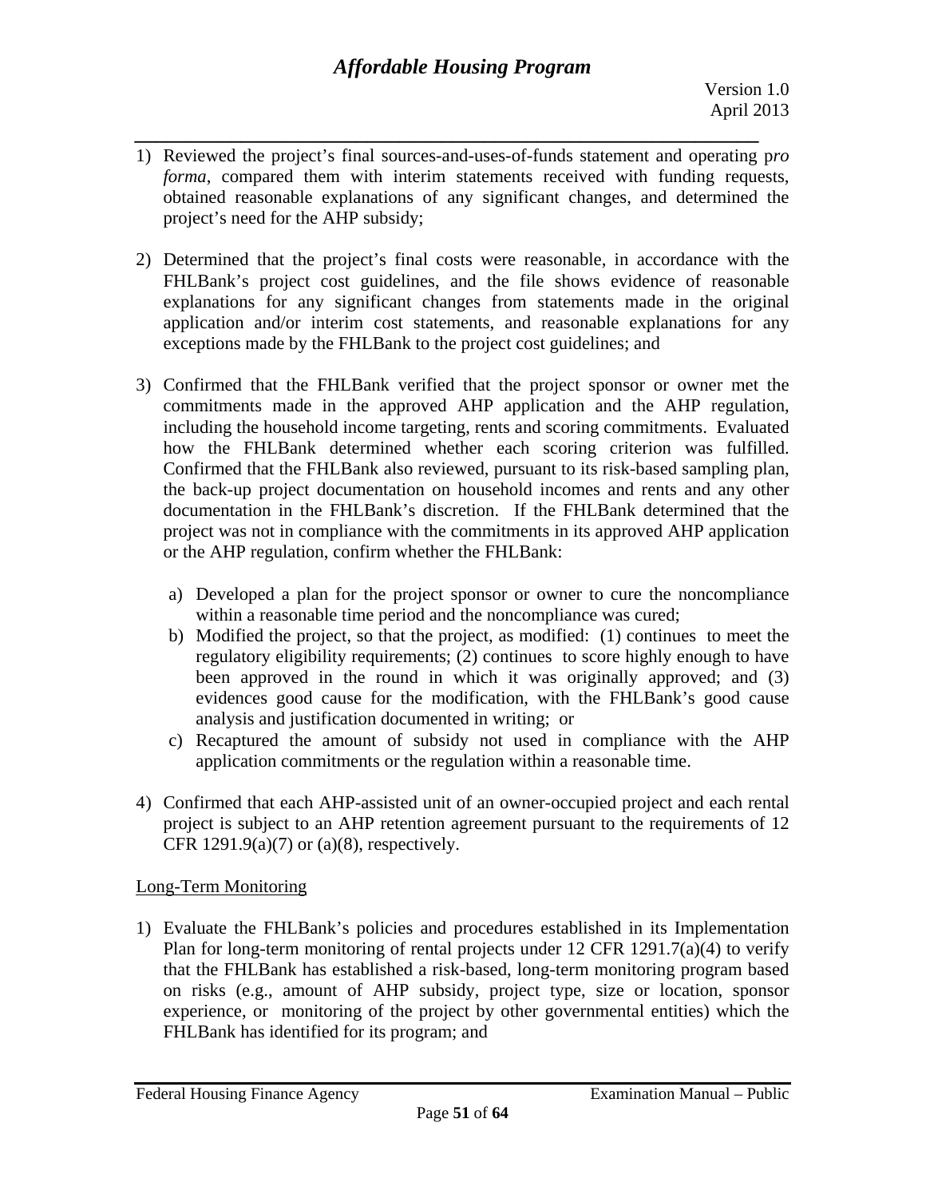1) Reviewed the project's final sources-and-uses-of-funds statement and operating p*ro forma*, compared them with interim statements received with funding requests, obtained reasonable explanations of any significant changes, and determined the project's need for the AHP subsidy;

2) Determined that the project's final costs were reasonable, in accordance with the FHLBank's project cost guidelines, and the file shows evidence of reasonable explanations for any significant changes from statements made in the original application and/or interim cost statements, and reasonable explanations for any exceptions made by the FHLBank to the project cost guidelines; and

3) Confirmed that the FHLBank verified that the project sponsor or owner met the commitments made in the approved AHP application and the AHP regulation, including the household income targeting, rents and scoring commitments. Evaluated how the FHLBank determined whether each scoring criterion was fulfilled. Confirmed that the FHLBank also reviewed, pursuant to its risk-based sampling plan, the back-up project documentation on household incomes and rents and any other documentation in the FHLBank's discretion. If the FHLBank determined that the project was not in compliance with the commitments in its approved AHP application or the AHP regulation, confirm whether the FHLBank:

   a) Developed a plan for the project sponsor or owner to cure the noncompliance within a reasonable time period and the noncompliance was cured;
   b) Modified the project, so that the project, as modified: (1) continues to meet the regulatory eligibility requirements; (2) continues to score highly enough to have been approved in the round in which it was originally approved; and (3) evidences good cause for the modification, with the FHLBank's good cause analysis and justification documented in writing; or
   c) Recaptured the amount of subsidy not used in compliance with the AHP application commitments or the regulation within a reasonable time.

4) Confirmed that each AHP-assisted unit of an owner-occupied project and each rental project is subject to an AHP retention agreement pursuant to the requirements of 12 CFR 1291.9(a)(7) or (a)(8), respectively.

<u>Long-Term Monitoring</u>

1) Evaluate the FHLBank's policies and procedures established in its Implementation Plan for long-term monitoring of rental projects under 12 CFR 1291.7(a)(4) to verify that the FHLBank has established a risk-based, long-term monitoring program based on risks (e.g., amount of AHP subsidy, project type, size or location, sponsor experience, or monitoring of the project by other governmental entities) which the FHLBank has identified for its program; and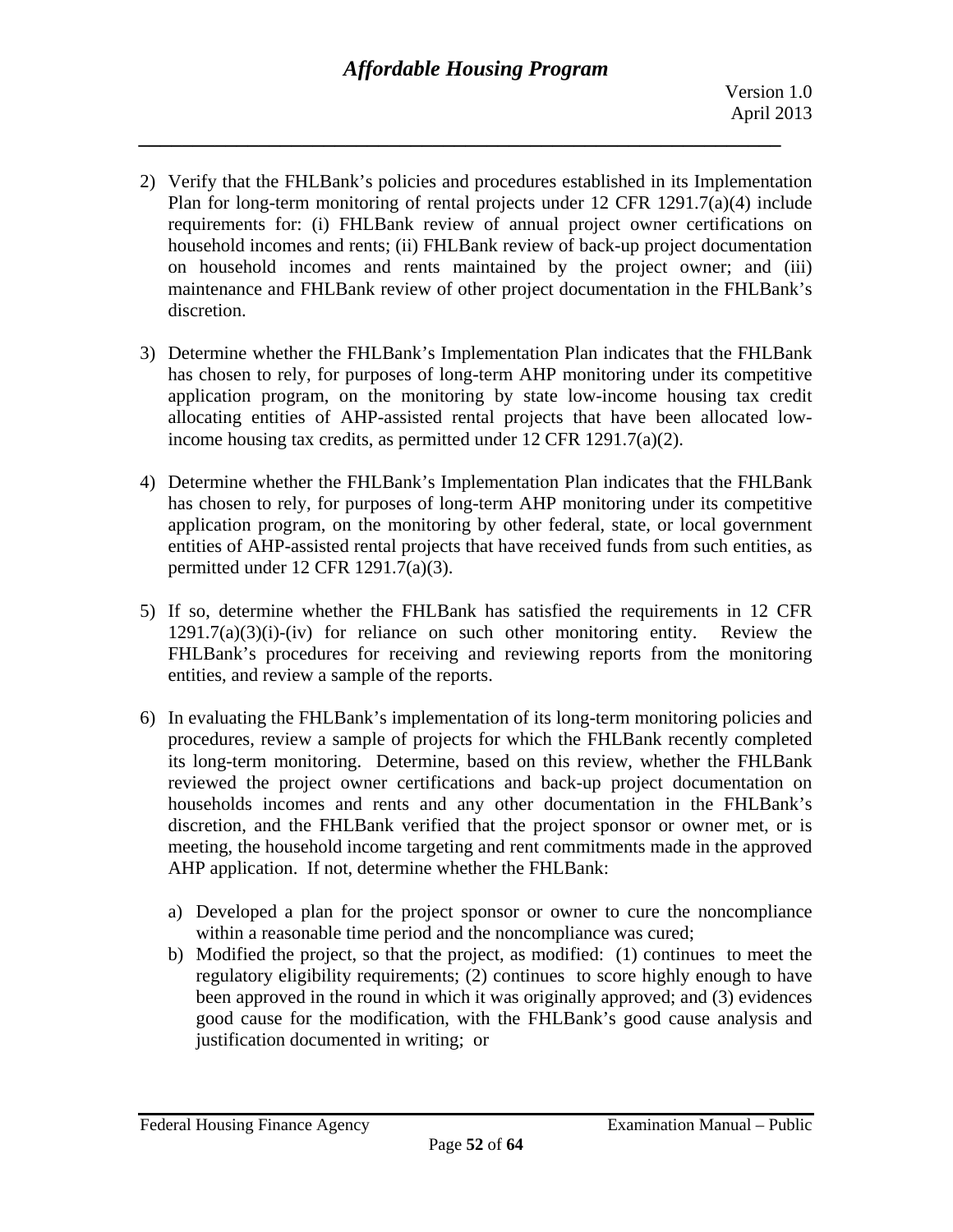2) Verify that the FHLBank's policies and procedures established in its Implementation Plan for long-term monitoring of rental projects under 12 CFR 1291.7(a)(4) include requirements for: (i) FHLBank review of annual project owner certifications on household incomes and rents; (ii) FHLBank review of back-up project documentation on household incomes and rents maintained by the project owner; and (iii) maintenance and FHLBank review of other project documentation in the FHLBank's discretion.

3) Determine whether the FHLBank's Implementation Plan indicates that the FHLBank has chosen to rely, for purposes of long-term AHP monitoring under its competitive application program, on the monitoring by state low-income housing tax credit allocating entities of AHP-assisted rental projects that have been allocated low-income housing tax credits, as permitted under 12 CFR 1291.7(a)(2).

4) Determine whether the FHLBank's Implementation Plan indicates that the FHLBank has chosen to rely, for purposes of long-term AHP monitoring under its competitive application program, on the monitoring by other federal, state, or local government entities of AHP-assisted rental projects that have received funds from such entities, as permitted under 12 CFR 1291.7(a)(3).

5) If so, determine whether the FHLBank has satisfied the requirements in 12 CFR 1291.7(a)(3)(i)-(iv) for reliance on such other monitoring entity. Review the FHLBank's procedures for receiving and reviewing reports from the monitoring entities, and review a sample of the reports.

6) In evaluating the FHLBank's implementation of its long-term monitoring policies and procedures, review a sample of projects for which the FHLBank recently completed its long-term monitoring. Determine, based on this review, whether the FHLBank reviewed the project owner certifications and back-up project documentation on households incomes and rents and any other documentation in the FHLBank's discretion, and the FHLBank verified that the project sponsor or owner met, or is meeting, the household income targeting and rent commitments made in the approved AHP application. If not, determine whether the FHLBank:

   a) Developed a plan for the project sponsor or owner to cure the noncompliance within a reasonable time period and the noncompliance was cured;
   b) Modified the project, so that the project, as modified: (1) continues to meet the regulatory eligibility requirements; (2) continues to score highly enough to have been approved in the round in which it was originally approved; and (3) evidences good cause for the modification, with the FHLBank's good cause analysis and justification documented in writing; or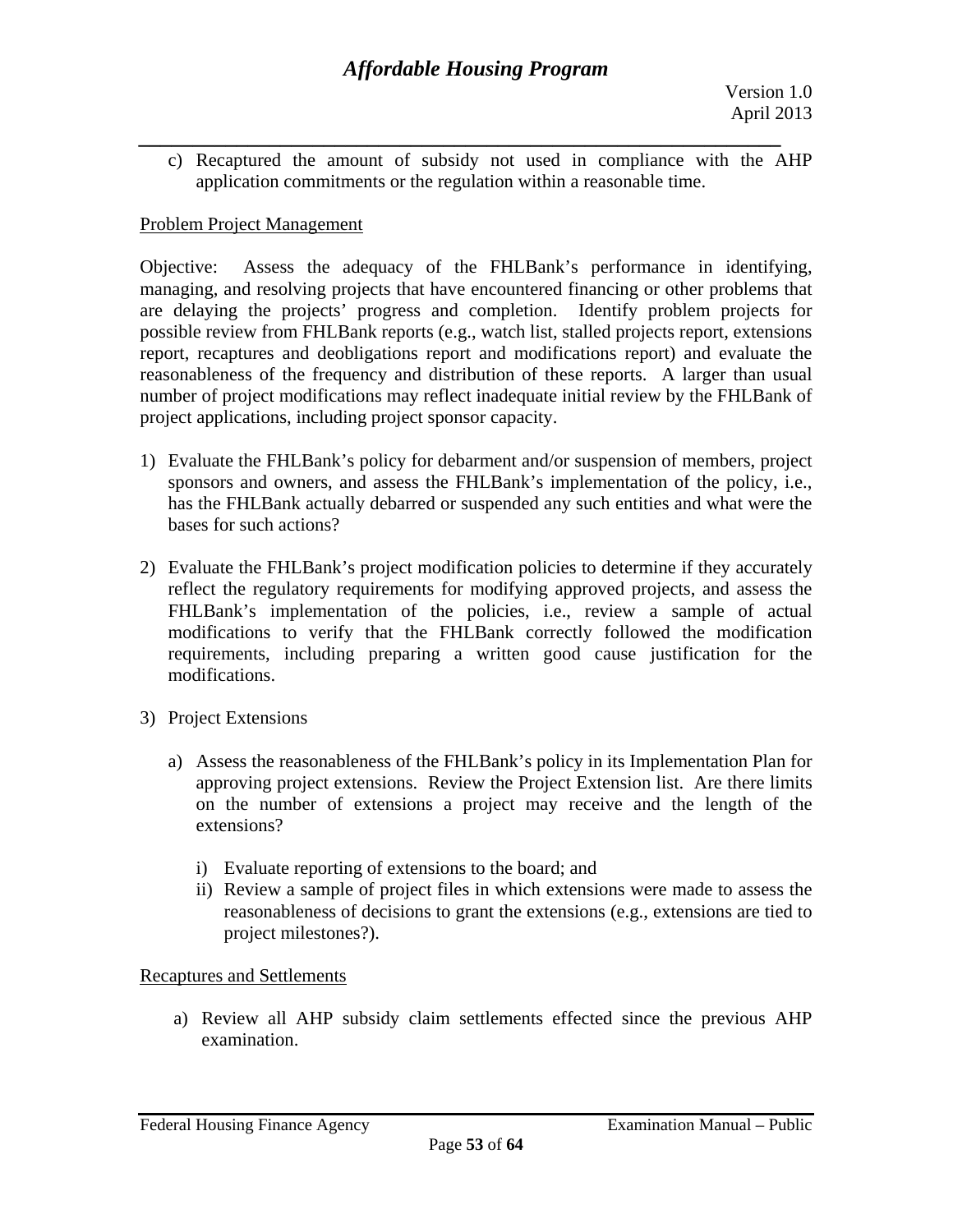c) Recaptured the amount of subsidy not used in compliance with the AHP application commitments or the regulation within a reasonable time.

Problem Project Management

Objective: Assess the adequacy of the FHLBank's performance in identifying, managing, and resolving projects that have encountered financing or other problems that are delaying the projects' progress and completion. Identify problem projects for possible review from FHLBank reports (e.g., watch list, stalled projects report, extensions report, recaptures and deobligations report and modifications report) and evaluate the reasonableness of the frequency and distribution of these reports. A larger than usual number of project modifications may reflect inadequate initial review by the FHLBank of project applications, including project sponsor capacity.

1) Evaluate the FHLBank's policy for debarment and/or suspension of members, project sponsors and owners, and assess the FHLBank's implementation of the policy, i.e., has the FHLBank actually debarred or suspended any such entities and what were the bases for such actions?

2) Evaluate the FHLBank's project modification policies to determine if they accurately reflect the regulatory requirements for modifying approved projects, and assess the FHLBank's implementation of the policies, i.e., review a sample of actual modifications to verify that the FHLBank correctly followed the modification requirements, including preparing a written good cause justification for the modifications.

3) Project Extensions

   a) Assess the reasonableness of the FHLBank's policy in its Implementation Plan for approving project extensions. Review the Project Extension list. Are there limits on the number of extensions a project may receive and the length of the extensions?

      i) Evaluate reporting of extensions to the board; and
      ii) Review a sample of project files in which extensions were made to assess the reasonableness of decisions to grant the extensions (e.g., extensions are tied to project milestones?).

Recaptures and Settlements

   a) Review all AHP subsidy claim settlements effected since the previous AHP examination.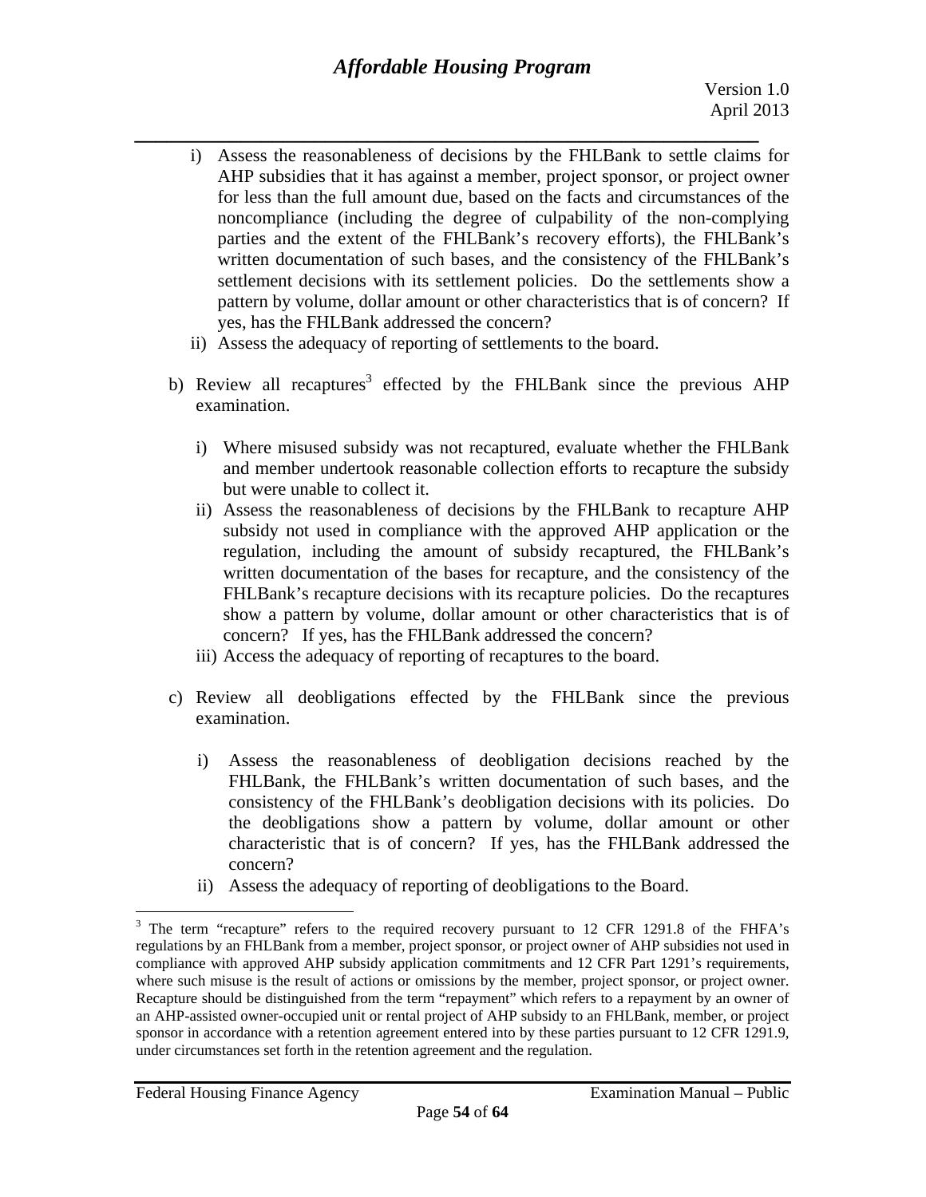i) Assess the reasonableness of decisions by the FHLBank to settle claims for AHP subsidies that it has against a member, project sponsor, or project owner for less than the full amount due, based on the facts and circumstances of the noncompliance (including the degree of culpability of the non-complying parties and the extent of the FHLBank's recovery efforts), the FHLBank's written documentation of such bases, and the consistency of the FHLBank's settlement decisions with its settlement policies. Do the settlements show a pattern by volume, dollar amount or other characteristics that is of concern? If yes, has the FHLBank addressed the concern?

ii) Assess the adequacy of reporting of settlements to the board.

b) Review all recaptures[3] effected by the FHLBank since the previous AHP examination.

   i) Where misused subsidy was not recaptured, evaluate whether the FHLBank and member undertook reasonable collection efforts to recapture the subsidy but were unable to collect it.

   ii) Assess the reasonableness of decisions by the FHLBank to recapture AHP subsidy not used in compliance with the approved AHP application or the regulation, including the amount of subsidy recaptured, the FHLBank's written documentation of the bases for recapture, and the consistency of the FHLBank's recapture decisions with its recapture policies. Do the recaptures show a pattern by volume, dollar amount or other characteristics that is of concern? If yes, has the FHLBank addressed the concern?

   iii) Access the adequacy of reporting of recaptures to the board.

c) Review all deobligations effected by the FHLBank since the previous examination.

   i) Assess the reasonableness of deobligation decisions reached by the FHLBank, the FHLBank's written documentation of such bases, and the consistency of the FHLBank's deobligation decisions with its policies. Do the deobligations show a pattern by volume, dollar amount or other characteristic that is of concern? If yes, has the FHLBank addressed the concern?

   ii) Assess the adequacy of reporting of deobligations to the Board.

---

[3] The term "recapture" refers to the required recovery pursuant to 12 CFR 1291.8 of the FHFA's regulations by an FHLBank from a member, project sponsor, or project owner of AHP subsidies not used in compliance with approved AHP subsidy application commitments and 12 CFR Part 1291's requirements, where such misuse is the result of actions or omissions by the member, project sponsor, or project owner. Recapture should be distinguished from the term "repayment" which refers to a repayment by an owner of an AHP-assisted owner-occupied unit or rental project of AHP subsidy to an FHLBank, member, or project sponsor in accordance with a retention agreement entered into by these parties pursuant to 12 CFR 1291.9, under circumstances set forth in the retention agreement and the regulation.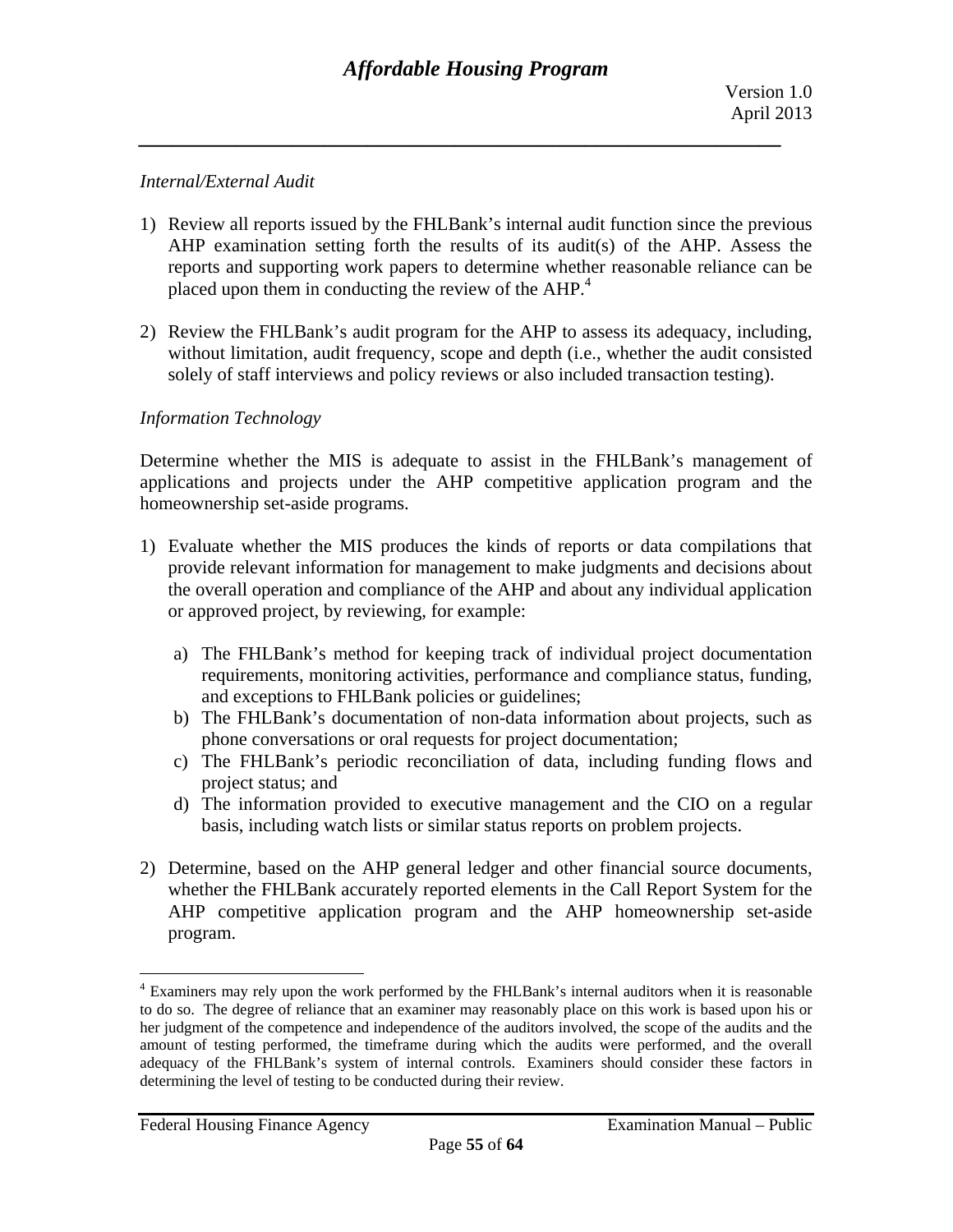*Internal/External Audit*

1) Review all reports issued by the FHLBank's internal audit function since the previous AHP examination setting forth the results of its audit(s) of the AHP. Assess the reports and supporting work papers to determine whether reasonable reliance can be placed upon them in conducting the review of the AHP.[4]

2) Review the FHLBank's audit program for the AHP to assess its adequacy, including, without limitation, audit frequency, scope and depth (i.e., whether the audit consisted solely of staff interviews and policy reviews or also included transaction testing).

*Information Technology*

Determine whether the MIS is adequate to assist in the FHLBank's management of applications and projects under the AHP competitive application program and the homeownership set-aside programs.

1) Evaluate whether the MIS produces the kinds of reports or data compilations that provide relevant information for management to make judgments and decisions about the overall operation and compliance of the AHP and about any individual application or approved project, by reviewing, for example:

   a) The FHLBank's method for keeping track of individual project documentation requirements, monitoring activities, performance and compliance status, funding, and exceptions to FHLBank policies or guidelines;
   b) The FHLBank's documentation of non-data information about projects, such as phone conversations or oral requests for project documentation;
   c) The FHLBank's periodic reconciliation of data, including funding flows and project status; and
   d) The information provided to executive management and the CIO on a regular basis, including watch lists or similar status reports on problem projects.

2) Determine, based on the AHP general ledger and other financial source documents, whether the FHLBank accurately reported elements in the Call Report System for the AHP competitive application program and the AHP homeownership set-aside program.

---

[4] Examiners may rely upon the work performed by the FHLBank's internal auditors when it is reasonable to do so. The degree of reliance that an examiner may reasonably place on this work is based upon his or her judgment of the competence and independence of the auditors involved, the scope of the audits and the amount of testing performed, the timeframe during which the audits were performed, and the overall adequacy of the FHLBank's system of internal controls. Examiners should consider these factors in determining the level of testing to be conducted during their review.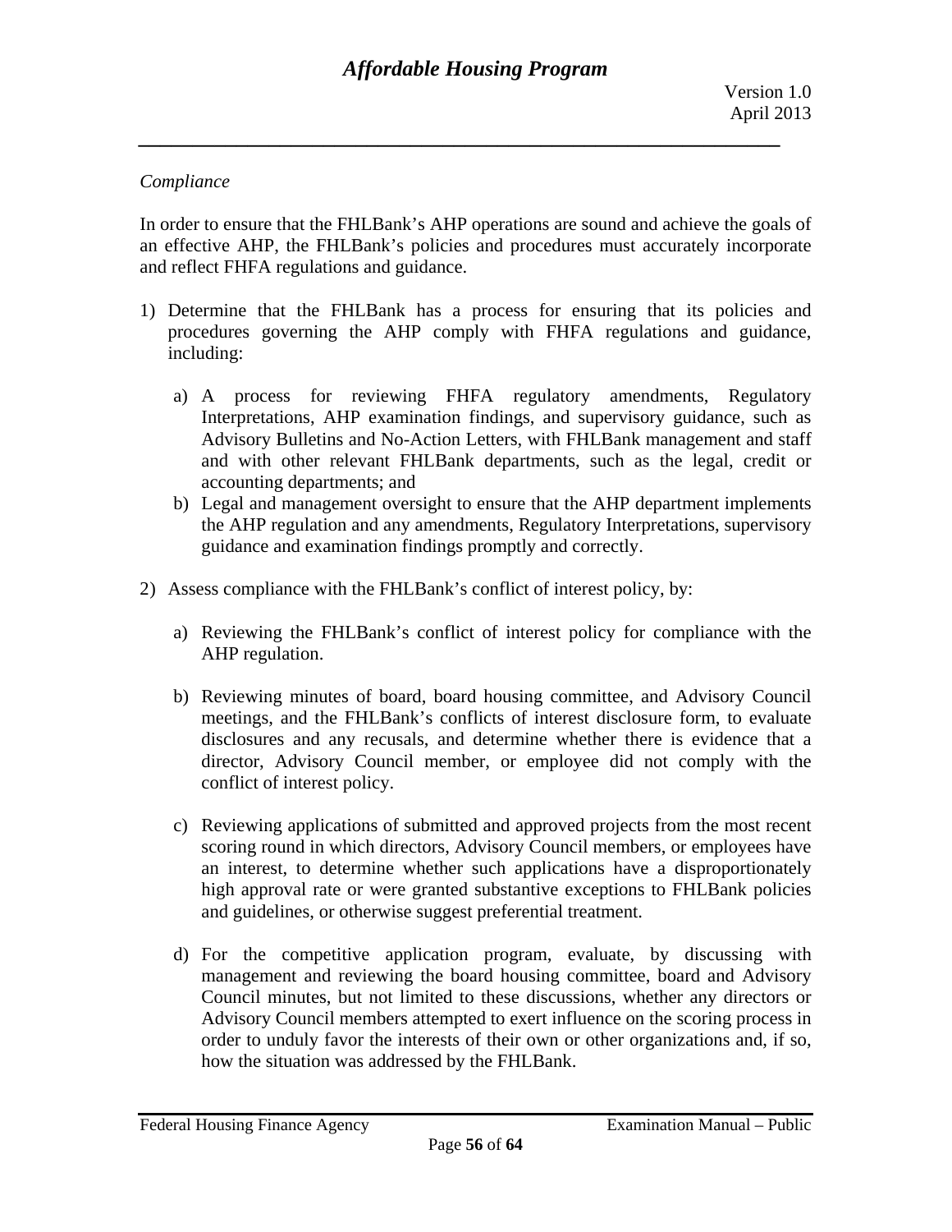*Compliance*

In order to ensure that the FHLBank's AHP operations are sound and achieve the goals of an effective AHP, the FHLBank's policies and procedures must accurately incorporate and reflect FHFA regulations and guidance.

1) Determine that the FHLBank has a process for ensuring that its policies and procedures governing the AHP comply with FHFA regulations and guidance, including:

   a) A process for reviewing FHFA regulatory amendments, Regulatory Interpretations, AHP examination findings, and supervisory guidance, such as Advisory Bulletins and No-Action Letters, with FHLBank management and staff and with other relevant FHLBank departments, such as the legal, credit or accounting departments; and
   b) Legal and management oversight to ensure that the AHP department implements the AHP regulation and any amendments, Regulatory Interpretations, supervisory guidance and examination findings promptly and correctly.

2) Assess compliance with the FHLBank's conflict of interest policy, by:

   a) Reviewing the FHLBank's conflict of interest policy for compliance with the AHP regulation.

   b) Reviewing minutes of board, board housing committee, and Advisory Council meetings, and the FHLBank's conflicts of interest disclosure form, to evaluate disclosures and any recusals, and determine whether there is evidence that a director, Advisory Council member, or employee did not comply with the conflict of interest policy.

   c) Reviewing applications of submitted and approved projects from the most recent scoring round in which directors, Advisory Council members, or employees have an interest, to determine whether such applications have a disproportionately high approval rate or were granted substantive exceptions to FHLBank policies and guidelines, or otherwise suggest preferential treatment.

   d) For the competitive application program, evaluate, by discussing with management and reviewing the board housing committee, board and Advisory Council minutes, but not limited to these discussions, whether any directors or Advisory Council members attempted to exert influence on the scoring process in order to unduly favor the interests of their own or other organizations and, if so, how the situation was addressed by the FHLBank.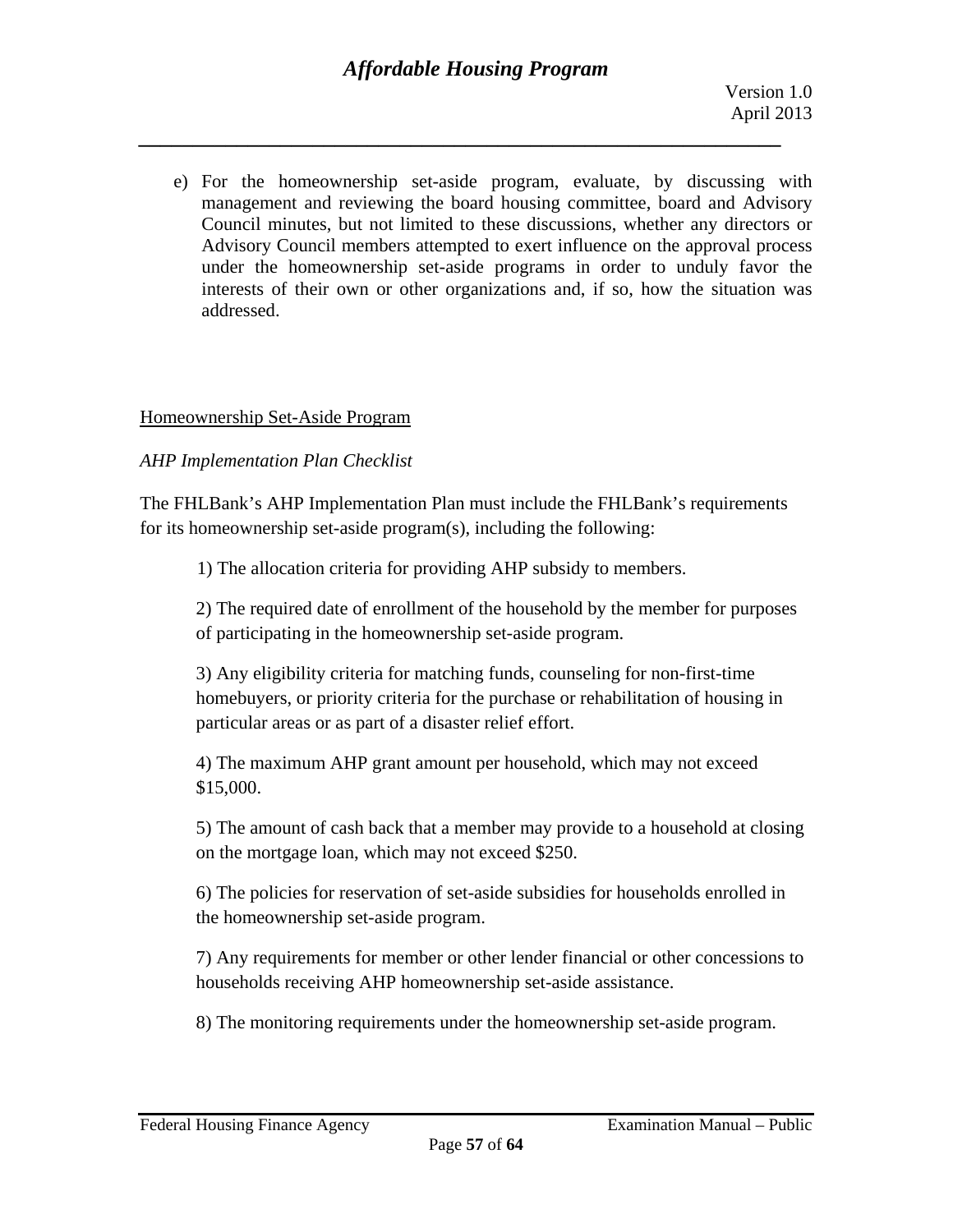e) For the homeownership set-aside program, evaluate, by discussing with management and reviewing the board housing committee, board and Advisory Council minutes, but not limited to these discussions, whether any directors or Advisory Council members attempted to exert influence on the approval process under the homeownership set-aside programs in order to unduly favor the interests of their own or other organizations and, if so, how the situation was addressed.

<u>Homeownership Set-Aside Program</u>

*AHP Implementation Plan Checklist*

The FHLBank's AHP Implementation Plan must include the FHLBank's requirements for its homeownership set-aside program(s), including the following:

1) The allocation criteria for providing AHP subsidy to members.

2) The required date of enrollment of the household by the member for purposes of participating in the homeownership set-aside program.

3) Any eligibility criteria for matching funds, counseling for non-first-time homebuyers, or priority criteria for the purchase or rehabilitation of housing in particular areas or as part of a disaster relief effort.

4) The maximum AHP grant amount per household, which may not exceed $15,000.

5) The amount of cash back that a member may provide to a household at closing on the mortgage loan, which may not exceed $250.

6) The policies for reservation of set-aside subsidies for households enrolled in the homeownership set-aside program.

7) Any requirements for member or other lender financial or other concessions to households receiving AHP homeownership set-aside assistance.

8) The monitoring requirements under the homeownership set-aside program.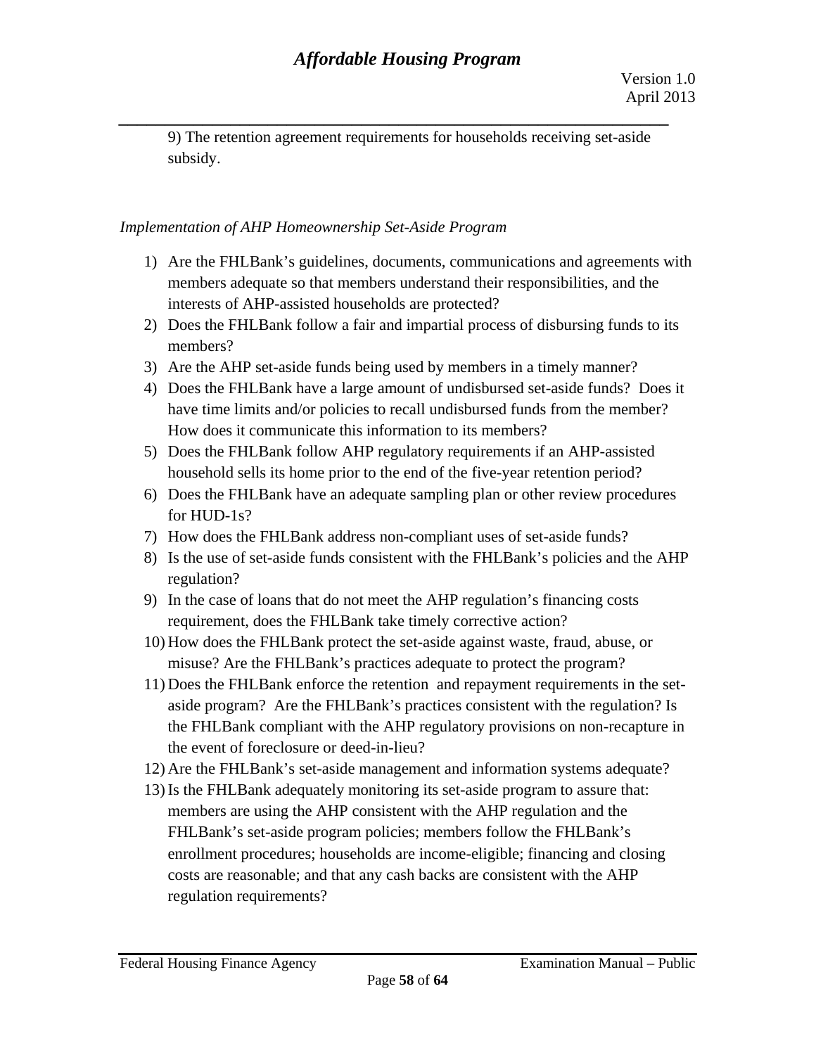9) The retention agreement requirements for households receiving set-aside subsidy.

*Implementation of AHP Homeownership Set-Aside Program*

1) Are the FHLBank's guidelines, documents, communications and agreements with members adequate so that members understand their responsibilities, and the interests of AHP-assisted households are protected?
2) Does the FHLBank follow a fair and impartial process of disbursing funds to its members?
3) Are the AHP set-aside funds being used by members in a timely manner?
4) Does the FHLBank have a large amount of undisbursed set-aside funds? Does it have time limits and/or policies to recall undisbursed funds from the member? How does it communicate this information to its members?
5) Does the FHLBank follow AHP regulatory requirements if an AHP-assisted household sells its home prior to the end of the five-year retention period?
6) Does the FHLBank have an adequate sampling plan or other review procedures for HUD-1s?
7) How does the FHLBank address non-compliant uses of set-aside funds?
8) Is the use of set-aside funds consistent with the FHLBank's policies and the AHP regulation?
9) In the case of loans that do not meet the AHP regulation's financing costs requirement, does the FHLBank take timely corrective action?
10) How does the FHLBank protect the set-aside against waste, fraud, abuse, or misuse? Are the FHLBank's practices adequate to protect the program?
11) Does the FHLBank enforce the retention and repayment requirements in the set-aside program? Are the FHLBank's practices consistent with the regulation? Is the FHLBank compliant with the AHP regulatory provisions on non-recapture in the event of foreclosure or deed-in-lieu?
12) Are the FHLBank's set-aside management and information systems adequate?
13) Is the FHLBank adequately monitoring its set-aside program to assure that: members are using the AHP consistent with the AHP regulation and the FHLBank's set-aside program policies; members follow the FHLBank's enrollment procedures; households are income-eligible; financing and closing costs are reasonable; and that any cash backs are consistent with the AHP regulation requirements?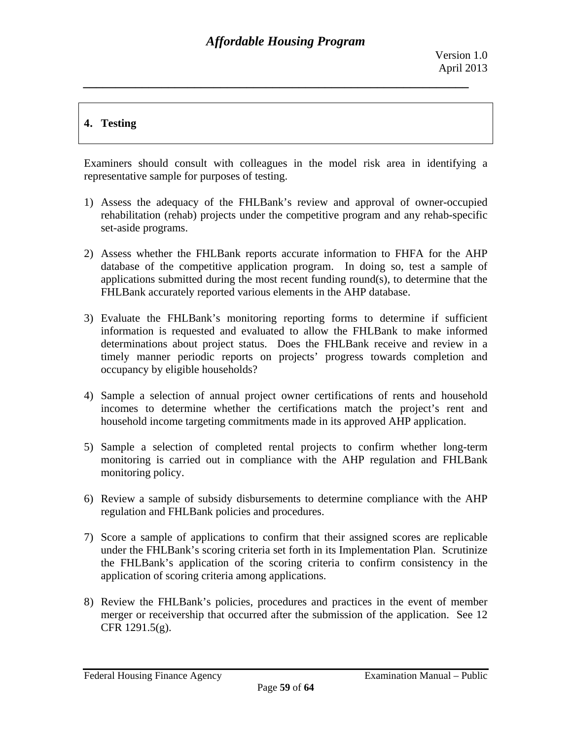## 4. Testing

Examiners should consult with colleagues in the model risk area in identifying a representative sample for purposes of testing.

1) Assess the adequacy of the FHLBank's review and approval of owner-occupied rehabilitation (rehab) projects under the competitive program and any rehab-specific set-aside programs.

2) Assess whether the FHLBank reports accurate information to FHFA for the AHP database of the competitive application program. In doing so, test a sample of applications submitted during the most recent funding round(s), to determine that the FHLBank accurately reported various elements in the AHP database.

3) Evaluate the FHLBank's monitoring reporting forms to determine if sufficient information is requested and evaluated to allow the FHLBank to make informed determinations about project status. Does the FHLBank receive and review in a timely manner periodic reports on projects' progress towards completion and occupancy by eligible households?

4) Sample a selection of annual project owner certifications of rents and household incomes to determine whether the certifications match the project's rent and household income targeting commitments made in its approved AHP application.

5) Sample a selection of completed rental projects to confirm whether long-term monitoring is carried out in compliance with the AHP regulation and FHLBank monitoring policy.

6) Review a sample of subsidy disbursements to determine compliance with the AHP regulation and FHLBank policies and procedures.

7) Score a sample of applications to confirm that their assigned scores are replicable under the FHLBank's scoring criteria set forth in its Implementation Plan. Scrutinize the FHLBank's application of the scoring criteria to confirm consistency in the application of scoring criteria among applications.

8) Review the FHLBank's policies, procedures and practices in the event of member merger or receivership that occurred after the submission of the application. See 12 CFR 1291.5(g).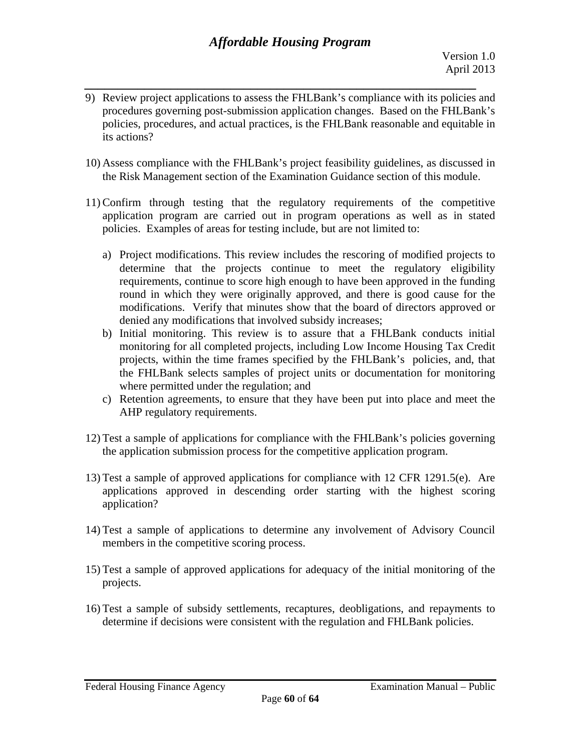9) Review project applications to assess the FHLBank's compliance with its policies and procedures governing post-submission application changes. Based on the FHLBank's policies, procedures, and actual practices, is the FHLBank reasonable and equitable in its actions?

10) Assess compliance with the FHLBank's project feasibility guidelines, as discussed in the Risk Management section of the Examination Guidance section of this module.

11) Confirm through testing that the regulatory requirements of the competitive application program are carried out in program operations as well as in stated policies. Examples of areas for testing include, but are not limited to:

    a) Project modifications. This review includes the rescoring of modified projects to determine that the projects continue to meet the regulatory eligibility requirements, continue to score high enough to have been approved in the funding round in which they were originally approved, and there is good cause for the modifications. Verify that minutes show that the board of directors approved or denied any modifications that involved subsidy increases;
    b) Initial monitoring. This review is to assure that a FHLBank conducts initial monitoring for all completed projects, including Low Income Housing Tax Credit projects, within the time frames specified by the FHLBank's policies, and, that the FHLBank selects samples of project units or documentation for monitoring where permitted under the regulation; and
    c) Retention agreements, to ensure that they have been put into place and meet the AHP regulatory requirements.

12) Test a sample of applications for compliance with the FHLBank's policies governing the application submission process for the competitive application program.

13) Test a sample of approved applications for compliance with 12 CFR 1291.5(e). Are applications approved in descending order starting with the highest scoring application?

14) Test a sample of applications to determine any involvement of Advisory Council members in the competitive scoring process.

15) Test a sample of approved applications for adequacy of the initial monitoring of the projects.

16) Test a sample of subsidy settlements, recaptures, deobligations, and repayments to determine if decisions were consistent with the regulation and FHLBank policies.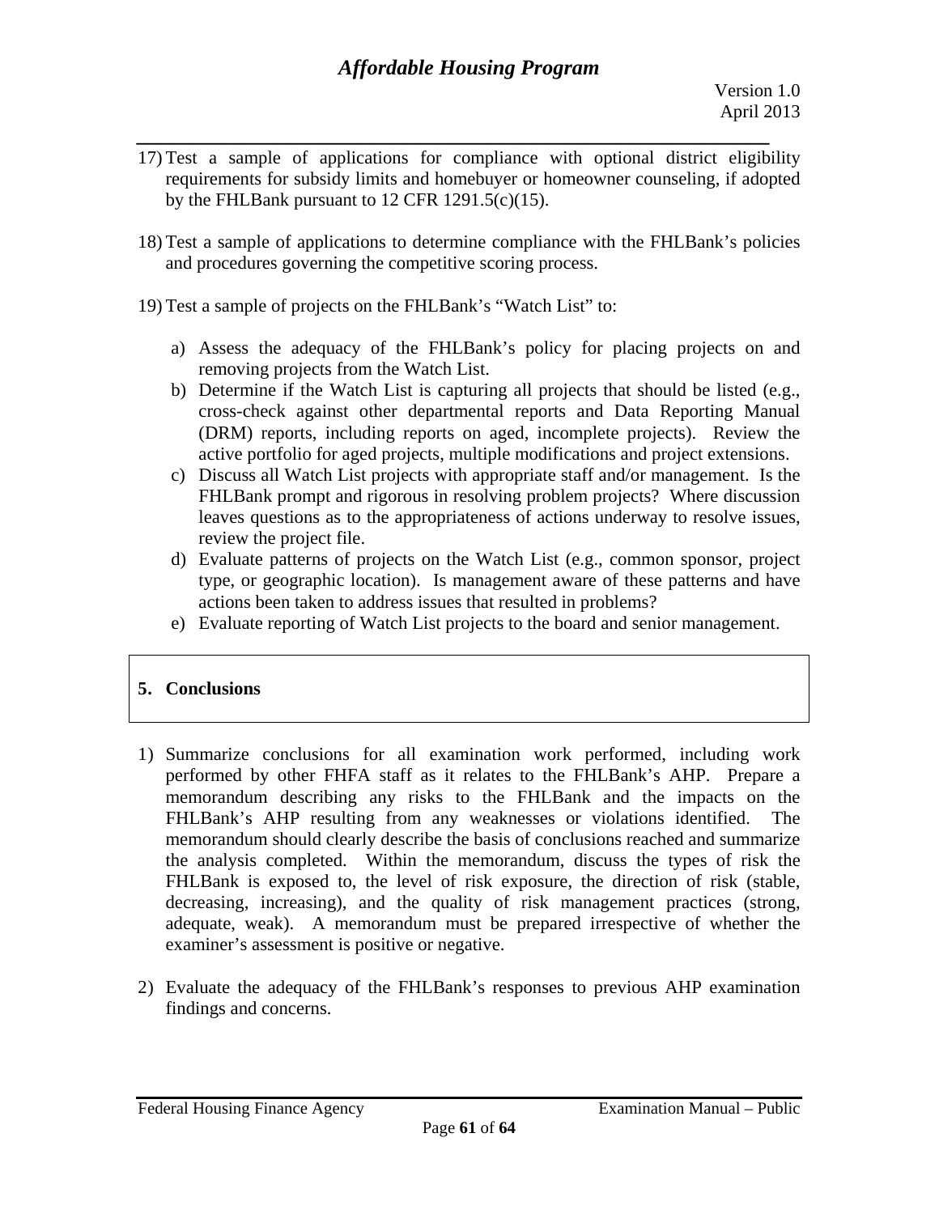17) Test a sample of applications for compliance with optional district eligibility requirements for subsidy limits and homebuyer or homeowner counseling, if adopted by the FHLBank pursuant to 12 CFR 1291.5(c)(15).

18) Test a sample of applications to determine compliance with the FHLBank's policies and procedures governing the competitive scoring process.

19) Test a sample of projects on the FHLBank's "Watch List" to:

    a) Assess the adequacy of the FHLBank's policy for placing projects on and removing projects from the Watch List.
    b) Determine if the Watch List is capturing all projects that should be listed (e.g., cross-check against other departmental reports and Data Reporting Manual (DRM) reports, including reports on aged, incomplete projects). Review the active portfolio for aged projects, multiple modifications and project extensions.
    c) Discuss all Watch List projects with appropriate staff and/or management. Is the FHLBank prompt and rigorous in resolving problem projects? Where discussion leaves questions as to the appropriateness of actions underway to resolve issues, review the project file.
    d) Evaluate patterns of projects on the Watch List (e.g., common sponsor, project type, or geographic location). Is management aware of these patterns and have actions been taken to address issues that resulted in problems?
    e) Evaluate reporting of Watch List projects to the board and senior management.

## 5. Conclusions

1) Summarize conclusions for all examination work performed, including work performed by other FHFA staff as it relates to the FHLBank's AHP. Prepare a memorandum describing any risks to the FHLBank and the impacts on the FHLBank's AHP resulting from any weaknesses or violations identified. The memorandum should clearly describe the basis of conclusions reached and summarize the analysis completed. Within the memorandum, discuss the types of risk the FHLBank is exposed to, the level of risk exposure, the direction of risk (stable, decreasing, increasing), and the quality of risk management practices (strong, adequate, weak). A memorandum must be prepared irrespective of whether the examiner's assessment is positive or negative.

2) Evaluate the adequacy of the FHLBank's responses to previous AHP examination findings and concerns.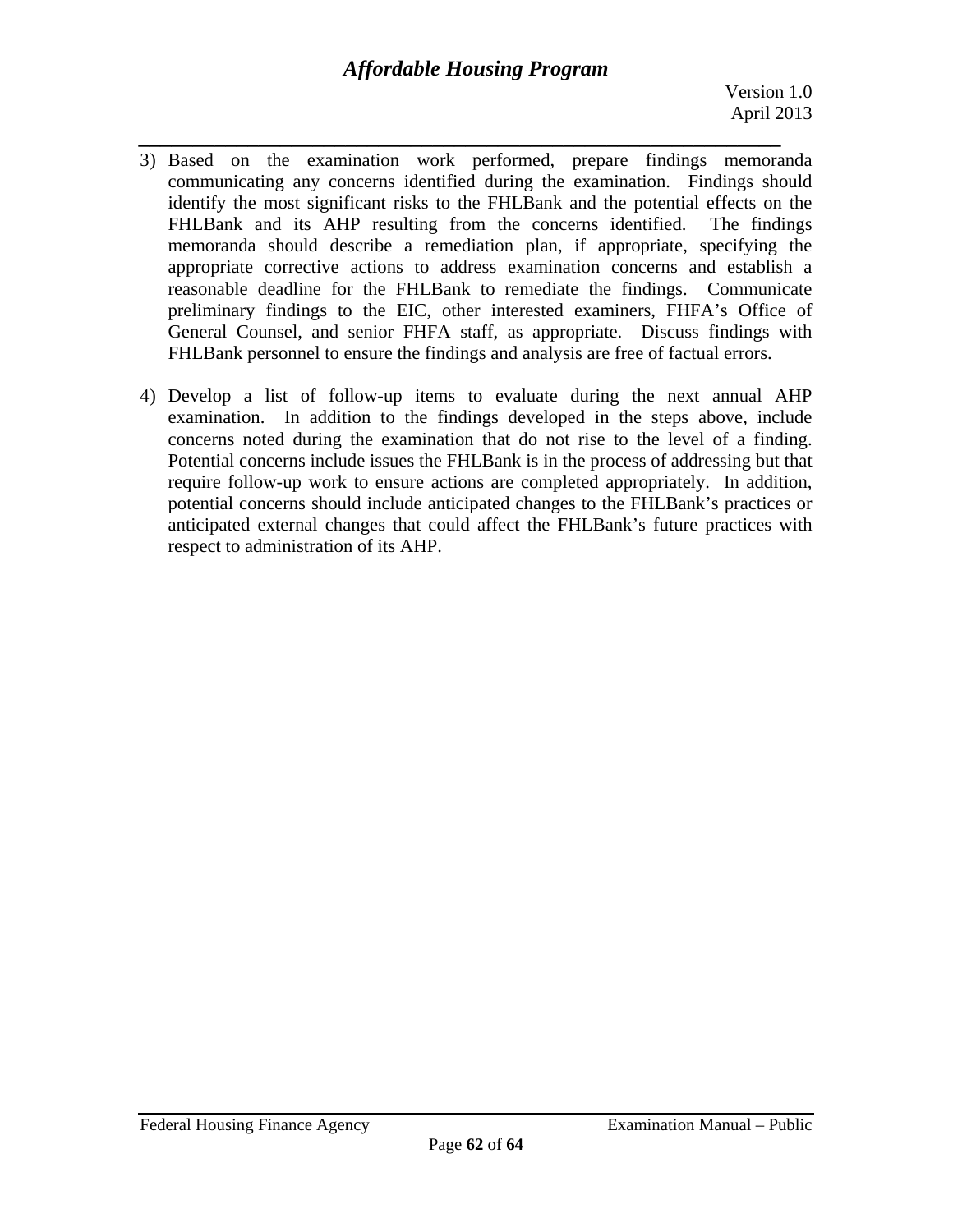3) Based on the examination work performed, prepare findings memoranda communicating any concerns identified during the examination. Findings should identify the most significant risks to the FHLBank and the potential effects on the FHLBank and its AHP resulting from the concerns identified. The findings memoranda should describe a remediation plan, if appropriate, specifying the appropriate corrective actions to address examination concerns and establish a reasonable deadline for the FHLBank to remediate the findings. Communicate preliminary findings to the EIC, other interested examiners, FHFA's Office of General Counsel, and senior FHFA staff, as appropriate. Discuss findings with FHLBank personnel to ensure the findings and analysis are free of factual errors.

4) Develop a list of follow-up items to evaluate during the next annual AHP examination. In addition to the findings developed in the steps above, include concerns noted during the examination that do not rise to the level of a finding. Potential concerns include issues the FHLBank is in the process of addressing but that require follow-up work to ensure actions are completed appropriately. In addition, potential concerns should include anticipated changes to the FHLBank's practices or anticipated external changes that could affect the FHLBank's future practices with respect to administration of its AHP.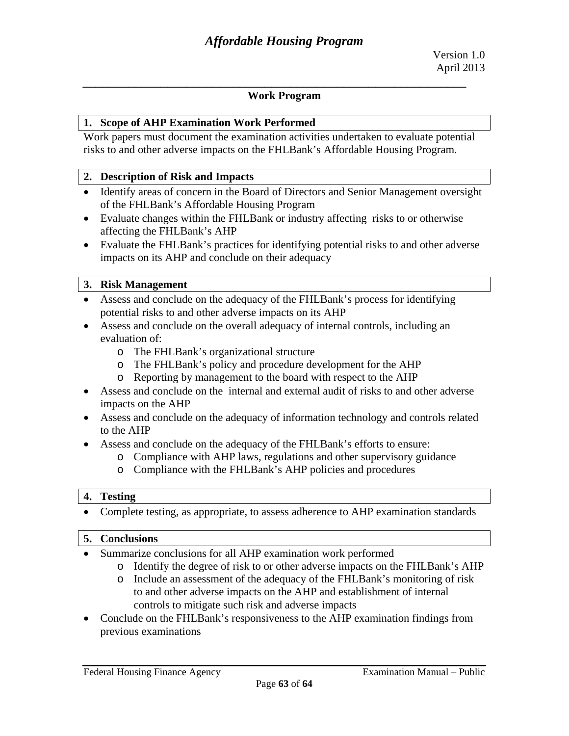## Work Program

### 1. Scope of AHP Examination Work Performed

Work papers must document the examination activities undertaken to evaluate potential risks to and other adverse impacts on the FHLBank's Affordable Housing Program.

### 2. Description of Risk and Impacts

- Identify areas of concern in the Board of Directors and Senior Management oversight of the FHLBank's Affordable Housing Program
- Evaluate changes within the FHLBank or industry affecting risks to or otherwise affecting the FHLBank's AHP
- Evaluate the FHLBank's practices for identifying potential risks to and other adverse impacts on its AHP and conclude on their adequacy

### 3. Risk Management

- Assess and conclude on the adequacy of the FHLBank's process for identifying potential risks to and other adverse impacts on its AHP
- Assess and conclude on the overall adequacy of internal controls, including an evaluation of:
  - The FHLBank's organizational structure
  - The FHLBank's policy and procedure development for the AHP
  - Reporting by management to the board with respect to the AHP
- Assess and conclude on the internal and external audit of risks to and other adverse impacts on the AHP
- Assess and conclude on the adequacy of information technology and controls related to the AHP
- Assess and conclude on the adequacy of the FHLBank's efforts to ensure:
  - Compliance with AHP laws, regulations and other supervisory guidance
  - Compliance with the FHLBank's AHP policies and procedures

### 4. Testing

- Complete testing, as appropriate, to assess adherence to AHP examination standards

### 5. Conclusions

- Summarize conclusions for all AHP examination work performed
  - Identify the degree of risk to or other adverse impacts on the FHLBank's AHP
  - Include an assessment of the adequacy of the FHLBank's monitoring of risk to and other adverse impacts on the AHP and establishment of internal controls to mitigate such risk and adverse impacts
- Conclude on the FHLBank's responsiveness to the AHP examination findings from previous examinations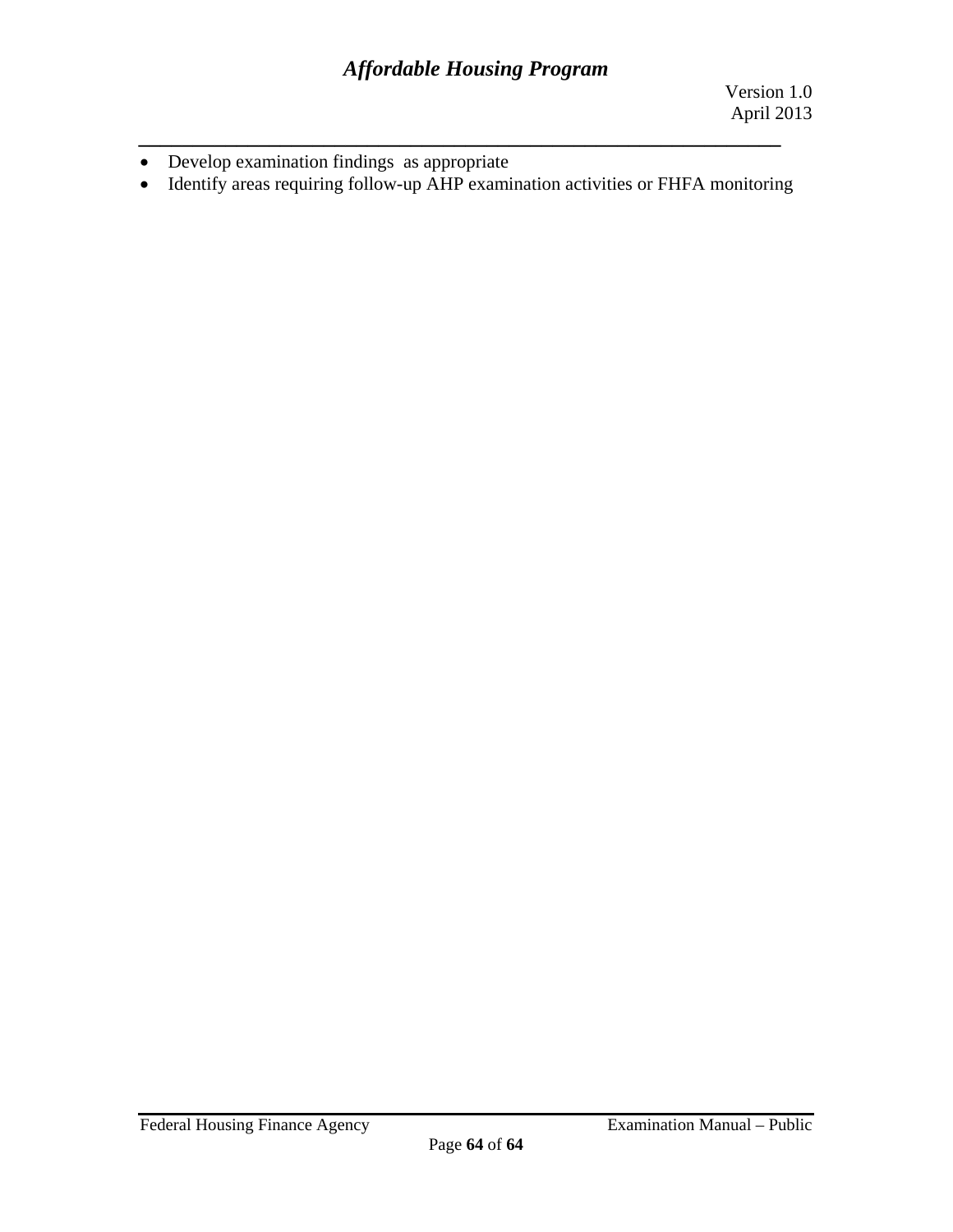- Develop examination findings  as appropriate
- Identify areas requiring follow-up AHP examination activities or FHFA monitoring